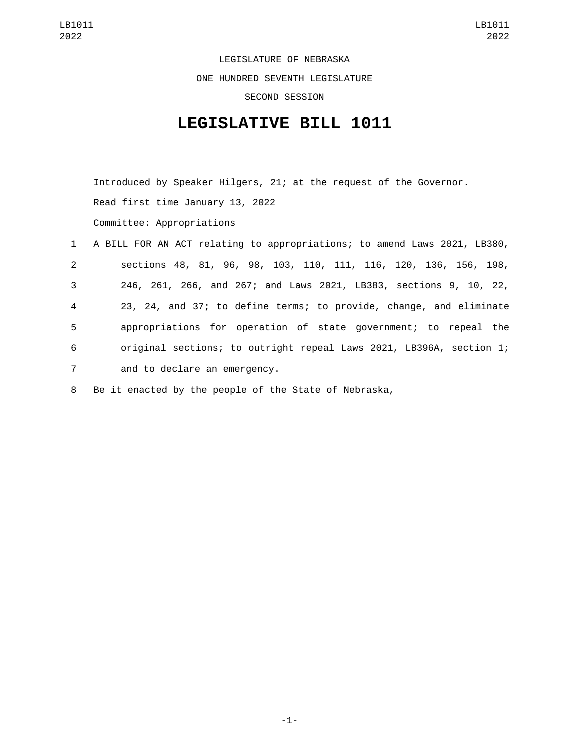LEGISLATURE OF NEBRASKA

ONE HUNDRED SEVENTH LEGISLATURE

SECOND SESSION

# LEGISLATIVE BILL 1011

Introduced by Speaker Hilgers, 21; at the request of the Governor.

Read first time January 13, 2022

Committee: Appropriations

1 A BILL FOR AN ACT relating to appropriations; to amend Laws 2021, LB380,
2 sections 48, 81, 96, 98, 103, 110, 111, 116, 120, 136, 156, 198,
3 246, 261, 266, and 267; and Laws 2021, LB383, sections 9, 10, 22,
4 23, 24, and 37; to define terms; to provide, change, and eliminate
5 appropriations for operation of state government; to repeal the
6 original sections; to outright repeal Laws 2021, LB396A, section 1;
7 and to declare an emergency.

8 Be it enacted by the people of the State of Nebraska,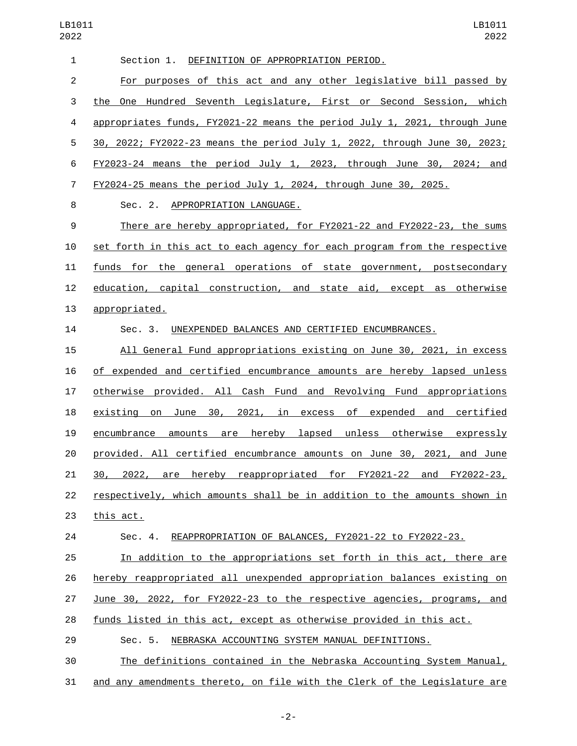Section 1. DEFINITION OF APPROPRIATION PERIOD.

For purposes of this act and any other legislative bill passed by the One Hundred Seventh Legislature, First or Second Session, which appropriates funds, FY2021-22 means the period July 1, 2021, through June 30, 2022; FY2022-23 means the period July 1, 2022, through June 30, 2023; FY2023-24 means the period July 1, 2023, through June 30, 2024; and FY2024-25 means the period July 1, 2024, through June 30, 2025.

Sec. 2. APPROPRIATION LANGUAGE.

There are hereby appropriated, for FY2021-22 and FY2022-23, the sums set forth in this act to each agency for each program from the respective funds for the general operations of state government, postsecondary education, capital construction, and state aid, except as otherwise appropriated.

Sec. 3. UNEXPENDED BALANCES AND CERTIFIED ENCUMBRANCES.

All General Fund appropriations existing on June 30, 2021, in excess of expended and certified encumbrance amounts are hereby lapsed unless otherwise provided. All Cash Fund and Revolving Fund appropriations existing on June 30, 2021, in excess of expended and certified encumbrance amounts are hereby lapsed unless otherwise expressly provided. All certified encumbrance amounts on June 30, 2021, and June 30, 2022, are hereby reappropriated for FY2021-22 and FY2022-23, respectively, which amounts shall be in addition to the amounts shown in this act.

Sec. 4. REAPPROPRIATION OF BALANCES, FY2021-22 to FY2022-23.

In addition to the appropriations set forth in this act, there are hereby reappropriated all unexpended appropriation balances existing on June 30, 2022, for FY2022-23 to the respective agencies, programs, and funds listed in this act, except as otherwise provided in this act.

Sec. 5. NEBRASKA ACCOUNTING SYSTEM MANUAL DEFINITIONS.

The definitions contained in the Nebraska Accounting System Manual, and any amendments thereto, on file with the Clerk of the Legislature are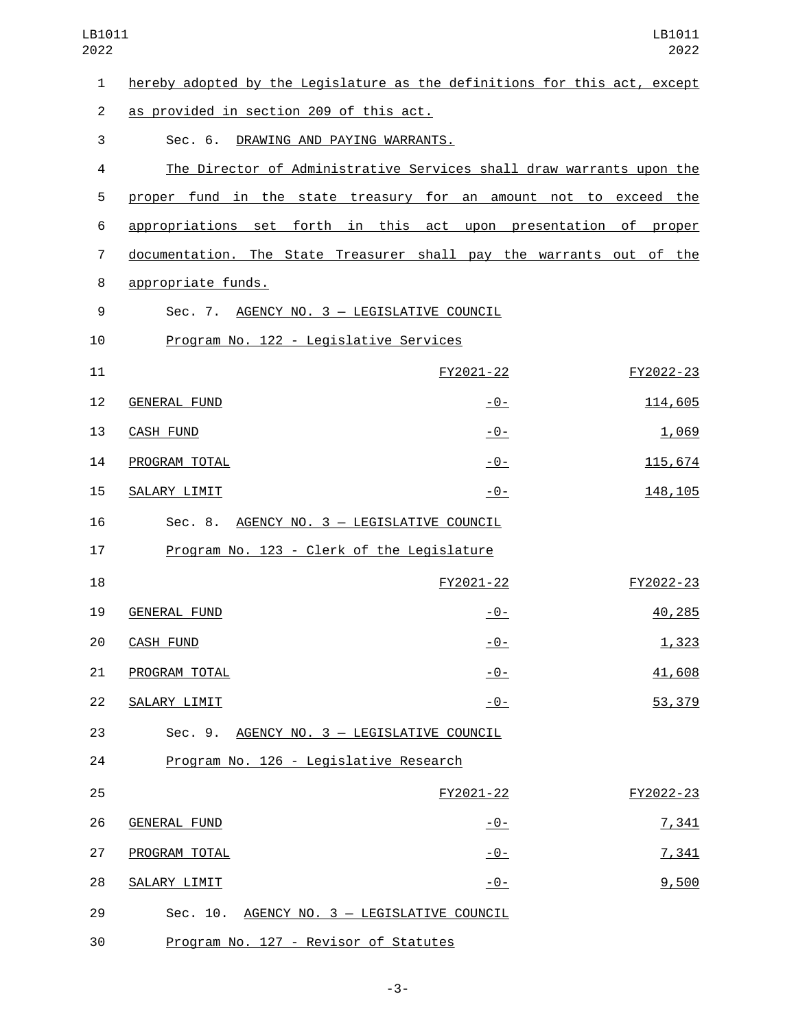hereby adopted by the Legislature as the definitions for this act, except as provided in section 209 of this act.

Sec. 6. DRAWING AND PAYING WARRANTS.

The Director of Administrative Services shall draw warrants upon the proper fund in the state treasury for an amount not to exceed the appropriations set forth in this act upon presentation of proper documentation. The State Treasurer shall pay the warrants out of the appropriate funds.

Sec. 7. AGENCY NO. 3 — LEGISLATIVE COUNCIL

Program No. 122 - Legislative Services

| | FY2021-22 | FY2022-23 |
|---|---|---|
| GENERAL FUND | -0- | 114,605 |
| CASH FUND | -0- | 1,069 |
| PROGRAM TOTAL | -0- | 115,674 |
| SALARY LIMIT | -0- | 148,105 |

Sec. 8. AGENCY NO. 3 — LEGISLATIVE COUNCIL

Program No. 123 - Clerk of the Legislature

| | FY2021-22 | FY2022-23 |
|---|---|---|
| GENERAL FUND | -0- | 40,285 |
| CASH FUND | -0- | 1,323 |
| PROGRAM TOTAL | -0- | 41,608 |
| SALARY LIMIT | -0- | 53,379 |

Sec. 9. AGENCY NO. 3 — LEGISLATIVE COUNCIL

Program No. 126 - Legislative Research

| | FY2021-22 | FY2022-23 |
|---|---|---|
| GENERAL FUND | -0- | 7,341 |
| PROGRAM TOTAL | -0- | 7,341 |
| SALARY LIMIT | -0- | 9,500 |

Sec. 10. AGENCY NO. 3 — LEGISLATIVE COUNCIL

Program No. 127 - Revisor of Statutes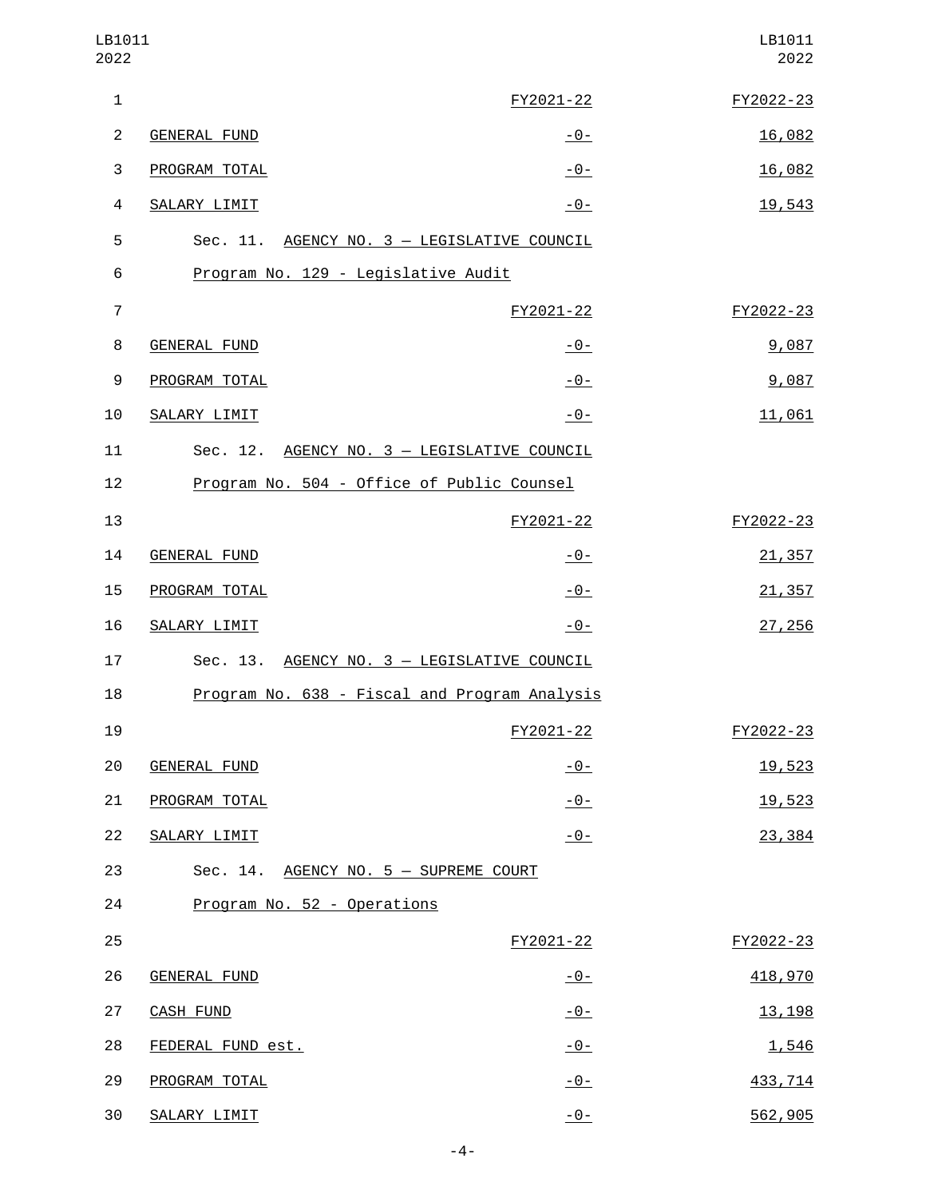| | FY2021-22 | FY2022-23 |
|---|---|---|
| GENERAL FUND | -0- | 16,082 |
| PROGRAM TOTAL | -0- | 16,082 |
| SALARY LIMIT | -0- | 19,543 |

Sec. 11. AGENCY NO. 3 — LEGISLATIVE COUNCIL

Program No. 129 - Legislative Audit

| | FY2021-22 | FY2022-23 |
|---|---|---|
| GENERAL FUND | -0- | 9,087 |
| PROGRAM TOTAL | -0- | 9,087 |
| SALARY LIMIT | -0- | 11,061 |

Sec. 12. AGENCY NO. 3 — LEGISLATIVE COUNCIL

Program No. 504 - Office of Public Counsel

| | FY2021-22 | FY2022-23 |
|---|---|---|
| GENERAL FUND | -0- | 21,357 |
| PROGRAM TOTAL | -0- | 21,357 |
| SALARY LIMIT | -0- | 27,256 |

Sec. 13. AGENCY NO. 3 — LEGISLATIVE COUNCIL

Program No. 638 - Fiscal and Program Analysis

| | FY2021-22 | FY2022-23 |
|---|---|---|
| GENERAL FUND | -0- | 19,523 |
| PROGRAM TOTAL | -0- | 19,523 |
| SALARY LIMIT | -0- | 23,384 |

Sec. 14. AGENCY NO. 5 — SUPREME COURT

Program No. 52 - Operations

| | FY2021-22 | FY2022-23 |
|---|---|---|
| GENERAL FUND | -0- | 418,970 |
| CASH FUND | -0- | 13,198 |
| FEDERAL FUND est. | -0- | 1,546 |
| PROGRAM TOTAL | -0- | 433,714 |
| SALARY LIMIT | -0- | 562,905 |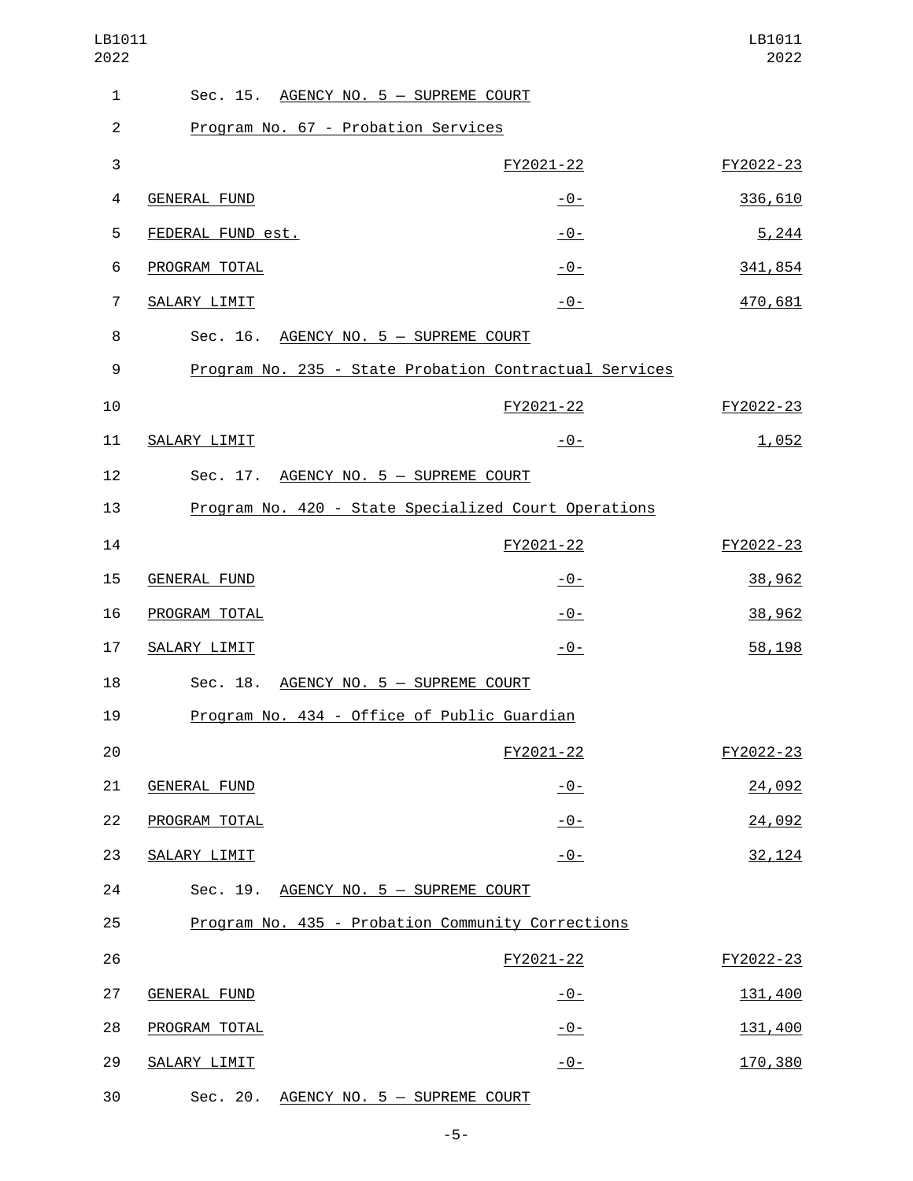Sec. 15. AGENCY NO. 5 — SUPREME COURT

Program No. 67 - Probation Services

| | FY2021-22 | FY2022-23 |
|---|---|---|
| GENERAL FUND | -0- | 336,610 |
| FEDERAL FUND est. | -0- | 5,244 |
| PROGRAM TOTAL | -0- | 341,854 |
| SALARY LIMIT | -0- | 470,681 |

Sec. 16. AGENCY NO. 5 — SUPREME COURT

Program No. 235 - State Probation Contractual Services

| | FY2021-22 | FY2022-23 |
|---|---|---|
| SALARY LIMIT | -0- | 1,052 |

Sec. 17. AGENCY NO. 5 — SUPREME COURT

Program No. 420 - State Specialized Court Operations

| | FY2021-22 | FY2022-23 |
|---|---|---|
| GENERAL FUND | -0- | 38,962 |
| PROGRAM TOTAL | -0- | 38,962 |
| SALARY LIMIT | -0- | 58,198 |

Sec. 18. AGENCY NO. 5 — SUPREME COURT

Program No. 434 - Office of Public Guardian

| | FY2021-22 | FY2022-23 |
|---|---|---|
| GENERAL FUND | -0- | 24,092 |
| PROGRAM TOTAL | -0- | 24,092 |
| SALARY LIMIT | -0- | 32,124 |

Sec. 19. AGENCY NO. 5 — SUPREME COURT

Program No. 435 - Probation Community Corrections

| | FY2021-22 | FY2022-23 |
|---|---|---|
| GENERAL FUND | -0- | 131,400 |
| PROGRAM TOTAL | -0- | 131,400 |
| SALARY LIMIT | -0- | 170,380 |

Sec. 20. AGENCY NO. 5 — SUPREME COURT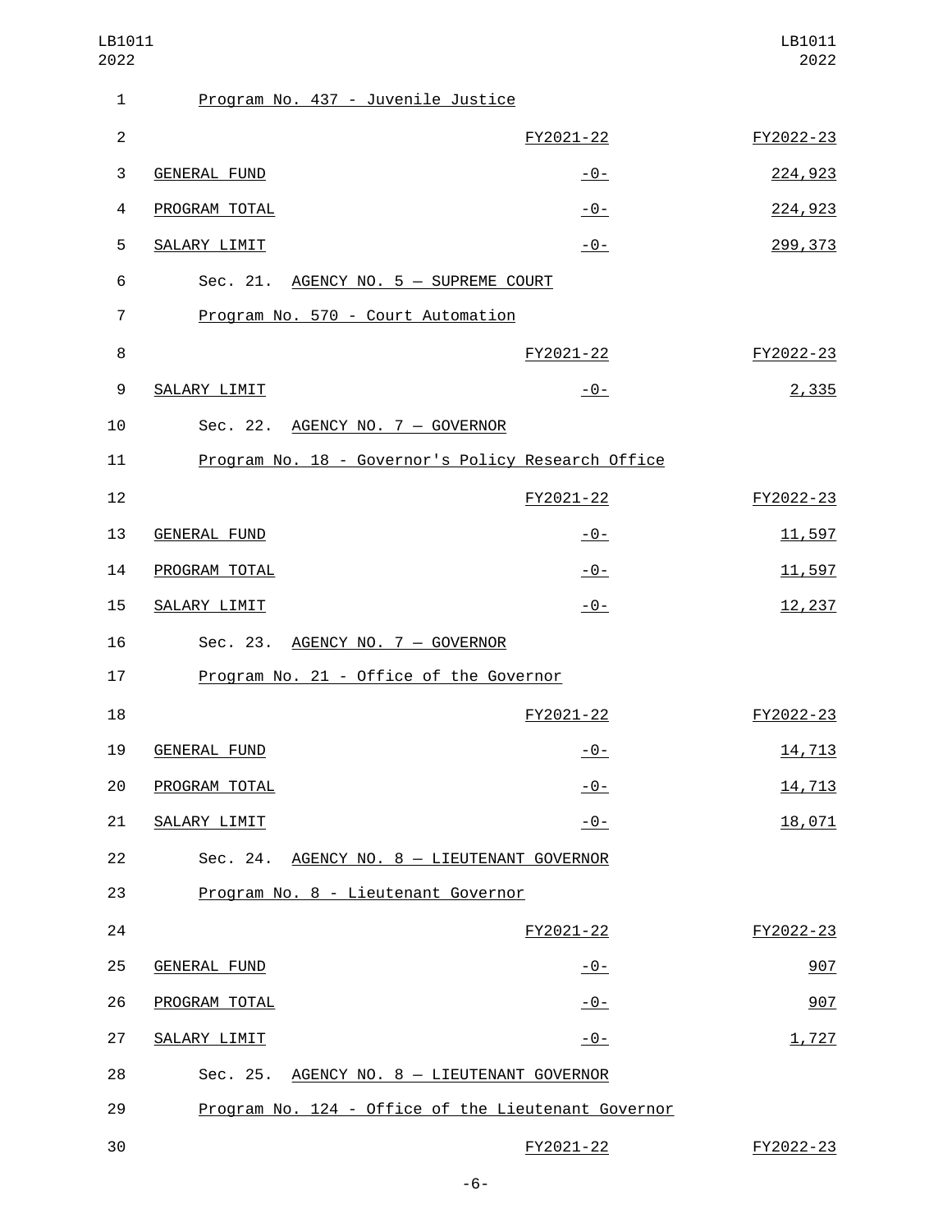Program No. 437 - Juvenile Justice

| | FY2021-22 | FY2022-23 |
|---|---|---|
| GENERAL FUND | -0- | 224,923 |
| PROGRAM TOTAL | -0- | 224,923 |
| SALARY LIMIT | -0- | 299,373 |

Sec. 21. AGENCY NO. 5 — SUPREME COURT

Program No. 570 - Court Automation

| | FY2021-22 | FY2022-23 |
|---|---|---|
| SALARY LIMIT | -0- | 2,335 |

Sec. 22. AGENCY NO. 7 — GOVERNOR

Program No. 18 - Governor's Policy Research Office

| | FY2021-22 | FY2022-23 |
|---|---|---|
| GENERAL FUND | -0- | 11,597 |
| PROGRAM TOTAL | -0- | 11,597 |
| SALARY LIMIT | -0- | 12,237 |

Sec. 23. AGENCY NO. 7 — GOVERNOR

Program No. 21 - Office of the Governor

| | FY2021-22 | FY2022-23 |
|---|---|---|
| GENERAL FUND | -0- | 14,713 |
| PROGRAM TOTAL | -0- | 14,713 |
| SALARY LIMIT | -0- | 18,071 |

Sec. 24. AGENCY NO. 8 — LIEUTENANT GOVERNOR

Program No. 8 - Lieutenant Governor

| | FY2021-22 | FY2022-23 |
|---|---|---|
| GENERAL FUND | -0- | 907 |
| PROGRAM TOTAL | -0- | 907 |
| SALARY LIMIT | -0- | 1,727 |

Sec. 25. AGENCY NO. 8 — LIEUTENANT GOVERNOR

Program No. 124 - Office of the Lieutenant Governor

| | FY2021-22 | FY2022-23 |
|---|---|---|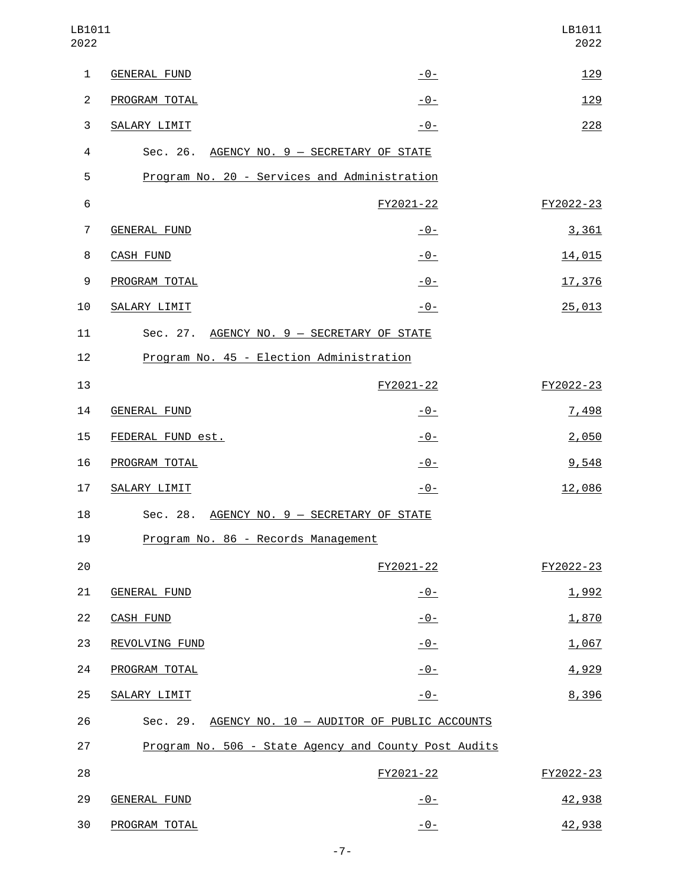| | | |
|---|---|---|
| GENERAL FUND | -0- | 129 |
| PROGRAM TOTAL | -0- | 129 |
| SALARY LIMIT | -0- | 228 |

Sec. 26. AGENCY NO. 9 — SECRETARY OF STATE

Program No. 20 - Services and Administration

| | FY2021-22 | FY2022-23 |
|---|---|---|
| GENERAL FUND | -0- | 3,361 |
| CASH FUND | -0- | 14,015 |
| PROGRAM TOTAL | -0- | 17,376 |
| SALARY LIMIT | -0- | 25,013 |

Sec. 27. AGENCY NO. 9 — SECRETARY OF STATE

Program No. 45 - Election Administration

| | FY2021-22 | FY2022-23 |
|---|---|---|
| GENERAL FUND | -0- | 7,498 |
| FEDERAL FUND est. | -0- | 2,050 |
| PROGRAM TOTAL | -0- | 9,548 |
| SALARY LIMIT | -0- | 12,086 |

Sec. 28. AGENCY NO. 9 — SECRETARY OF STATE

Program No. 86 - Records Management

| | FY2021-22 | FY2022-23 |
|---|---|---|
| GENERAL FUND | -0- | 1,992 |
| CASH FUND | -0- | 1,870 |
| REVOLVING FUND | -0- | 1,067 |
| PROGRAM TOTAL | -0- | 4,929 |
| SALARY LIMIT | -0- | 8,396 |

Sec. 29. AGENCY NO. 10 — AUDITOR OF PUBLIC ACCOUNTS

Program No. 506 - State Agency and County Post Audits

| | FY2021-22 | FY2022-23 |
|---|---|---|
| GENERAL FUND | -0- | 42,938 |
| PROGRAM TOTAL | -0- | 42,938 |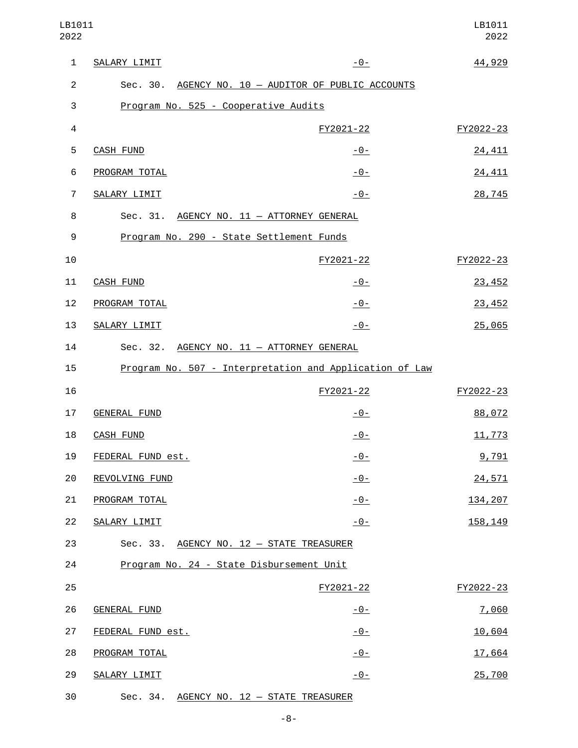| | | |
|---|---|---|
| SALARY LIMIT | -0- | 44,929 |

Sec. 30. AGENCY NO. 10 — AUDITOR OF PUBLIC ACCOUNTS

Program No. 525 - Cooperative Audits

| | FY2021-22 | FY2022-23 |
|---|---|---|
| CASH FUND | -0- | 24,411 |
| PROGRAM TOTAL | -0- | 24,411 |
| SALARY LIMIT | -0- | 28,745 |

Sec. 31. AGENCY NO. 11 — ATTORNEY GENERAL

Program No. 290 - State Settlement Funds

| | FY2021-22 | FY2022-23 |
|---|---|---|
| CASH FUND | -0- | 23,452 |
| PROGRAM TOTAL | -0- | 23,452 |
| SALARY LIMIT | -0- | 25,065 |

Sec. 32. AGENCY NO. 11 — ATTORNEY GENERAL

Program No. 507 - Interpretation and Application of Law

| | FY2021-22 | FY2022-23 |
|---|---|---|
| GENERAL FUND | -0- | 88,072 |
| CASH FUND | -0- | 11,773 |
| FEDERAL FUND est. | -0- | 9,791 |
| REVOLVING FUND | -0- | 24,571 |
| PROGRAM TOTAL | -0- | 134,207 |
| SALARY LIMIT | -0- | 158,149 |

Sec. 33. AGENCY NO. 12 — STATE TREASURER

Program No. 24 - State Disbursement Unit

| | FY2021-22 | FY2022-23 |
|---|---|---|
| GENERAL FUND | -0- | 7,060 |
| FEDERAL FUND est. | -0- | 10,604 |
| PROGRAM TOTAL | -0- | 17,664 |
| SALARY LIMIT | -0- | 25,700 |

Sec. 34. AGENCY NO. 12 — STATE TREASURER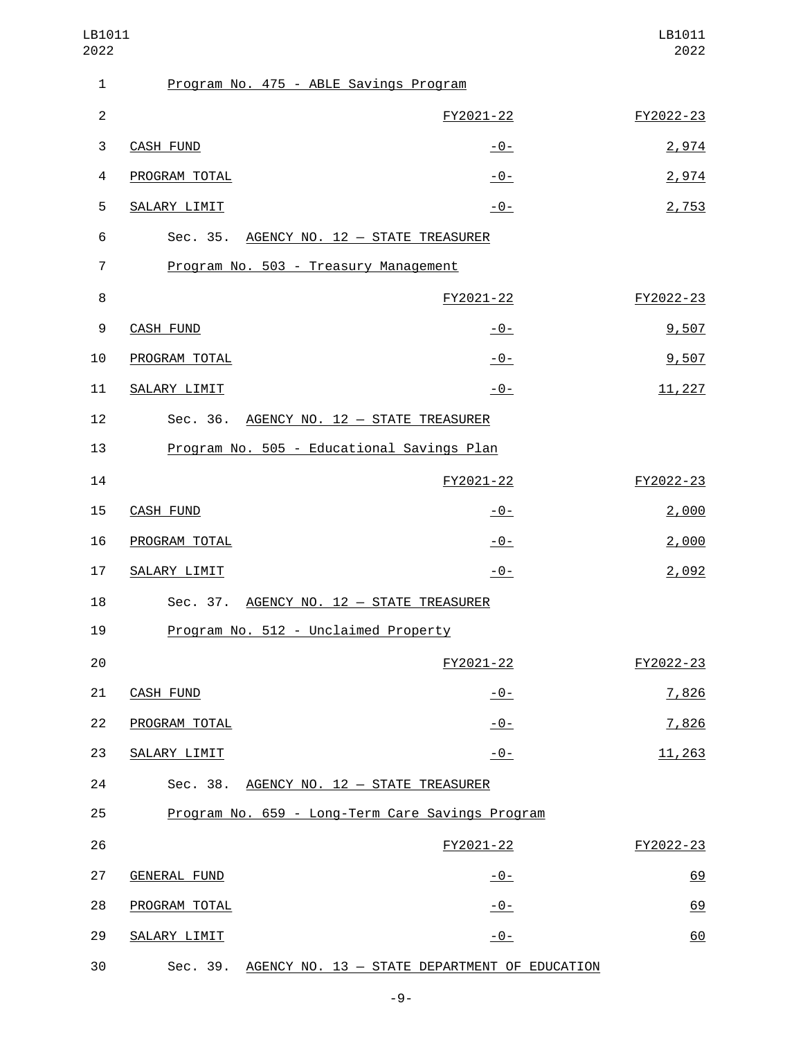Program No. 475 - ABLE Savings Program

| | FY2021-22 | FY2022-23 |
|---|---|---|
| CASH FUND | -0- | 2,974 |
| PROGRAM TOTAL | -0- | 2,974 |
| SALARY LIMIT | -0- | 2,753 |

Sec. 35. AGENCY NO. 12 — STATE TREASURER

Program No. 503 - Treasury Management

| | FY2021-22 | FY2022-23 |
|---|---|---|
| CASH FUND | -0- | 9,507 |
| PROGRAM TOTAL | -0- | 9,507 |
| SALARY LIMIT | -0- | 11,227 |

Sec. 36. AGENCY NO. 12 — STATE TREASURER

Program No. 505 - Educational Savings Plan

| | FY2021-22 | FY2022-23 |
|---|---|---|
| CASH FUND | -0- | 2,000 |
| PROGRAM TOTAL | -0- | 2,000 |
| SALARY LIMIT | -0- | 2,092 |

Sec. 37. AGENCY NO. 12 — STATE TREASURER

Program No. 512 - Unclaimed Property

| | FY2021-22 | FY2022-23 |
|---|---|---|
| CASH FUND | -0- | 7,826 |
| PROGRAM TOTAL | -0- | 7,826 |
| SALARY LIMIT | -0- | 11,263 |

Sec. 38. AGENCY NO. 12 — STATE TREASURER

Program No. 659 - Long-Term Care Savings Program

| | FY2021-22 | FY2022-23 |
|---|---|---|
| GENERAL FUND | -0- | 69 |
| PROGRAM TOTAL | -0- | 69 |
| SALARY LIMIT | -0- | 60 |

Sec. 39. AGENCY NO. 13 — STATE DEPARTMENT OF EDUCATION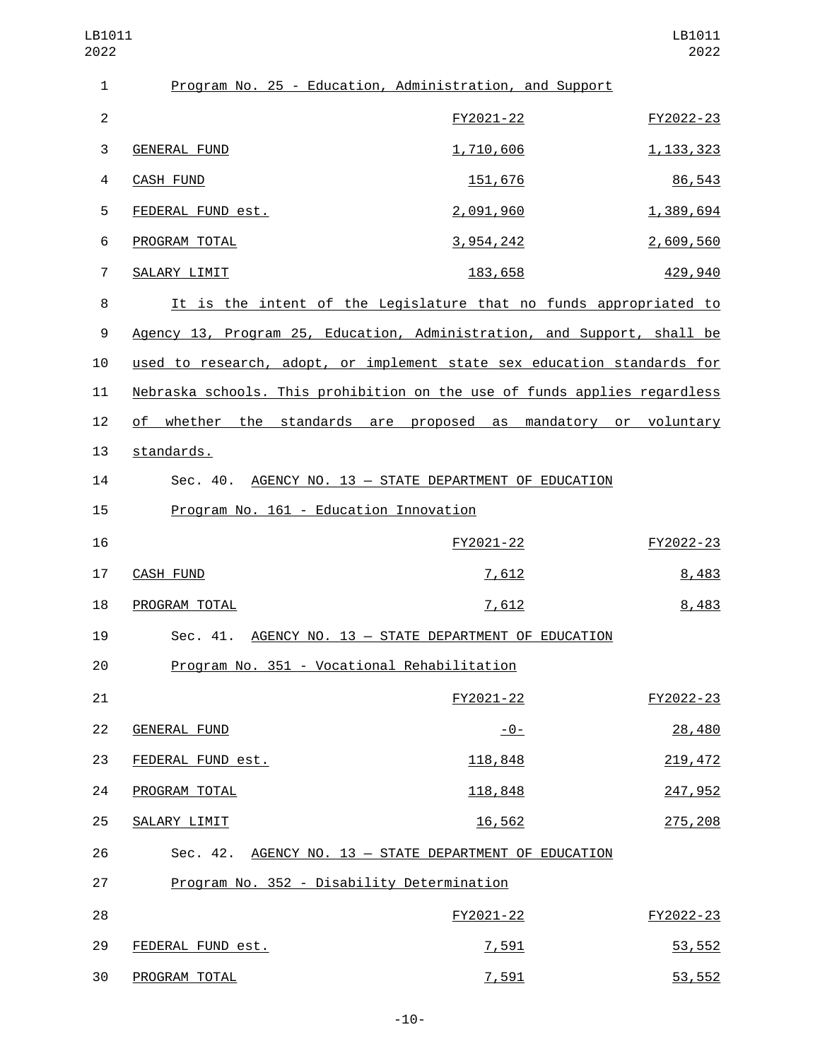Program No. 25 - Education, Administration, and Support

| | FY2021-22 | FY2022-23 |
|---|---|---|
| GENERAL FUND | 1,710,606 | 1,133,323 |
| CASH FUND | 151,676 | 86,543 |
| FEDERAL FUND est. | 2,091,960 | 1,389,694 |
| PROGRAM TOTAL | 3,954,242 | 2,609,560 |
| SALARY LIMIT | 183,658 | 429,940 |

It is the intent of the Legislature that no funds appropriated to Agency 13, Program 25, Education, Administration, and Support, shall be used to research, adopt, or implement state sex education standards for Nebraska schools. This prohibition on the use of funds applies regardless of whether the standards are proposed as mandatory or voluntary standards.

Sec. 40. AGENCY NO. 13 — STATE DEPARTMENT OF EDUCATION

Program No. 161 - Education Innovation

| | FY2021-22 | FY2022-23 |
|---|---|---|
| CASH FUND | 7,612 | 8,483 |
| PROGRAM TOTAL | 7,612 | 8,483 |

Sec. 41. AGENCY NO. 13 — STATE DEPARTMENT OF EDUCATION

Program No. 351 - Vocational Rehabilitation

| | FY2021-22 | FY2022-23 |
|---|---|---|
| GENERAL FUND | -0- | 28,480 |
| FEDERAL FUND est. | 118,848 | 219,472 |
| PROGRAM TOTAL | 118,848 | 247,952 |
| SALARY LIMIT | 16,562 | 275,208 |

Sec. 42. AGENCY NO. 13 — STATE DEPARTMENT OF EDUCATION

Program No. 352 - Disability Determination

| | FY2021-22 | FY2022-23 |
|---|---|---|
| FEDERAL FUND est. | 7,591 | 53,552 |
| PROGRAM TOTAL | 7,591 | 53,552 |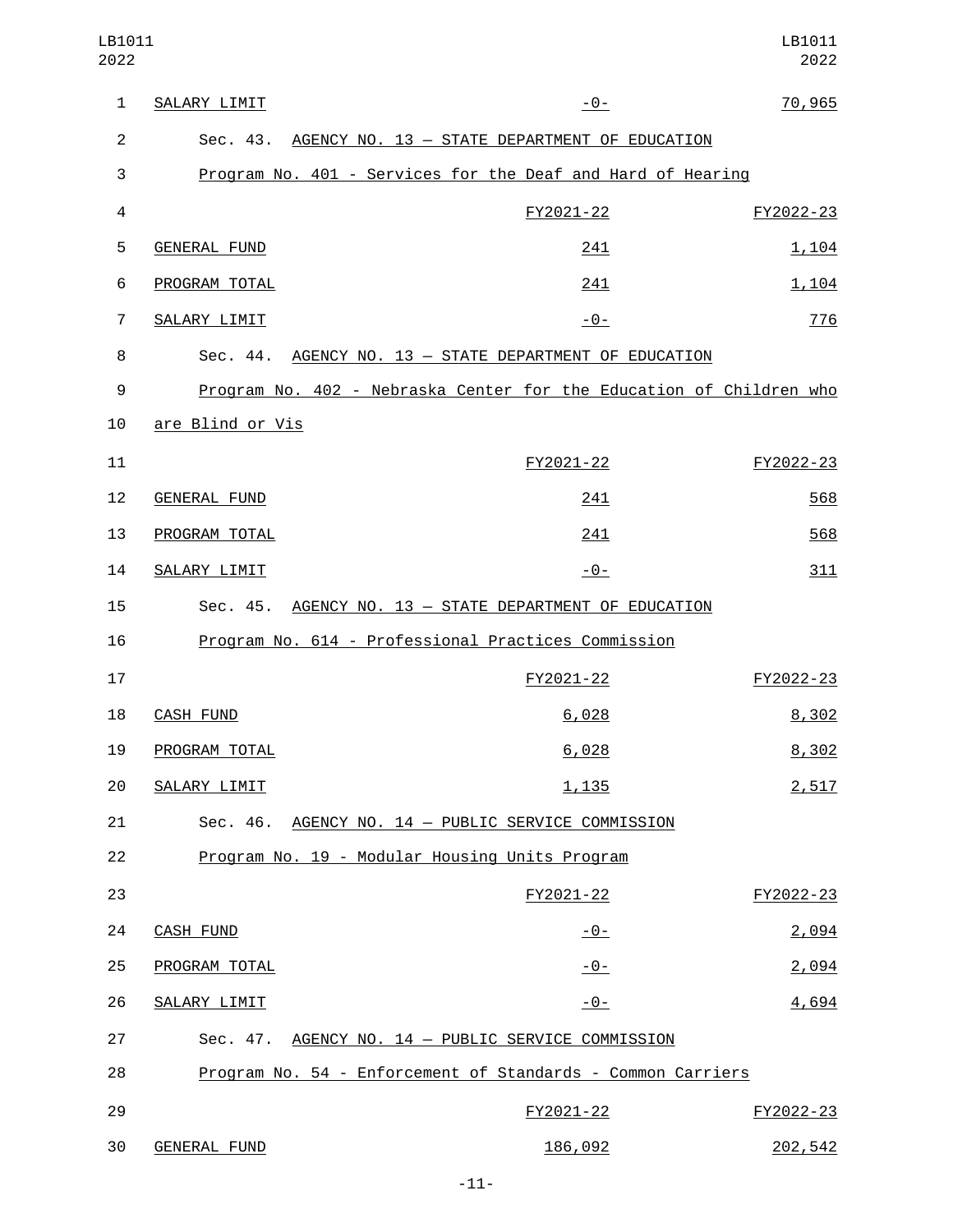| | FY2021-22 | FY2022-23 |
|---|---|---|
| SALARY LIMIT | -0- | 70,965 |

Sec. 43. AGENCY NO. 13 — STATE DEPARTMENT OF EDUCATION

Program No. 401 - Services for the Deaf and Hard of Hearing

| | FY2021-22 | FY2022-23 |
|---|---|---|
| GENERAL FUND | 241 | 1,104 |
| PROGRAM TOTAL | 241 | 1,104 |
| SALARY LIMIT | -0- | 776 |

Sec. 44. AGENCY NO. 13 — STATE DEPARTMENT OF EDUCATION

Program No. 402 - Nebraska Center for the Education of Children who are Blind or Vis

| | FY2021-22 | FY2022-23 |
|---|---|---|
| GENERAL FUND | 241 | 568 |
| PROGRAM TOTAL | 241 | 568 |
| SALARY LIMIT | -0- | 311 |

Sec. 45. AGENCY NO. 13 — STATE DEPARTMENT OF EDUCATION

Program No. 614 - Professional Practices Commission

| | FY2021-22 | FY2022-23 |
|---|---|---|
| CASH FUND | 6,028 | 8,302 |
| PROGRAM TOTAL | 6,028 | 8,302 |
| SALARY LIMIT | 1,135 | 2,517 |

Sec. 46. AGENCY NO. 14 — PUBLIC SERVICE COMMISSION

Program No. 19 - Modular Housing Units Program

| | FY2021-22 | FY2022-23 |
|---|---|---|
| CASH FUND | -0- | 2,094 |
| PROGRAM TOTAL | -0- | 2,094 |
| SALARY LIMIT | -0- | 4,694 |

Sec. 47. AGENCY NO. 14 — PUBLIC SERVICE COMMISSION

Program No. 54 - Enforcement of Standards - Common Carriers

| | FY2021-22 | FY2022-23 |
|---|---|---|
| GENERAL FUND | 186,092 | 202,542 |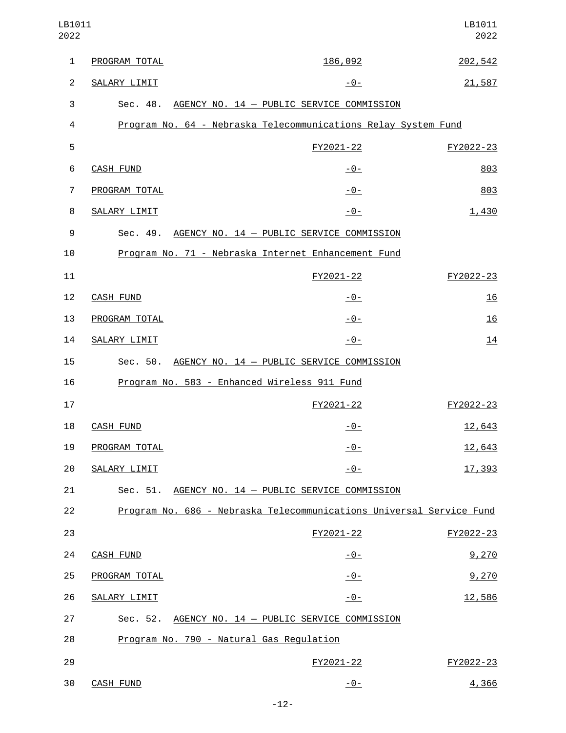| | | |
|---|---|---|
| PROGRAM TOTAL | 186,092 | 202,542 |
| SALARY LIMIT | -0- | 21,587 |

Sec. 48. AGENCY NO. 14 — PUBLIC SERVICE COMMISSION

Program No. 64 - Nebraska Telecommunications Relay System Fund

| | FY2021-22 | FY2022-23 |
|---|---|---|
| CASH FUND | -0- | 803 |
| PROGRAM TOTAL | -0- | 803 |
| SALARY LIMIT | -0- | 1,430 |

Sec. 49. AGENCY NO. 14 — PUBLIC SERVICE COMMISSION

Program No. 71 - Nebraska Internet Enhancement Fund

| | FY2021-22 | FY2022-23 |
|---|---|---|
| CASH FUND | -0- | 16 |
| PROGRAM TOTAL | -0- | 16 |
| SALARY LIMIT | -0- | 14 |

Sec. 50. AGENCY NO. 14 — PUBLIC SERVICE COMMISSION

Program No. 583 - Enhanced Wireless 911 Fund

| | FY2021-22 | FY2022-23 |
|---|---|---|
| CASH FUND | -0- | 12,643 |
| PROGRAM TOTAL | -0- | 12,643 |
| SALARY LIMIT | -0- | 17,393 |

Sec. 51. AGENCY NO. 14 — PUBLIC SERVICE COMMISSION

Program No. 686 - Nebraska Telecommunications Universal Service Fund

| | FY2021-22 | FY2022-23 |
|---|---|---|
| CASH FUND | -0- | 9,270 |
| PROGRAM TOTAL | -0- | 9,270 |
| SALARY LIMIT | -0- | 12,586 |

Sec. 52. AGENCY NO. 14 — PUBLIC SERVICE COMMISSION

Program No. 790 - Natural Gas Regulation

| | FY2021-22 | FY2022-23 |
|---|---|---|
| CASH FUND | -0- | 4,366 |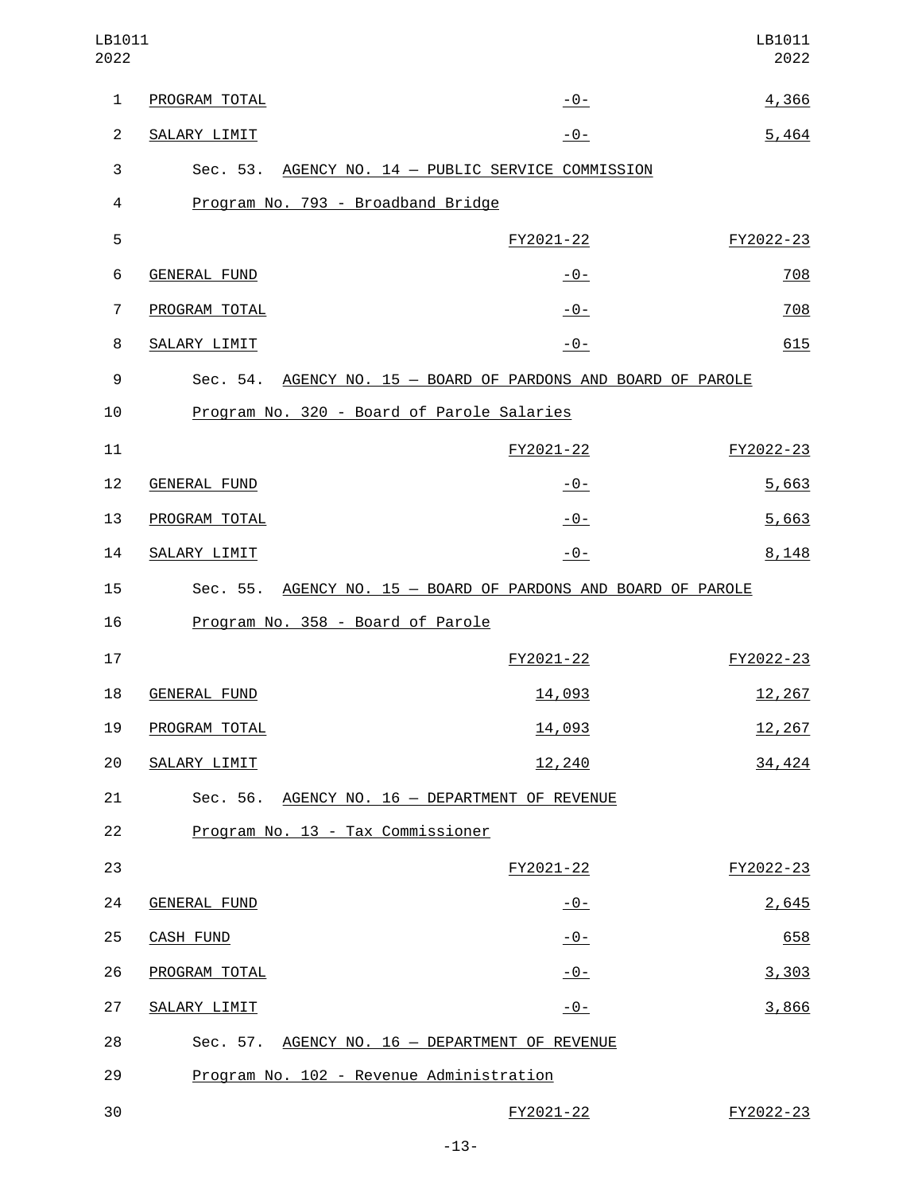| | FY2021-22 | FY2022-23 |
|---|---|---|
| PROGRAM TOTAL | -0- | 4,366 |
| SALARY LIMIT | -0- | 5,464 |

Sec. 53. AGENCY NO. 14 — PUBLIC SERVICE COMMISSION

Program No. 793 - Broadband Bridge

| | FY2021-22 | FY2022-23 |
|---|---|---|
| GENERAL FUND | -0- | 708 |
| PROGRAM TOTAL | -0- | 708 |
| SALARY LIMIT | -0- | 615 |

Sec. 54. AGENCY NO. 15 — BOARD OF PARDONS AND BOARD OF PAROLE

Program No. 320 - Board of Parole Salaries

| | FY2021-22 | FY2022-23 |
|---|---|---|
| GENERAL FUND | -0- | 5,663 |
| PROGRAM TOTAL | -0- | 5,663 |
| SALARY LIMIT | -0- | 8,148 |

Sec. 55. AGENCY NO. 15 — BOARD OF PARDONS AND BOARD OF PAROLE

Program No. 358 - Board of Parole

| | FY2021-22 | FY2022-23 |
|---|---|---|
| GENERAL FUND | 14,093 | 12,267 |
| PROGRAM TOTAL | 14,093 | 12,267 |
| SALARY LIMIT | 12,240 | 34,424 |

Sec. 56. AGENCY NO. 16 — DEPARTMENT OF REVENUE

Program No. 13 - Tax Commissioner

| | FY2021-22 | FY2022-23 |
|---|---|---|
| GENERAL FUND | -0- | 2,645 |
| CASH FUND | -0- | 658 |
| PROGRAM TOTAL | -0- | 3,303 |
| SALARY LIMIT | -0- | 3,866 |

Sec. 57. AGENCY NO. 16 — DEPARTMENT OF REVENUE

Program No. 102 - Revenue Administration

| | FY2021-22 | FY2022-23 |
|---|---|---|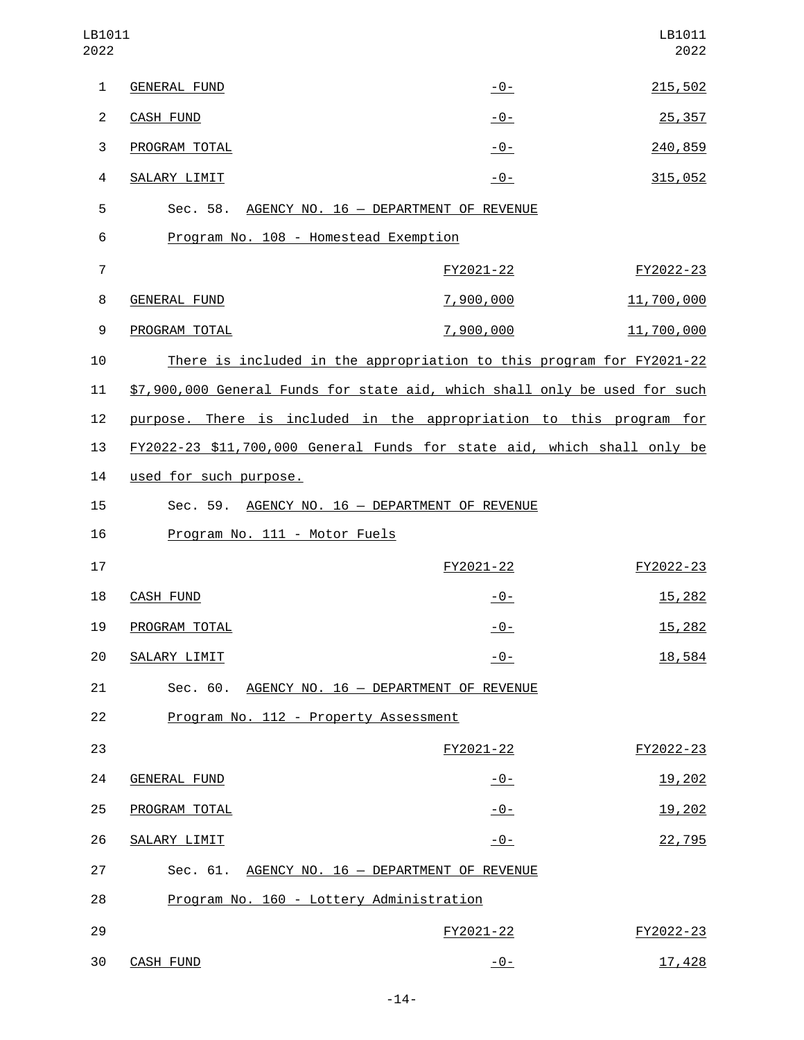| | | |
|---|---|---|
| GENERAL FUND | -0- | 215,502 |
| CASH FUND | -0- | 25,357 |
| PROGRAM TOTAL | -0- | 240,859 |
| SALARY LIMIT | -0- | 315,052 |

Sec. 58. AGENCY NO. 16 — DEPARTMENT OF REVENUE

Program No. 108 - Homestead Exemption

| | FY2021-22 | FY2022-23 |
|---|---|---|
| GENERAL FUND | 7,900,000 | 11,700,000 |
| PROGRAM TOTAL | 7,900,000 | 11,700,000 |

There is included in the appropriation to this program for FY2021-22 $7,900,000 General Funds for state aid, which shall only be used for such purpose. There is included in the appropriation to this program for FY2022-23 $11,700,000 General Funds for state aid, which shall only be used for such purpose.

Sec. 59. AGENCY NO. 16 — DEPARTMENT OF REVENUE

Program No. 111 - Motor Fuels

| | FY2021-22 | FY2022-23 |
|---|---|---|
| CASH FUND | -0- | 15,282 |
| PROGRAM TOTAL | -0- | 15,282 |
| SALARY LIMIT | -0- | 18,584 |

Sec. 60. AGENCY NO. 16 — DEPARTMENT OF REVENUE

Program No. 112 - Property Assessment

| | FY2021-22 | FY2022-23 |
|---|---|---|
| GENERAL FUND | -0- | 19,202 |
| PROGRAM TOTAL | -0- | 19,202 |
| SALARY LIMIT | -0- | 22,795 |

Sec. 61. AGENCY NO. 16 — DEPARTMENT OF REVENUE

Program No. 160 - Lottery Administration

| | FY2021-22 | FY2022-23 |
|---|---|---|
| CASH FUND | -0- | 17,428 |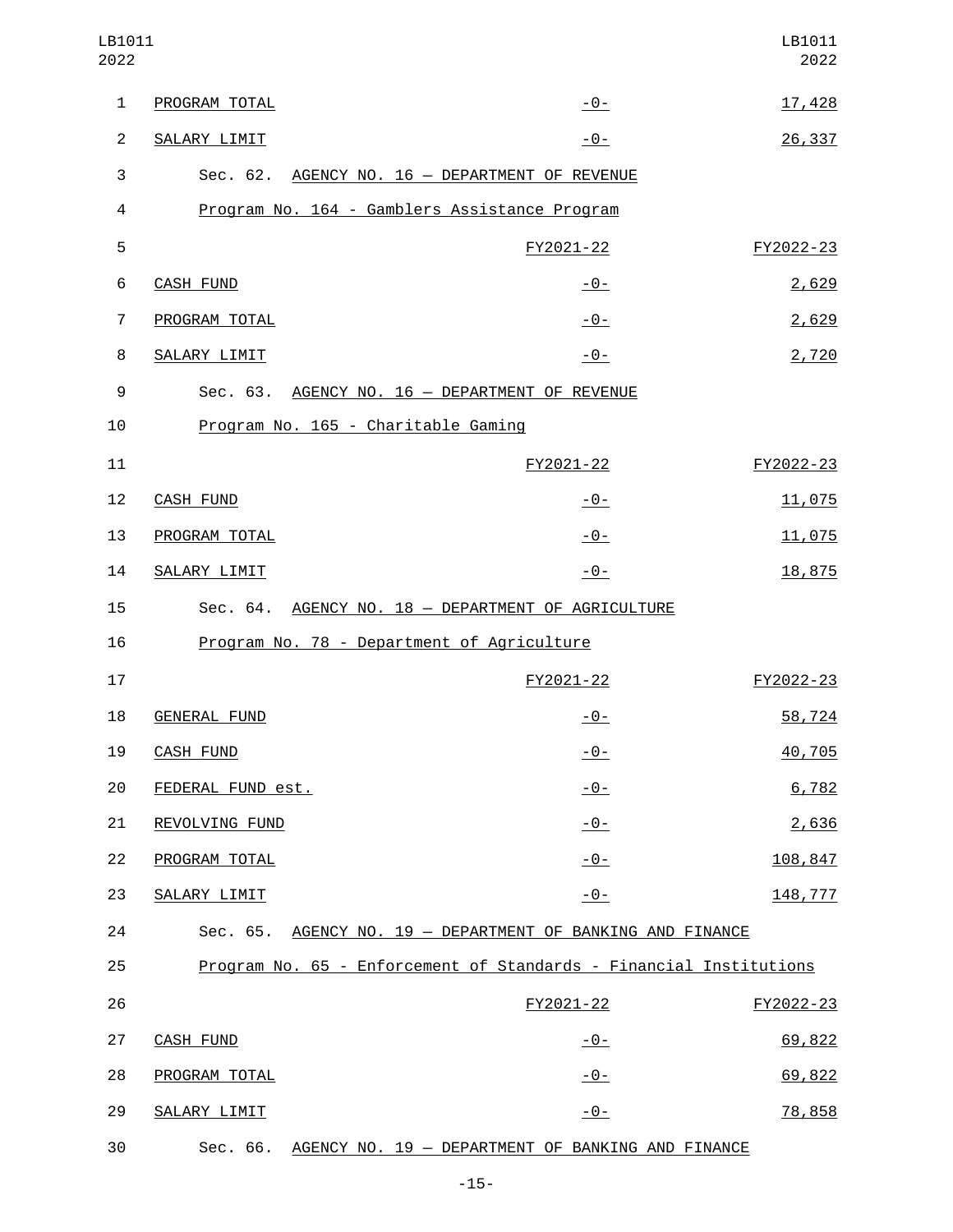| | | |
|---|---|---|
| PROGRAM TOTAL | -0- | 17,428 |
| SALARY LIMIT | -0- | 26,337 |

Sec. 62. AGENCY NO. 16 — DEPARTMENT OF REVENUE

Program No. 164 - Gamblers Assistance Program

| | FY2021-22 | FY2022-23 |
|---|---|---|
| CASH FUND | -0- | 2,629 |
| PROGRAM TOTAL | -0- | 2,629 |
| SALARY LIMIT | -0- | 2,720 |

Sec. 63. AGENCY NO. 16 — DEPARTMENT OF REVENUE

Program No. 165 - Charitable Gaming

| | FY2021-22 | FY2022-23 |
|---|---|---|
| CASH FUND | -0- | 11,075 |
| PROGRAM TOTAL | -0- | 11,075 |
| SALARY LIMIT | -0- | 18,875 |

Sec. 64. AGENCY NO. 18 — DEPARTMENT OF AGRICULTURE

Program No. 78 - Department of Agriculture

| | FY2021-22 | FY2022-23 |
|---|---|---|
| GENERAL FUND | -0- | 58,724 |
| CASH FUND | -0- | 40,705 |
| FEDERAL FUND est. | -0- | 6,782 |
| REVOLVING FUND | -0- | 2,636 |
| PROGRAM TOTAL | -0- | 108,847 |
| SALARY LIMIT | -0- | 148,777 |

Sec. 65. AGENCY NO. 19 — DEPARTMENT OF BANKING AND FINANCE

Program No. 65 - Enforcement of Standards - Financial Institutions

| | FY2021-22 | FY2022-23 |
|---|---|---|
| CASH FUND | -0- | 69,822 |
| PROGRAM TOTAL | -0- | 69,822 |
| SALARY LIMIT | -0- | 78,858 |

Sec. 66. AGENCY NO. 19 — DEPARTMENT OF BANKING AND FINANCE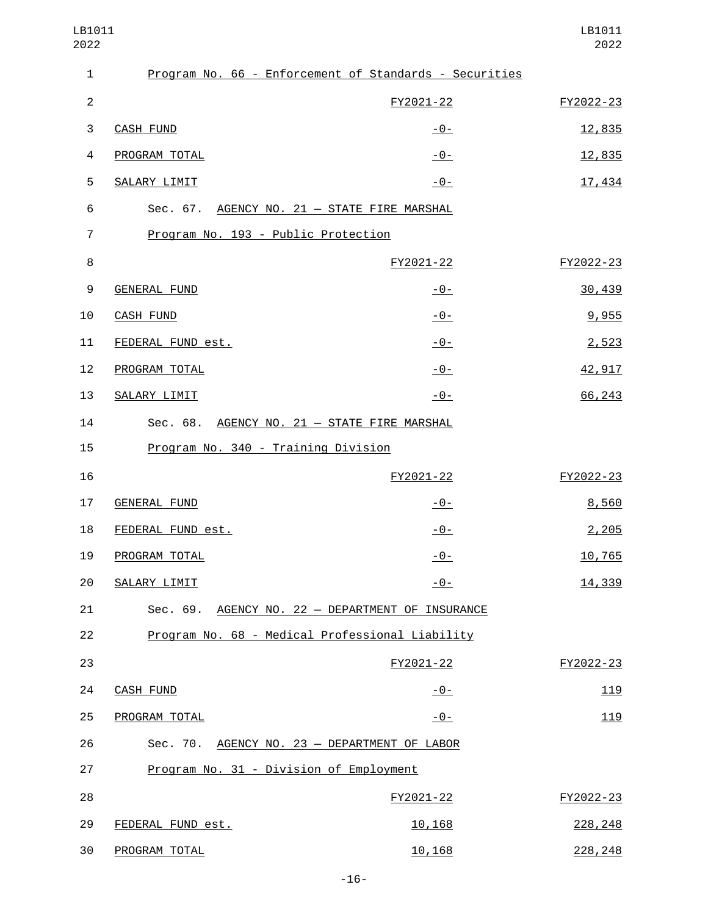Program No. 66 - Enforcement of Standards - Securities

| | FY2021-22 | FY2022-23 |
|---|---|---|
| CASH FUND | -0- | 12,835 |
| PROGRAM TOTAL | -0- | 12,835 |
| SALARY LIMIT | -0- | 17,434 |

Sec. 67. AGENCY NO. 21 — STATE FIRE MARSHAL

Program No. 193 - Public Protection

| | FY2021-22 | FY2022-23 |
|---|---|---|
| GENERAL FUND | -0- | 30,439 |
| CASH FUND | -0- | 9,955 |
| FEDERAL FUND est. | -0- | 2,523 |
| PROGRAM TOTAL | -0- | 42,917 |
| SALARY LIMIT | -0- | 66,243 |

Sec. 68. AGENCY NO. 21 — STATE FIRE MARSHAL

Program No. 340 - Training Division

| | FY2021-22 | FY2022-23 |
|---|---|---|
| GENERAL FUND | -0- | 8,560 |
| FEDERAL FUND est. | -0- | 2,205 |
| PROGRAM TOTAL | -0- | 10,765 |
| SALARY LIMIT | -0- | 14,339 |

Sec. 69. AGENCY NO. 22 — DEPARTMENT OF INSURANCE

Program No. 68 - Medical Professional Liability

| | FY2021-22 | FY2022-23 |
|---|---|---|
| CASH FUND | -0- | 119 |
| PROGRAM TOTAL | -0- | 119 |

Sec. 70. AGENCY NO. 23 — DEPARTMENT OF LABOR

Program No. 31 - Division of Employment

| | FY2021-22 | FY2022-23 |
|---|---|---|
| FEDERAL FUND est. | 10,168 | 228,248 |
| PROGRAM TOTAL | 10,168 | 228,248 |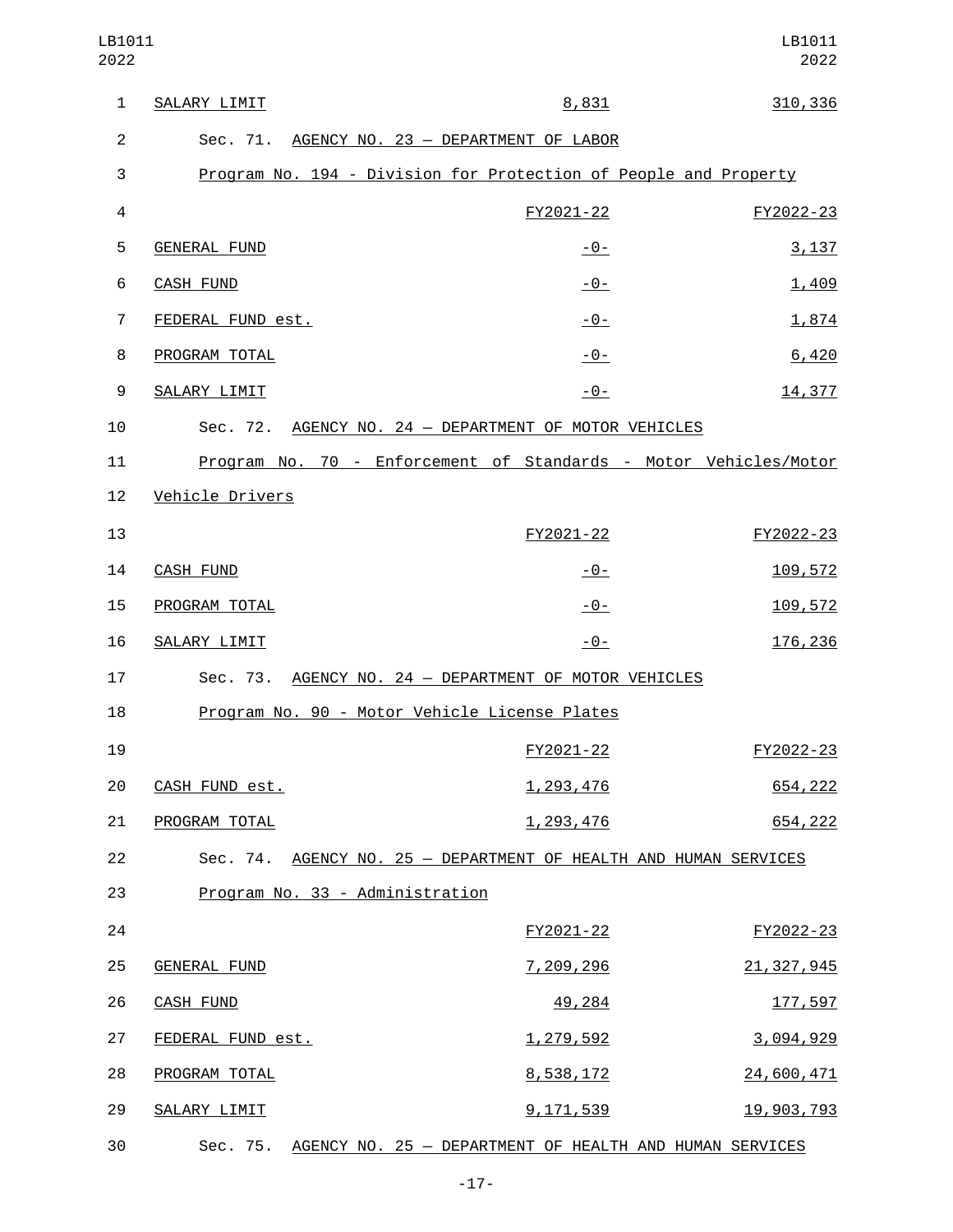| | | |
|---|---|---|
| SALARY LIMIT | 8,831 | 310,336 |

Sec. 71. AGENCY NO. 23 — DEPARTMENT OF LABOR

Program No. 194 - Division for Protection of People and Property

| | FY2021-22 | FY2022-23 |
|---|---|---|
| GENERAL FUND | -0- | 3,137 |
| CASH FUND | -0- | 1,409 |
| FEDERAL FUND est. | -0- | 1,874 |
| PROGRAM TOTAL | -0- | 6,420 |
| SALARY LIMIT | -0- | 14,377 |

Sec. 72. AGENCY NO. 24 — DEPARTMENT OF MOTOR VEHICLES

Program No. 70 - Enforcement of Standards - Motor Vehicles/Motor Vehicle Drivers

| | FY2021-22 | FY2022-23 |
|---|---|---|
| CASH FUND | -0- | 109,572 |
| PROGRAM TOTAL | -0- | 109,572 |
| SALARY LIMIT | -0- | 176,236 |

Sec. 73. AGENCY NO. 24 — DEPARTMENT OF MOTOR VEHICLES

Program No. 90 - Motor Vehicle License Plates

| | FY2021-22 | FY2022-23 |
|---|---|---|
| CASH FUND est. | 1,293,476 | 654,222 |
| PROGRAM TOTAL | 1,293,476 | 654,222 |

Sec. 74. AGENCY NO. 25 — DEPARTMENT OF HEALTH AND HUMAN SERVICES

Program No. 33 - Administration

| | FY2021-22 | FY2022-23 |
|---|---|---|
| GENERAL FUND | 7,209,296 | 21,327,945 |
| CASH FUND | 49,284 | 177,597 |
| FEDERAL FUND est. | 1,279,592 | 3,094,929 |
| PROGRAM TOTAL | 8,538,172 | 24,600,471 |
| SALARY LIMIT | 9,171,539 | 19,903,793 |

Sec. 75. AGENCY NO. 25 — DEPARTMENT OF HEALTH AND HUMAN SERVICES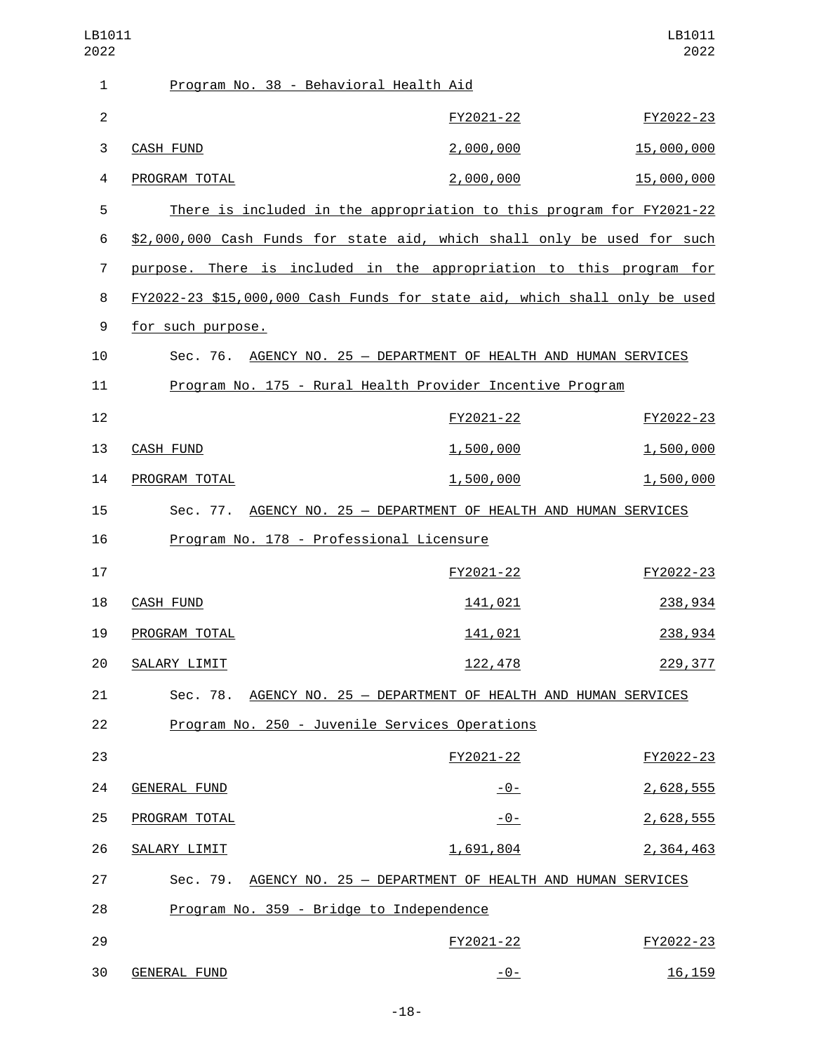Program No. 38 - Behavioral Health Aid

| | FY2021-22 | FY2022-23 |
|---|---|---|
| CASH FUND | 2,000,000 | 15,000,000 |
| PROGRAM TOTAL | 2,000,000 | 15,000,000 |

There is included in the appropriation to this program for FY2021-22 $2,000,000 Cash Funds for state aid, which shall only be used for such purpose. There is included in the appropriation to this program for FY2022-23 $15,000,000 Cash Funds for state aid, which shall only be used for such purpose.

Sec. 76. AGENCY NO. 25 — DEPARTMENT OF HEALTH AND HUMAN SERVICES

Program No. 175 - Rural Health Provider Incentive Program

| | FY2021-22 | FY2022-23 |
|---|---|---|
| CASH FUND | 1,500,000 | 1,500,000 |
| PROGRAM TOTAL | 1,500,000 | 1,500,000 |

Sec. 77. AGENCY NO. 25 — DEPARTMENT OF HEALTH AND HUMAN SERVICES

Program No. 178 - Professional Licensure

| | FY2021-22 | FY2022-23 |
|---|---|---|
| CASH FUND | 141,021 | 238,934 |
| PROGRAM TOTAL | 141,021 | 238,934 |
| SALARY LIMIT | 122,478 | 229,377 |

Sec. 78. AGENCY NO. 25 — DEPARTMENT OF HEALTH AND HUMAN SERVICES

Program No. 250 - Juvenile Services Operations

| | FY2021-22 | FY2022-23 |
|---|---|---|
| GENERAL FUND | -0- | 2,628,555 |
| PROGRAM TOTAL | -0- | 2,628,555 |
| SALARY LIMIT | 1,691,804 | 2,364,463 |

Sec. 79. AGENCY NO. 25 — DEPARTMENT OF HEALTH AND HUMAN SERVICES

Program No. 359 - Bridge to Independence

| | FY2021-22 | FY2022-23 |
|---|---|---|
| GENERAL FUND | -0- | 16,159 |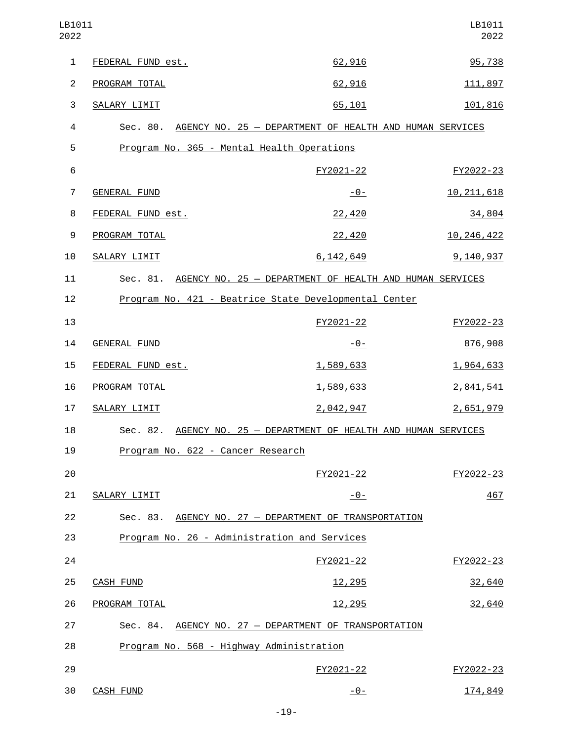| | | |
|---|---|---|
| FEDERAL FUND est. | 62,916 | 95,738 |
| PROGRAM TOTAL | 62,916 | 111,897 |
| SALARY LIMIT | 65,101 | 101,816 |

Sec. 80. AGENCY NO. 25 — DEPARTMENT OF HEALTH AND HUMAN SERVICES

Program No. 365 - Mental Health Operations

| | FY2021-22 | FY2022-23 |
|---|---|---|
| GENERAL FUND | -0- | 10,211,618 |
| FEDERAL FUND est. | 22,420 | 34,804 |
| PROGRAM TOTAL | 22,420 | 10,246,422 |
| SALARY LIMIT | 6,142,649 | 9,140,937 |

Sec. 81. AGENCY NO. 25 — DEPARTMENT OF HEALTH AND HUMAN SERVICES

Program No. 421 - Beatrice State Developmental Center

| | FY2021-22 | FY2022-23 |
|---|---|---|
| GENERAL FUND | -0- | 876,908 |
| FEDERAL FUND est. | 1,589,633 | 1,964,633 |
| PROGRAM TOTAL | 1,589,633 | 2,841,541 |
| SALARY LIMIT | 2,042,947 | 2,651,979 |

Sec. 82. AGENCY NO. 25 — DEPARTMENT OF HEALTH AND HUMAN SERVICES

Program No. 622 - Cancer Research

| | FY2021-22 | FY2022-23 |
|---|---|---|
| SALARY LIMIT | -0- | 467 |

Sec. 83. AGENCY NO. 27 — DEPARTMENT OF TRANSPORTATION

Program No. 26 - Administration and Services

| | FY2021-22 | FY2022-23 |
|---|---|---|
| CASH FUND | 12,295 | 32,640 |
| PROGRAM TOTAL | 12,295 | 32,640 |

Sec. 84. AGENCY NO. 27 — DEPARTMENT OF TRANSPORTATION

Program No. 568 - Highway Administration

| | FY2021-22 | FY2022-23 |
|---|---|---|
| CASH FUND | -0- | 174,849 |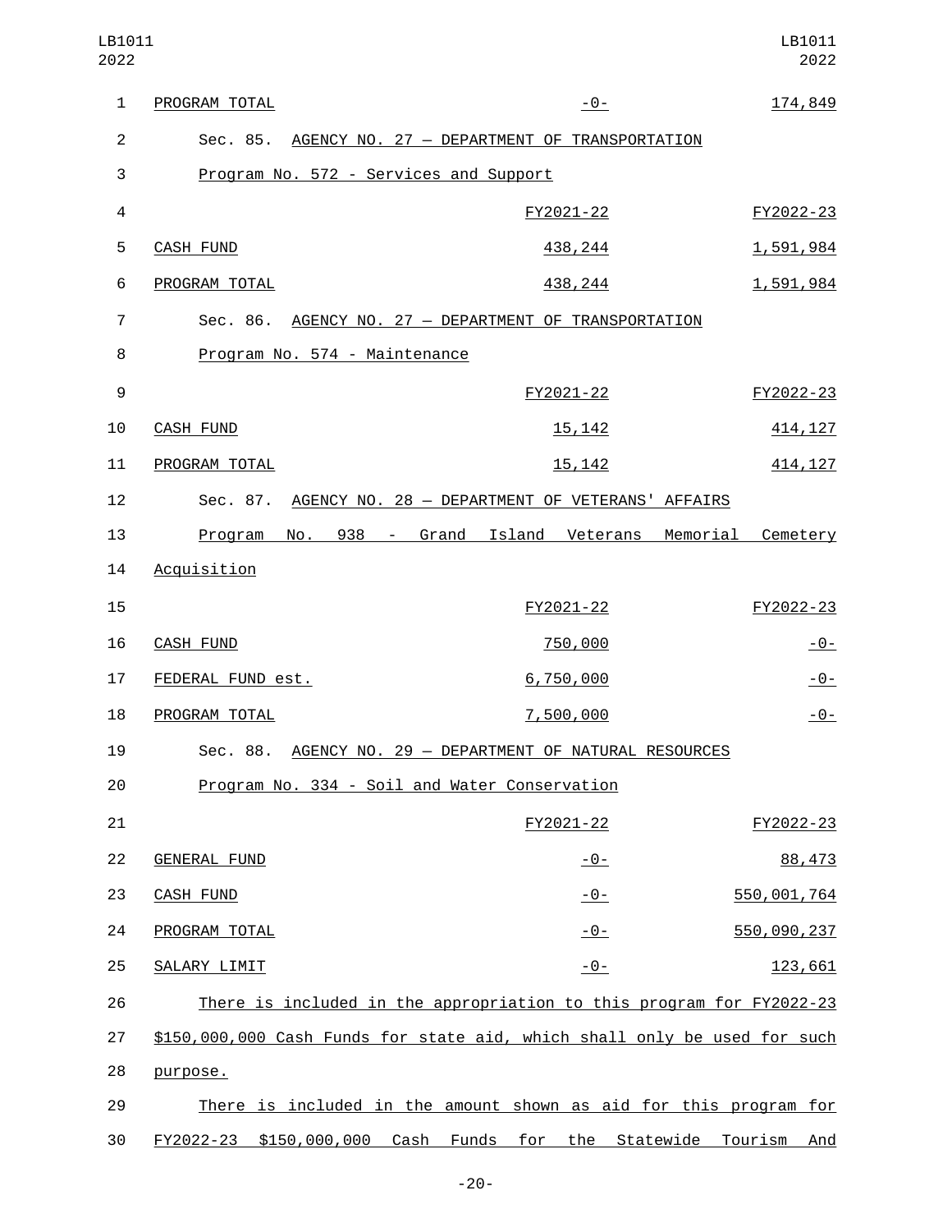| | | |
|---|---|---|
| PROGRAM TOTAL | -0- | 174,849 |

Sec. 85. AGENCY NO. 27 — DEPARTMENT OF TRANSPORTATION

Program No. 572 - Services and Support

| | FY2021-22 | FY2022-23 |
|---|---|---|
| CASH FUND | 438,244 | 1,591,984 |
| PROGRAM TOTAL | 438,244 | 1,591,984 |

Sec. 86. AGENCY NO. 27 — DEPARTMENT OF TRANSPORTATION

Program No. 574 - Maintenance

| | FY2021-22 | FY2022-23 |
|---|---|---|
| CASH FUND | 15,142 | 414,127 |
| PROGRAM TOTAL | 15,142 | 414,127 |

Sec. 87. AGENCY NO. 28 — DEPARTMENT OF VETERANS' AFFAIRS

Program No. 938 - Grand Island Veterans Memorial Cemetery Acquisition

| | FY2021-22 | FY2022-23 |
|---|---|---|
| CASH FUND | 750,000 | -0- |
| FEDERAL FUND est. | 6,750,000 | -0- |
| PROGRAM TOTAL | 7,500,000 | -0- |

Sec. 88. AGENCY NO. 29 — DEPARTMENT OF NATURAL RESOURCES

Program No. 334 - Soil and Water Conservation

| | FY2021-22 | FY2022-23 |
|---|---|---|
| GENERAL FUND | -0- | 88,473 |
| CASH FUND | -0- | 550,001,764 |
| PROGRAM TOTAL | -0- | 550,090,237 |
| SALARY LIMIT | -0- | 123,661 |

There is included in the appropriation to this program for FY2022-23 $150,000,000 Cash Funds for state aid, which shall only be used for such purpose.

There is included in the amount shown as aid for this program for FY2022-23 $150,000,000 Cash Funds for the Statewide Tourism And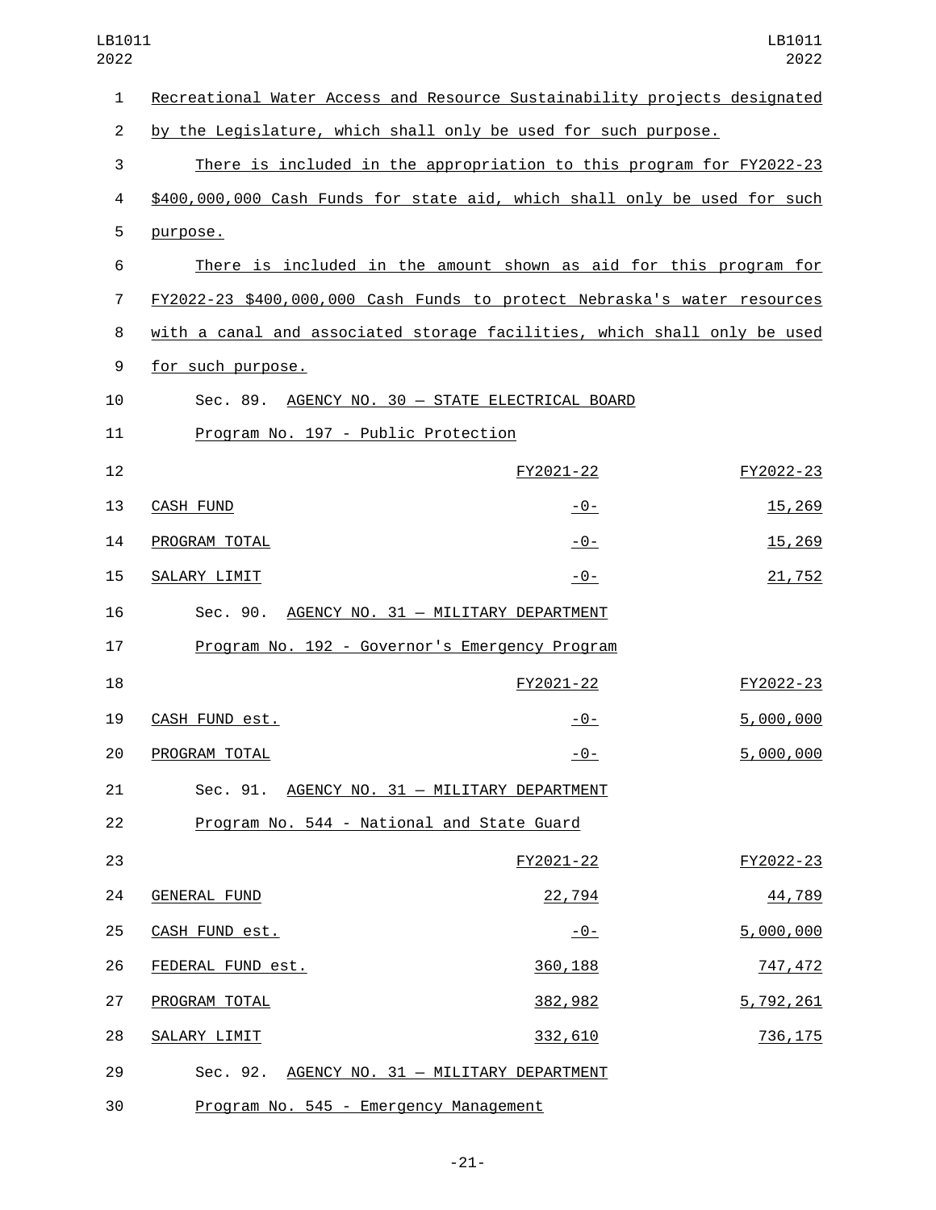Recreational Water Access and Resource Sustainability projects designated by the Legislature, which shall only be used for such purpose.

There is included in the appropriation to this program for FY2022-23 $400,000,000 Cash Funds for state aid, which shall only be used for such purpose.

There is included in the amount shown as aid for this program for FY2022-23 $400,000,000 Cash Funds to protect Nebraska's water resources with a canal and associated storage facilities, which shall only be used for such purpose.

Sec. 89. AGENCY NO. 30 — STATE ELECTRICAL BOARD

Program No. 197 - Public Protection

| | FY2021-22 | FY2022-23 |
|---|---|---|
| CASH FUND | -0- | 15,269 |
| PROGRAM TOTAL | -0- | 15,269 |
| SALARY LIMIT | -0- | 21,752 |

Sec. 90. AGENCY NO. 31 — MILITARY DEPARTMENT

Program No. 192 - Governor's Emergency Program

| | FY2021-22 | FY2022-23 |
|---|---|---|
| CASH FUND est. | -0- | 5,000,000 |
| PROGRAM TOTAL | -0- | 5,000,000 |

Sec. 91. AGENCY NO. 31 — MILITARY DEPARTMENT

Program No. 544 - National and State Guard

| | FY2021-22 | FY2022-23 |
|---|---|---|
| GENERAL FUND | 22,794 | 44,789 |
| CASH FUND est. | -0- | 5,000,000 |
| FEDERAL FUND est. | 360,188 | 747,472 |
| PROGRAM TOTAL | 382,982 | 5,792,261 |
| SALARY LIMIT | 332,610 | 736,175 |

Sec. 92. AGENCY NO. 31 — MILITARY DEPARTMENT

Program No. 545 - Emergency Management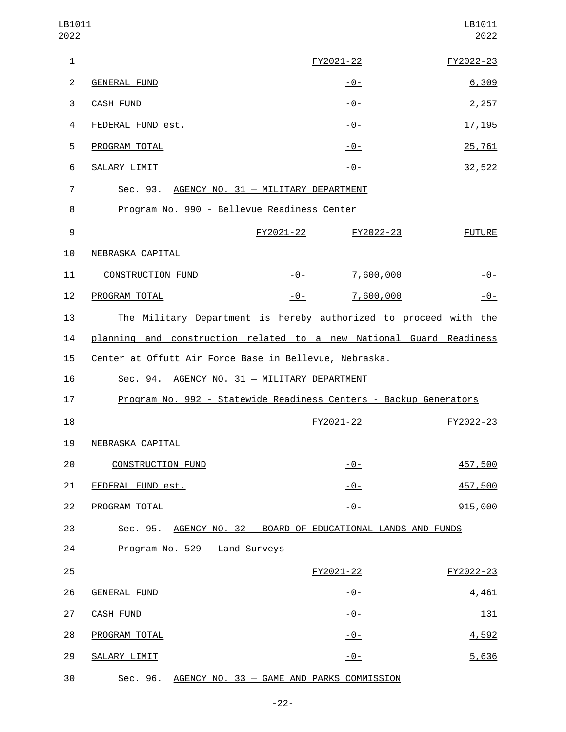| | FY2021-22 | FY2022-23 |
|---|---|---|
| GENERAL FUND | -0- | 6,309 |
| CASH FUND | -0- | 2,257 |
| FEDERAL FUND est. | -0- | 17,195 |
| PROGRAM TOTAL | -0- | 25,761 |
| SALARY LIMIT | -0- | 32,522 |

Sec. 93. AGENCY NO. 31 — MILITARY DEPARTMENT

Program No. 990 - Bellevue Readiness Center

| | FY2021-22 | FY2022-23 | FUTURE |
|---|---|---|---|
| NEBRASKA CAPITAL CONSTRUCTION FUND | -0- | 7,600,000 | -0- |
| PROGRAM TOTAL | -0- | 7,600,000 | -0- |

The Military Department is hereby authorized to proceed with the planning and construction related to a new National Guard Readiness Center at Offutt Air Force Base in Bellevue, Nebraska.

Sec. 94. AGENCY NO. 31 — MILITARY DEPARTMENT

Program No. 992 - Statewide Readiness Centers - Backup Generators

| | FY2021-22 | FY2022-23 |
|---|---|---|
| NEBRASKA CAPITAL CONSTRUCTION FUND | -0- | 457,500 |
| FEDERAL FUND est. | -0- | 457,500 |
| PROGRAM TOTAL | -0- | 915,000 |

Sec. 95. AGENCY NO. 32 — BOARD OF EDUCATIONAL LANDS AND FUNDS

Program No. 529 - Land Surveys

| | FY2021-22 | FY2022-23 |
|---|---|---|
| GENERAL FUND | -0- | 4,461 |
| CASH FUND | -0- | 131 |
| PROGRAM TOTAL | -0- | 4,592 |
| SALARY LIMIT | -0- | 5,636 |

Sec. 96. AGENCY NO. 33 — GAME AND PARKS COMMISSION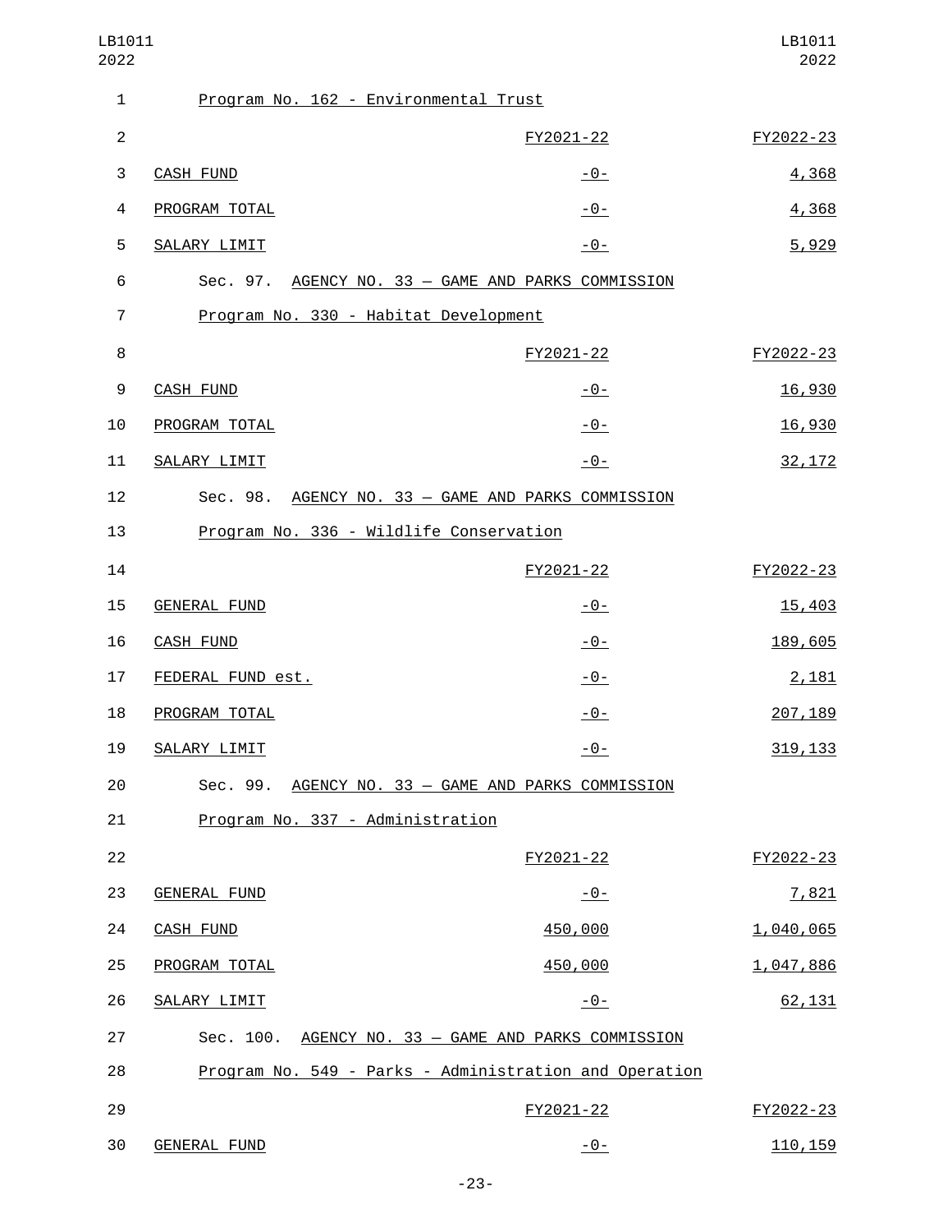Program No. 162 - Environmental Trust

| | FY2021-22 | FY2022-23 |
|---|---|---|
| CASH FUND | -0- | 4,368 |
| PROGRAM TOTAL | -0- | 4,368 |
| SALARY LIMIT | -0- | 5,929 |

Sec. 97. AGENCY NO. 33 — GAME AND PARKS COMMISSION

Program No. 330 - Habitat Development

| | FY2021-22 | FY2022-23 |
|---|---|---|
| CASH FUND | -0- | 16,930 |
| PROGRAM TOTAL | -0- | 16,930 |
| SALARY LIMIT | -0- | 32,172 |

Sec. 98. AGENCY NO. 33 — GAME AND PARKS COMMISSION

Program No. 336 - Wildlife Conservation

| | FY2021-22 | FY2022-23 |
|---|---|---|
| GENERAL FUND | -0- | 15,403 |
| CASH FUND | -0- | 189,605 |
| FEDERAL FUND est. | -0- | 2,181 |
| PROGRAM TOTAL | -0- | 207,189 |
| SALARY LIMIT | -0- | 319,133 |

Sec. 99. AGENCY NO. 33 — GAME AND PARKS COMMISSION

Program No. 337 - Administration

| | FY2021-22 | FY2022-23 |
|---|---|---|
| GENERAL FUND | -0- | 7,821 |
| CASH FUND | 450,000 | 1,040,065 |
| PROGRAM TOTAL | 450,000 | 1,047,886 |
| SALARY LIMIT | -0- | 62,131 |

Sec. 100. AGENCY NO. 33 — GAME AND PARKS COMMISSION

Program No. 549 - Parks - Administration and Operation

| | FY2021-22 | FY2022-23 |
|---|---|---|
| GENERAL FUND | -0- | 110,159 |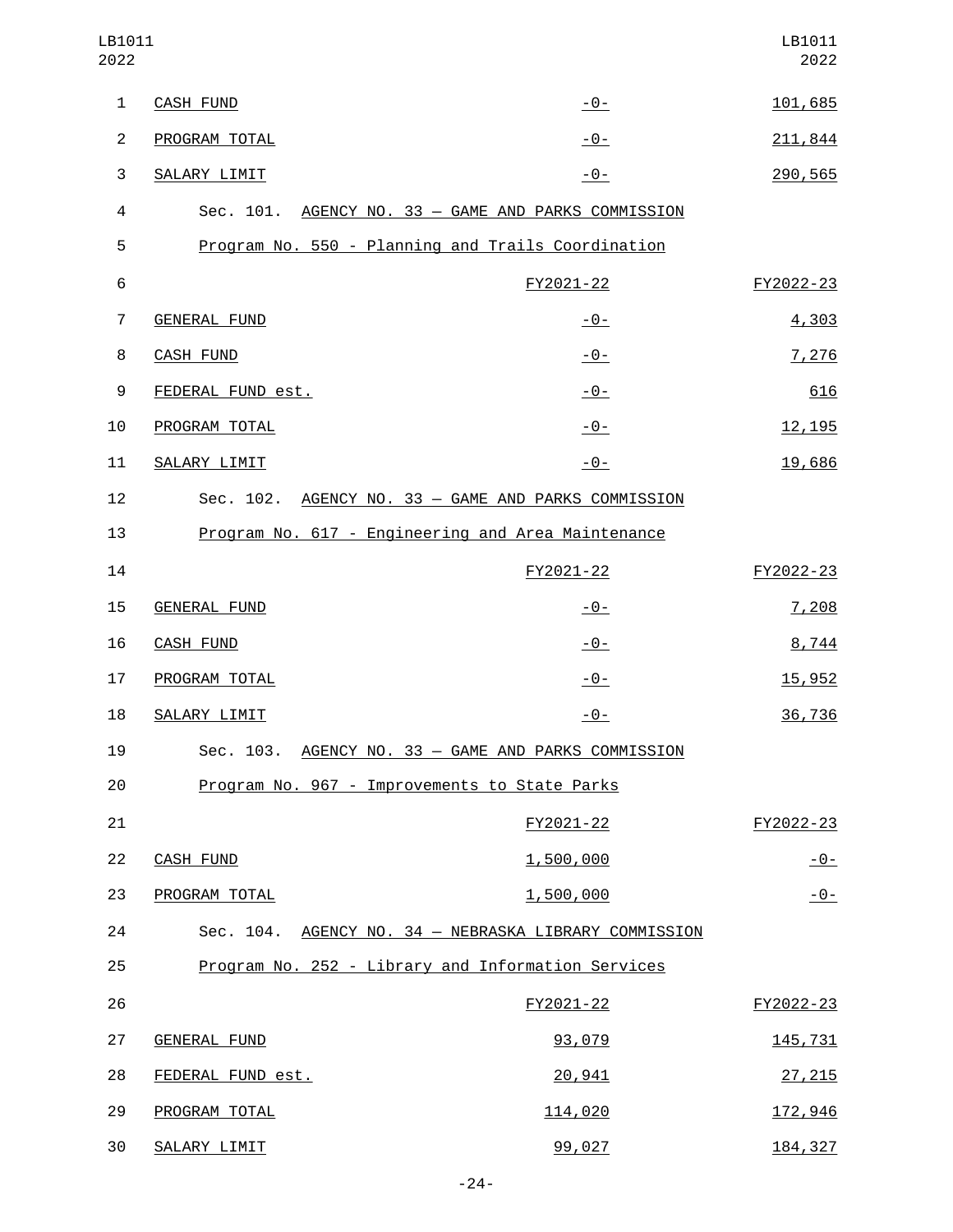| | | |
|---|---|---|
| CASH FUND | -0- | 101,685 |
| PROGRAM TOTAL | -0- | 211,844 |
| SALARY LIMIT | -0- | 290,565 |

Sec. 101. AGENCY NO. 33 — GAME AND PARKS COMMISSION

Program No. 550 - Planning and Trails Coordination

| | FY2021-22 | FY2022-23 |
|---|---|---|
| GENERAL FUND | -0- | 4,303 |
| CASH FUND | -0- | 7,276 |
| FEDERAL FUND est. | -0- | 616 |
| PROGRAM TOTAL | -0- | 12,195 |
| SALARY LIMIT | -0- | 19,686 |

Sec. 102. AGENCY NO. 33 — GAME AND PARKS COMMISSION

Program No. 617 - Engineering and Area Maintenance

| | FY2021-22 | FY2022-23 |
|---|---|---|
| GENERAL FUND | -0- | 7,208 |
| CASH FUND | -0- | 8,744 |
| PROGRAM TOTAL | -0- | 15,952 |
| SALARY LIMIT | -0- | 36,736 |

Sec. 103. AGENCY NO. 33 — GAME AND PARKS COMMISSION

Program No. 967 - Improvements to State Parks

| | FY2021-22 | FY2022-23 |
|---|---|---|
| CASH FUND | 1,500,000 | -0- |
| PROGRAM TOTAL | 1,500,000 | -0- |

Sec. 104. AGENCY NO. 34 — NEBRASKA LIBRARY COMMISSION

Program No. 252 - Library and Information Services

| | FY2021-22 | FY2022-23 |
|---|---|---|
| GENERAL FUND | 93,079 | 145,731 |
| FEDERAL FUND est. | 20,941 | 27,215 |
| PROGRAM TOTAL | 114,020 | 172,946 |
| SALARY LIMIT | 99,027 | 184,327 |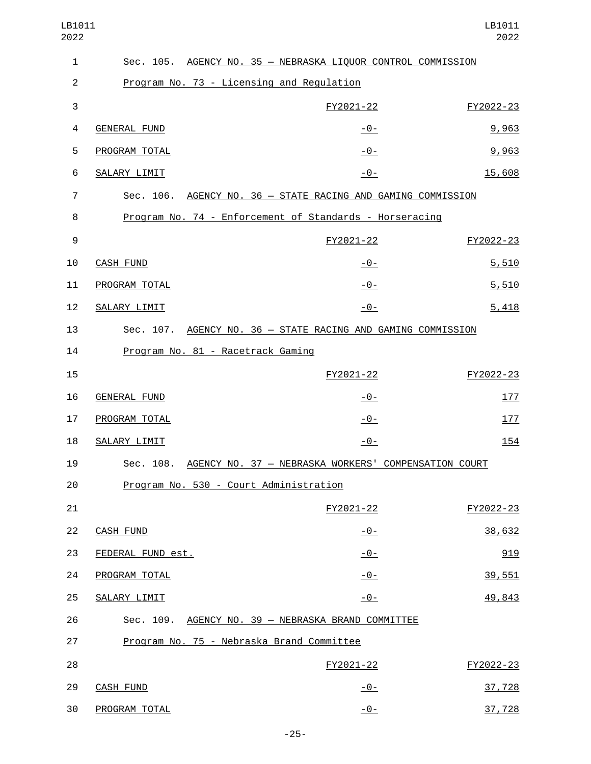Sec. 105. AGENCY NO. 35 — NEBRASKA LIQUOR CONTROL COMMISSION

Program No. 73 - Licensing and Regulation

| | FY2021-22 | FY2022-23 |
|---|---|---|
| GENERAL FUND | -0- | 9,963 |
| PROGRAM TOTAL | -0- | 9,963 |
| SALARY LIMIT | -0- | 15,608 |

Sec. 106. AGENCY NO. 36 — STATE RACING AND GAMING COMMISSION

Program No. 74 - Enforcement of Standards - Horseracing

| | FY2021-22 | FY2022-23 |
|---|---|---|
| CASH FUND | -0- | 5,510 |
| PROGRAM TOTAL | -0- | 5,510 |
| SALARY LIMIT | -0- | 5,418 |

Sec. 107. AGENCY NO. 36 — STATE RACING AND GAMING COMMISSION

Program No. 81 - Racetrack Gaming

| | FY2021-22 | FY2022-23 |
|---|---|---|
| GENERAL FUND | -0- | 177 |
| PROGRAM TOTAL | -0- | 177 |
| SALARY LIMIT | -0- | 154 |

Sec. 108. AGENCY NO. 37 — NEBRASKA WORKERS' COMPENSATION COURT

Program No. 530 - Court Administration

| | FY2021-22 | FY2022-23 |
|---|---|---|
| CASH FUND | -0- | 38,632 |
| FEDERAL FUND est. | -0- | 919 |
| PROGRAM TOTAL | -0- | 39,551 |
| SALARY LIMIT | -0- | 49,843 |

Sec. 109. AGENCY NO. 39 — NEBRASKA BRAND COMMITTEE

Program No. 75 - Nebraska Brand Committee

| | FY2021-22 | FY2022-23 |
|---|---|---|
| CASH FUND | -0- | 37,728 |
| PROGRAM TOTAL | -0- | 37,728 |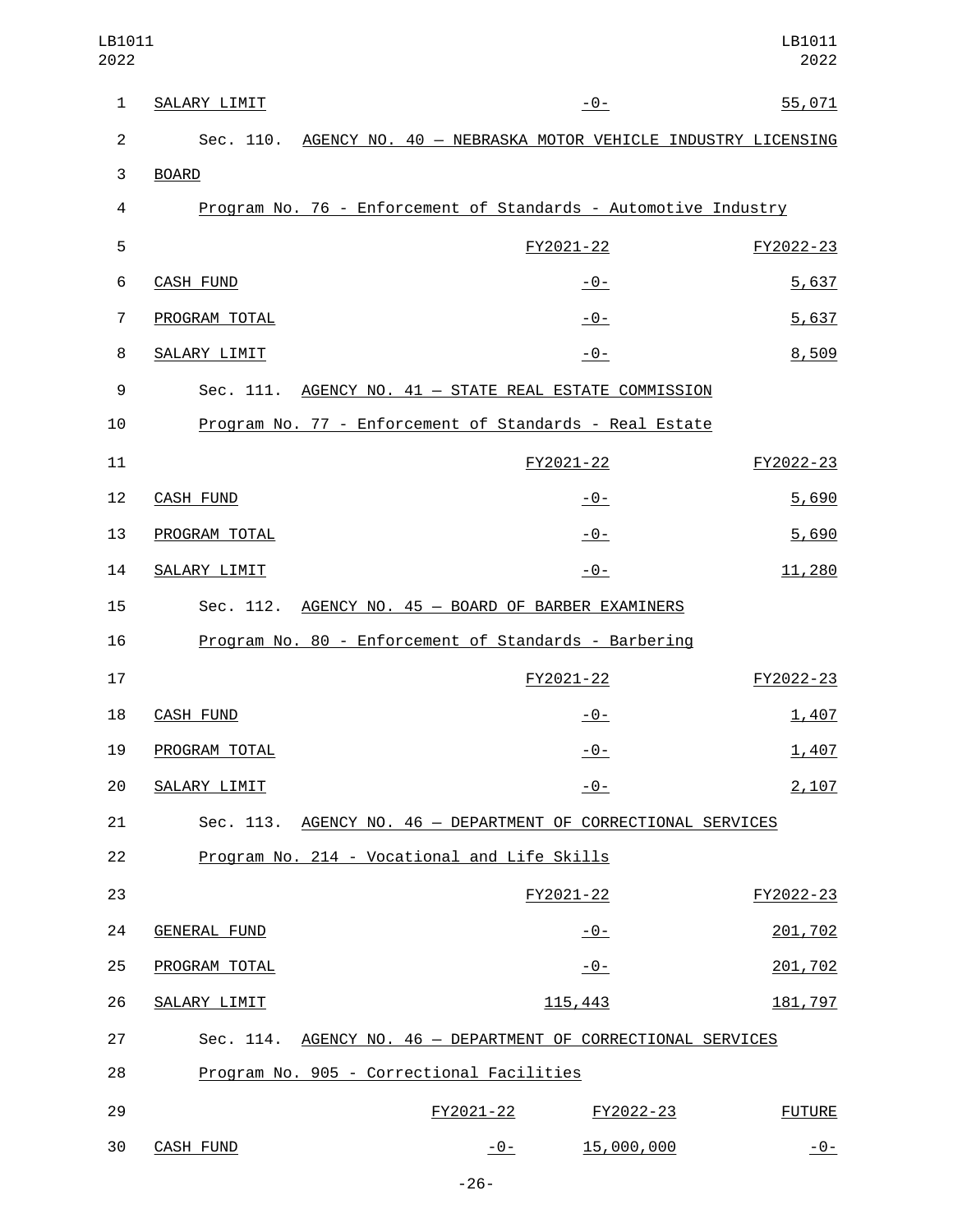| | | |
|---|---|---|
| SALARY LIMIT | -0- | 55,071 |

Sec. 110. AGENCY NO. 40 — NEBRASKA MOTOR VEHICLE INDUSTRY LICENSING BOARD

Program No. 76 - Enforcement of Standards - Automotive Industry

| | FY2021-22 | FY2022-23 |
|---|---|---|
| CASH FUND | -0- | 5,637 |
| PROGRAM TOTAL | -0- | 5,637 |
| SALARY LIMIT | -0- | 8,509 |

Sec. 111. AGENCY NO. 41 — STATE REAL ESTATE COMMISSION

Program No. 77 - Enforcement of Standards - Real Estate

| | FY2021-22 | FY2022-23 |
|---|---|---|
| CASH FUND | -0- | 5,690 |
| PROGRAM TOTAL | -0- | 5,690 |
| SALARY LIMIT | -0- | 11,280 |

Sec. 112. AGENCY NO. 45 — BOARD OF BARBER EXAMINERS

Program No. 80 - Enforcement of Standards - Barbering

| | FY2021-22 | FY2022-23 |
|---|---|---|
| CASH FUND | -0- | 1,407 |
| PROGRAM TOTAL | -0- | 1,407 |
| SALARY LIMIT | -0- | 2,107 |

Sec. 113. AGENCY NO. 46 — DEPARTMENT OF CORRECTIONAL SERVICES

Program No. 214 - Vocational and Life Skills

| | FY2021-22 | FY2022-23 |
|---|---|---|
| GENERAL FUND | -0- | 201,702 |
| PROGRAM TOTAL | -0- | 201,702 |
| SALARY LIMIT | 115,443 | 181,797 |

Sec. 114. AGENCY NO. 46 — DEPARTMENT OF CORRECTIONAL SERVICES

Program No. 905 - Correctional Facilities

| | FY2021-22 | FY2022-23 | FUTURE |
|---|---|---|---|
| CASH FUND | -0- | 15,000,000 | -0- |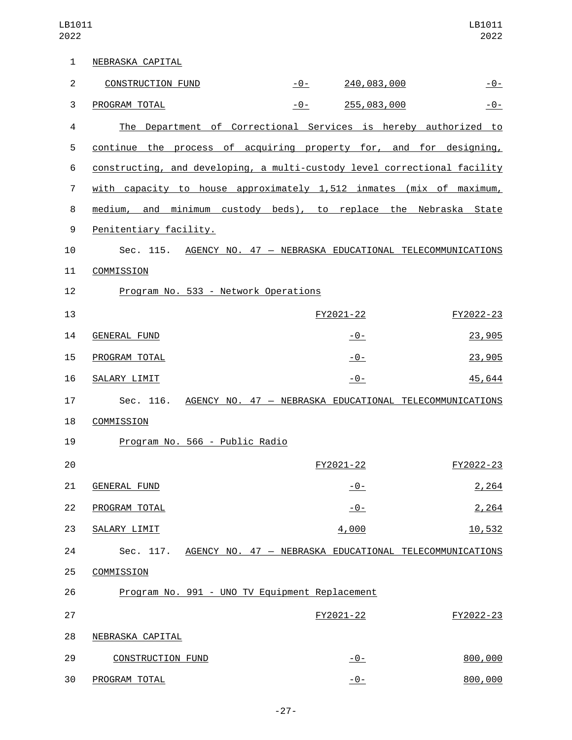| | | | |
|---|---|---|---|
| NEBRASKA CAPITAL | | | |
| CONSTRUCTION FUND | -0- | 240,083,000 | -0- |
| PROGRAM TOTAL | -0- | 255,083,000 | -0- |

The Department of Correctional Services is hereby authorized to continue the process of acquiring property for, and for designing, constructing, and developing, a multi-custody level correctional facility with capacity to house approximately 1,512 inmates (mix of maximum, medium, and minimum custody beds), to replace the Nebraska State Penitentiary facility.

Sec. 115. AGENCY NO. 47 — NEBRASKA EDUCATIONAL TELECOMMUNICATIONS COMMISSION

Program No. 533 - Network Operations

| | FY2021-22 | FY2022-23 |
|---|---|---|
| GENERAL FUND | -0- | 23,905 |
| PROGRAM TOTAL | -0- | 23,905 |
| SALARY LIMIT | -0- | 45,644 |

Sec. 116. AGENCY NO. 47 — NEBRASKA EDUCATIONAL TELECOMMUNICATIONS COMMISSION

Program No. 566 - Public Radio

| | FY2021-22 | FY2022-23 |
|---|---|---|
| GENERAL FUND | -0- | 2,264 |
| PROGRAM TOTAL | -0- | 2,264 |
| SALARY LIMIT | 4,000 | 10,532 |

Sec. 117. AGENCY NO. 47 — NEBRASKA EDUCATIONAL TELECOMMUNICATIONS COMMISSION

Program No. 991 - UNO TV Equipment Replacement

| | FY2021-22 | FY2022-23 |
|---|---|---|
| NEBRASKA CAPITAL | | |
| CONSTRUCTION FUND | -0- | 800,000 |
| PROGRAM TOTAL | -0- | 800,000 |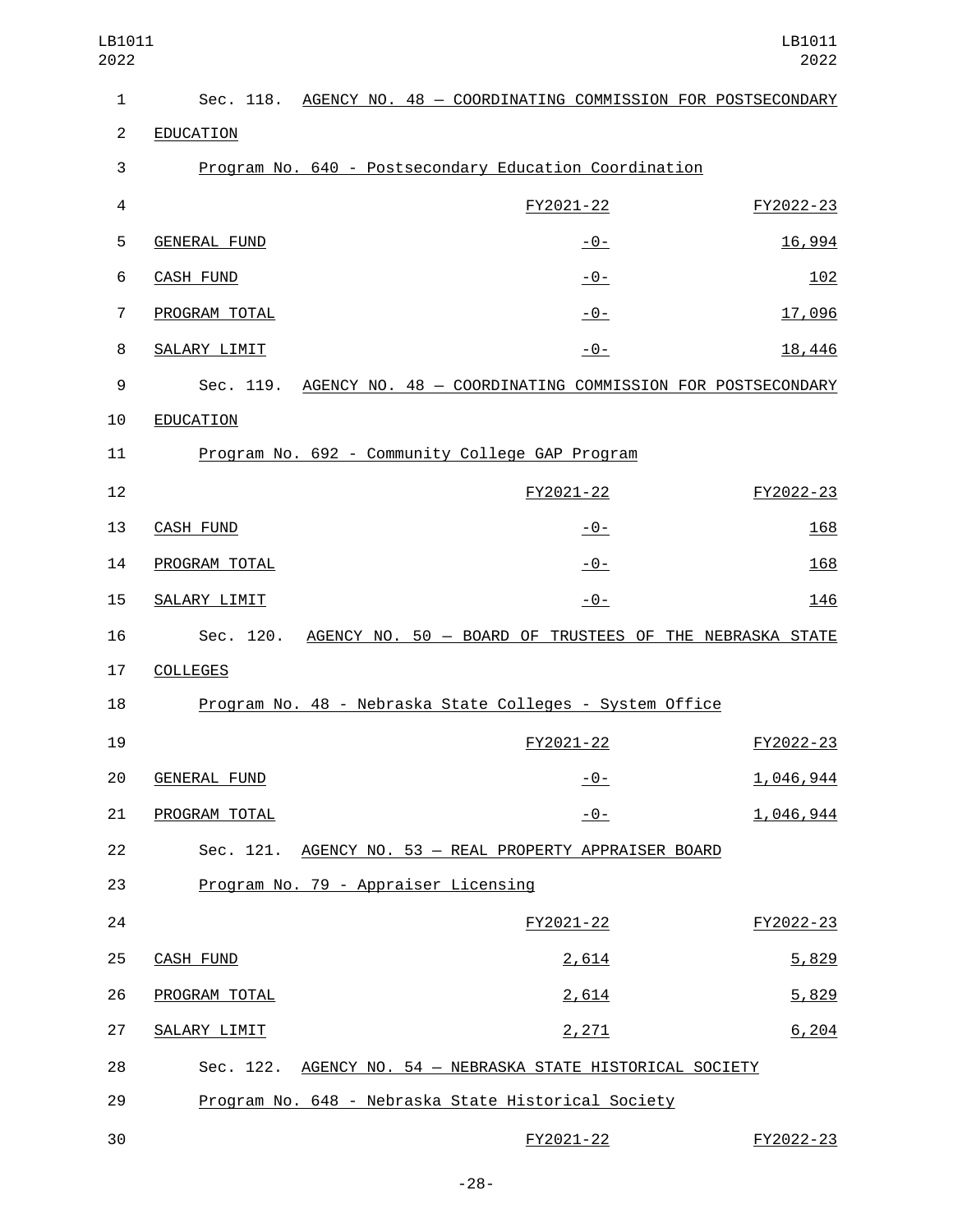Sec. 118. AGENCY NO. 48 — COORDINATING COMMISSION FOR POSTSECONDARY EDUCATION

Program No. 640 - Postsecondary Education Coordination

| | FY2021-22 | FY2022-23 |
|---|---|---|
| GENERAL FUND | -0- | 16,994 |
| CASH FUND | -0- | 102 |
| PROGRAM TOTAL | -0- | 17,096 |
| SALARY LIMIT | -0- | 18,446 |

Sec. 119. AGENCY NO. 48 — COORDINATING COMMISSION FOR POSTSECONDARY EDUCATION

Program No. 692 - Community College GAP Program

| | FY2021-22 | FY2022-23 |
|---|---|---|
| CASH FUND | -0- | 168 |
| PROGRAM TOTAL | -0- | 168 |
| SALARY LIMIT | -0- | 146 |

Sec. 120. AGENCY NO. 50 — BOARD OF TRUSTEES OF THE NEBRASKA STATE COLLEGES

Program No. 48 - Nebraska State Colleges - System Office

| | FY2021-22 | FY2022-23 |
|---|---|---|
| GENERAL FUND | -0- | 1,046,944 |
| PROGRAM TOTAL | -0- | 1,046,944 |

Sec. 121. AGENCY NO. 53 — REAL PROPERTY APPRAISER BOARD

Program No. 79 - Appraiser Licensing

| | FY2021-22 | FY2022-23 |
|---|---|---|
| CASH FUND | 2,614 | 5,829 |
| PROGRAM TOTAL | 2,614 | 5,829 |
| SALARY LIMIT | 2,271 | 6,204 |

Sec. 122. AGENCY NO. 54 — NEBRASKA STATE HISTORICAL SOCIETY

Program No. 648 - Nebraska State Historical Society

| | FY2021-22 | FY2022-23 |
|---|---|---|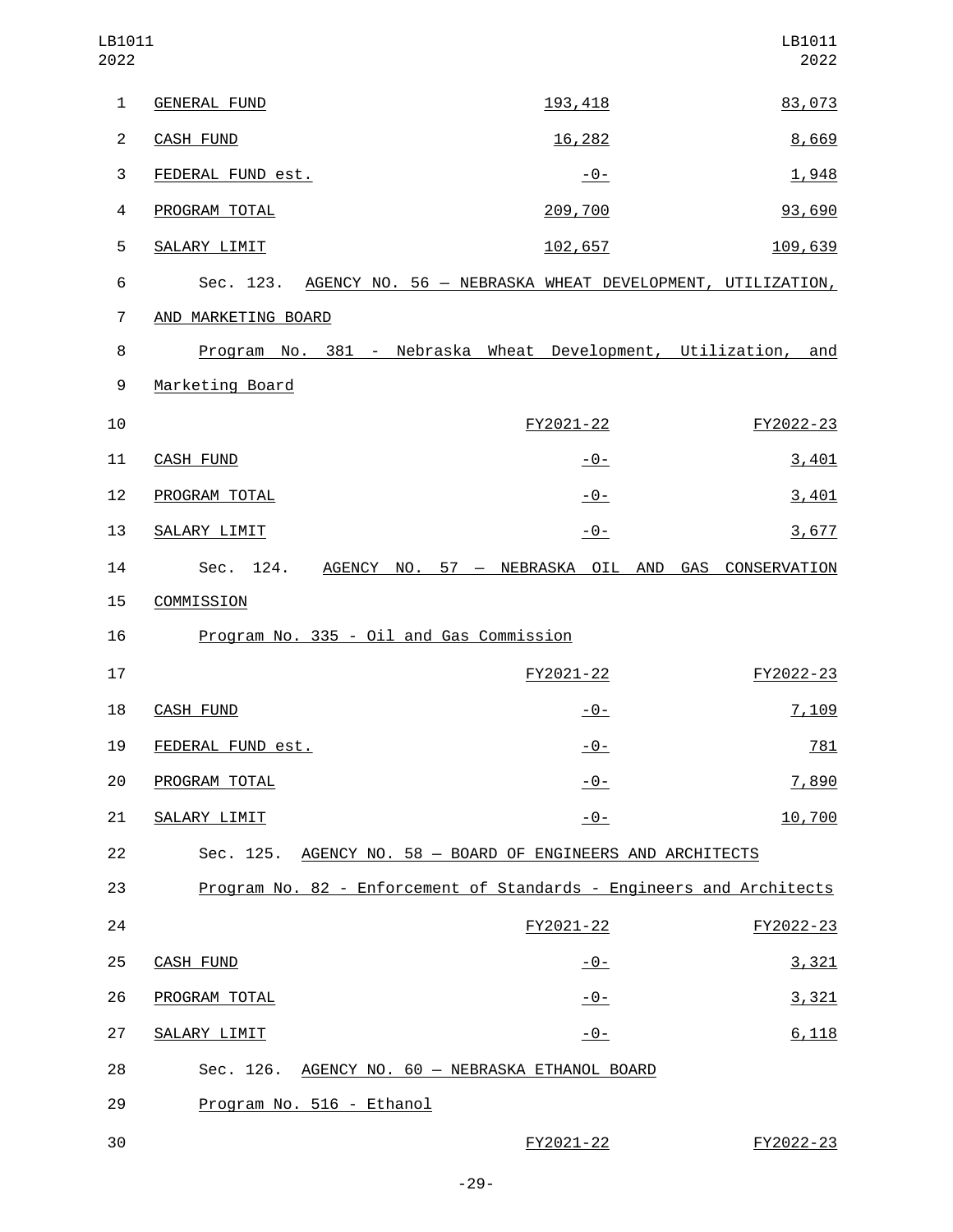| | | |
|---|---|---|
| GENERAL FUND | 193,418 | 83,073 |
| CASH FUND | 16,282 | 8,669 |
| FEDERAL FUND est. | -0- | 1,948 |
| PROGRAM TOTAL | 209,700 | 93,690 |
| SALARY LIMIT | 102,657 | 109,639 |

Sec. 123. AGENCY NO. 56 — NEBRASKA WHEAT DEVELOPMENT, UTILIZATION, AND MARKETING BOARD

Program No. 381 - Nebraska Wheat Development, Utilization, and Marketing Board

| | FY2021-22 | FY2022-23 |
|---|---|---|
| CASH FUND | -0- | 3,401 |
| PROGRAM TOTAL | -0- | 3,401 |
| SALARY LIMIT | -0- | 3,677 |

Sec. 124. AGENCY NO. 57 — NEBRASKA OIL AND GAS CONSERVATION COMMISSION

Program No. 335 - Oil and Gas Commission

| | FY2021-22 | FY2022-23 |
|---|---|---|
| CASH FUND | -0- | 7,109 |
| FEDERAL FUND est. | -0- | 781 |
| PROGRAM TOTAL | -0- | 7,890 |
| SALARY LIMIT | -0- | 10,700 |

Sec. 125. AGENCY NO. 58 — BOARD OF ENGINEERS AND ARCHITECTS

Program No. 82 - Enforcement of Standards - Engineers and Architects

| | FY2021-22 | FY2022-23 |
|---|---|---|
| CASH FUND | -0- | 3,321 |
| PROGRAM TOTAL | -0- | 3,321 |
| SALARY LIMIT | -0- | 6,118 |

Sec. 126. AGENCY NO. 60 — NEBRASKA ETHANOL BOARD

Program No. 516 - Ethanol

| | FY2021-22 | FY2022-23 |
|---|---|---|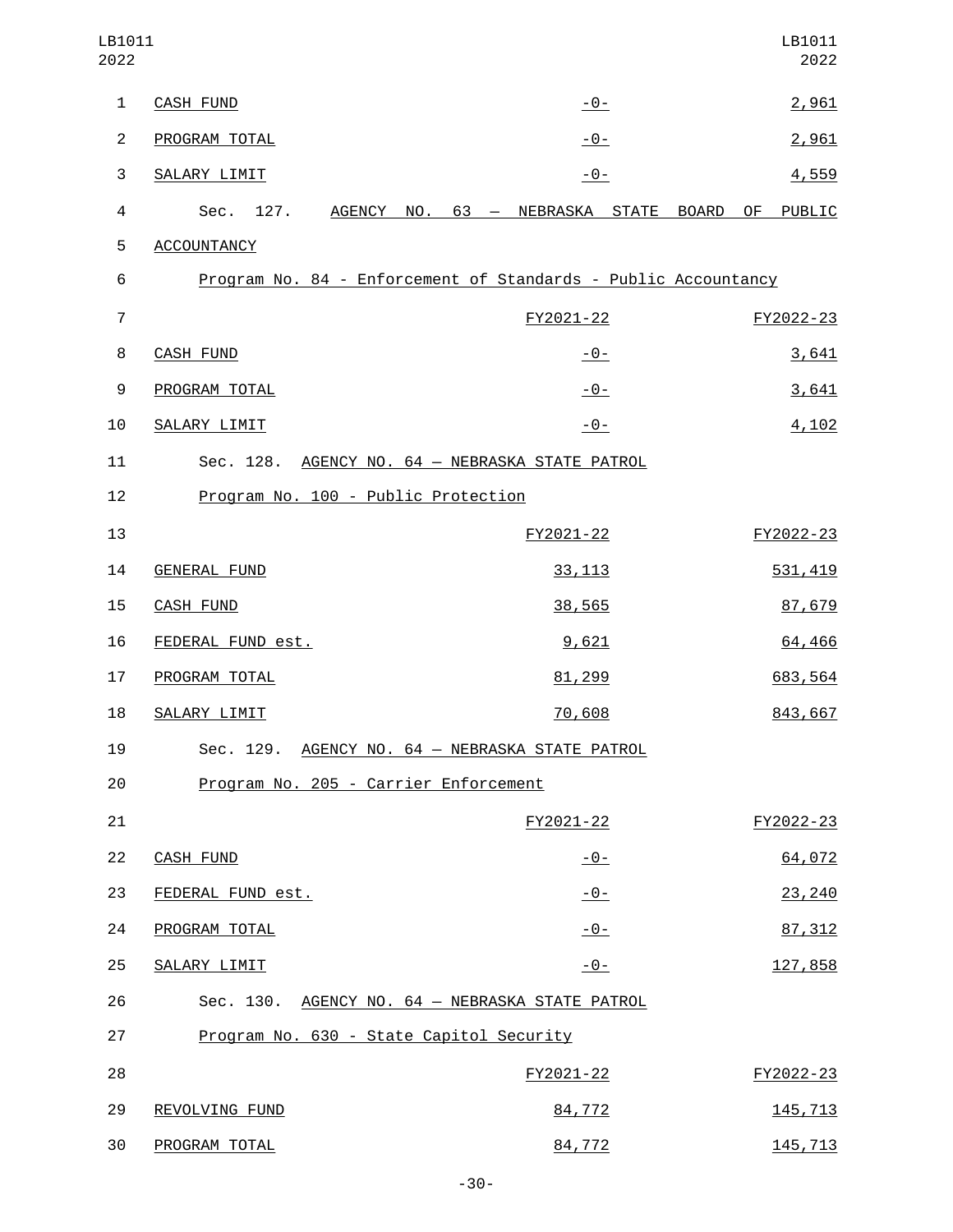| | | |
|---|---|---|
| CASH FUND | -0- | 2,961 |
| PROGRAM TOTAL | -0- | 2,961 |
| SALARY LIMIT | -0- | 4,559 |

Sec. 127. AGENCY NO. 63 — NEBRASKA STATE BOARD OF PUBLIC ACCOUNTANCY

Program No. 84 - Enforcement of Standards - Public Accountancy

| | FY2021-22 | FY2022-23 |
|---|---|---|
| CASH FUND | -0- | 3,641 |
| PROGRAM TOTAL | -0- | 3,641 |
| SALARY LIMIT | -0- | 4,102 |

Sec. 128. AGENCY NO. 64 — NEBRASKA STATE PATROL

Program No. 100 - Public Protection

| | FY2021-22 | FY2022-23 |
|---|---|---|
| GENERAL FUND | 33,113 | 531,419 |
| CASH FUND | 38,565 | 87,679 |
| FEDERAL FUND est. | 9,621 | 64,466 |
| PROGRAM TOTAL | 81,299 | 683,564 |
| SALARY LIMIT | 70,608 | 843,667 |

Sec. 129. AGENCY NO. 64 — NEBRASKA STATE PATROL

Program No. 205 - Carrier Enforcement

| | FY2021-22 | FY2022-23 |
|---|---|---|
| CASH FUND | -0- | 64,072 |
| FEDERAL FUND est. | -0- | 23,240 |
| PROGRAM TOTAL | -0- | 87,312 |
| SALARY LIMIT | -0- | 127,858 |

Sec. 130. AGENCY NO. 64 — NEBRASKA STATE PATROL

Program No. 630 - State Capitol Security

| | FY2021-22 | FY2022-23 |
|---|---|---|
| REVOLVING FUND | 84,772 | 145,713 |
| PROGRAM TOTAL | 84,772 | 145,713 |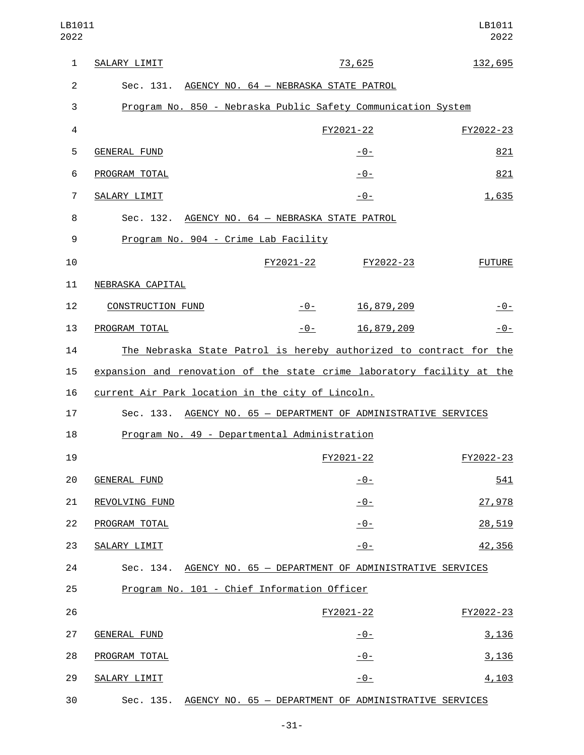| | | |
|---|---|---|
| SALARY LIMIT | 73,625 | 132,695 |

Sec. 131. AGENCY NO. 64 — NEBRASKA STATE PATROL

Program No. 850 - Nebraska Public Safety Communication System

| | FY2021-22 | FY2022-23 |
|---|---|---|
| GENERAL FUND | -0- | 821 |
| PROGRAM TOTAL | -0- | 821 |
| SALARY LIMIT | -0- | 1,635 |

Sec. 132. AGENCY NO. 64 — NEBRASKA STATE PATROL

Program No. 904 - Crime Lab Facility

| | FY2021-22 | FY2022-23 | FUTURE |
|---|---|---|---|
| NEBRASKA CAPITAL CONSTRUCTION FUND | -0- | 16,879,209 | -0- |
| PROGRAM TOTAL | -0- | 16,879,209 | -0- |

The Nebraska State Patrol is hereby authorized to contract for the expansion and renovation of the state crime laboratory facility at the current Air Park location in the city of Lincoln.

Sec. 133. AGENCY NO. 65 — DEPARTMENT OF ADMINISTRATIVE SERVICES

Program No. 49 - Departmental Administration

| | FY2021-22 | FY2022-23 |
|---|---|---|
| GENERAL FUND | -0- | 541 |
| REVOLVING FUND | -0- | 27,978 |
| PROGRAM TOTAL | -0- | 28,519 |
| SALARY LIMIT | -0- | 42,356 |

Sec. 134. AGENCY NO. 65 — DEPARTMENT OF ADMINISTRATIVE SERVICES

Program No. 101 - Chief Information Officer

| | FY2021-22 | FY2022-23 |
|---|---|---|
| GENERAL FUND | -0- | 3,136 |
| PROGRAM TOTAL | -0- | 3,136 |
| SALARY LIMIT | -0- | 4,103 |

Sec. 135. AGENCY NO. 65 — DEPARTMENT OF ADMINISTRATIVE SERVICES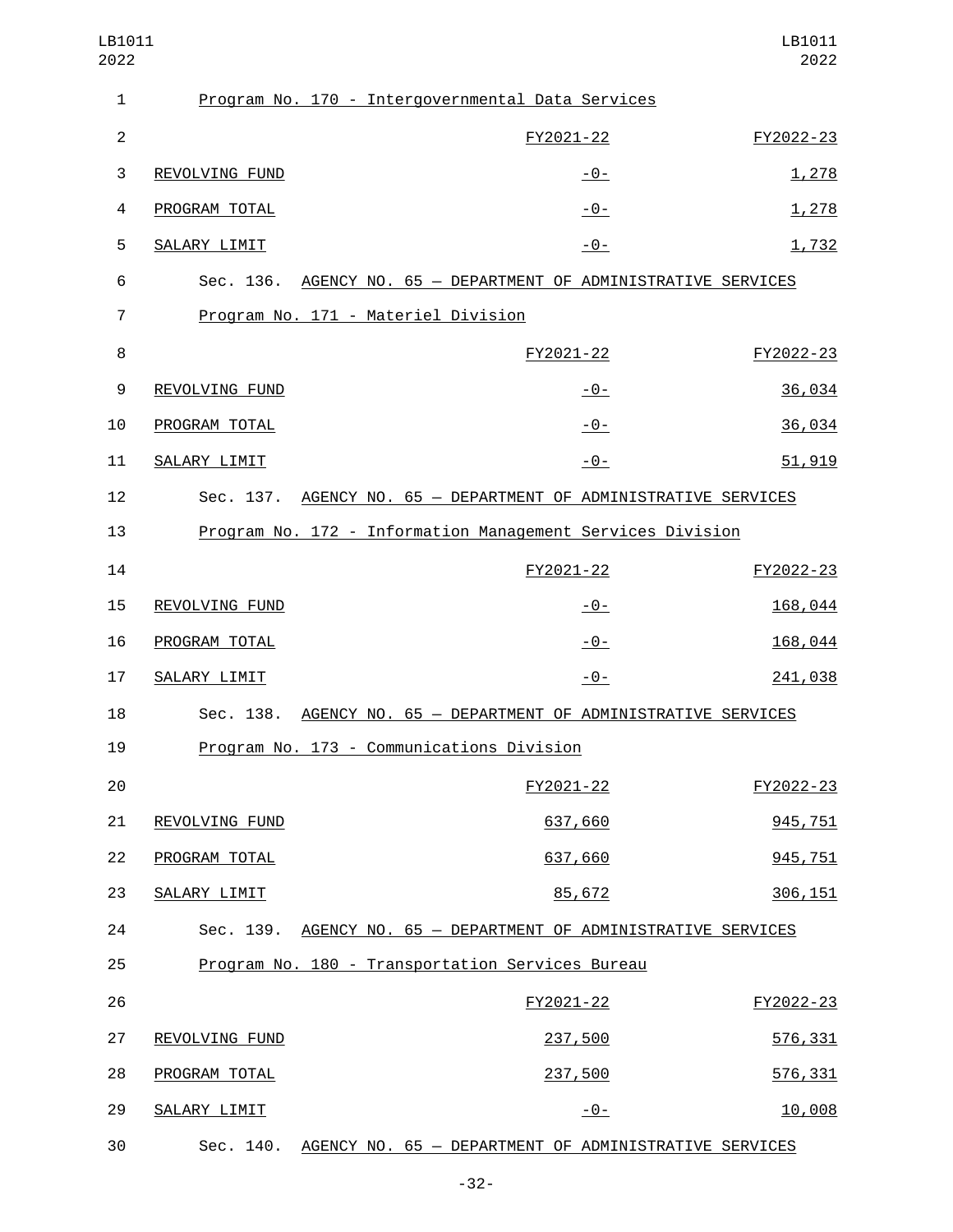Program No. 170 - Intergovernmental Data Services

| | FY2021-22 | FY2022-23 |
|---|---|---|
| REVOLVING FUND | -0- | 1,278 |
| PROGRAM TOTAL | -0- | 1,278 |
| SALARY LIMIT | -0- | 1,732 |

Sec. 136. AGENCY NO. 65 — DEPARTMENT OF ADMINISTRATIVE SERVICES

Program No. 171 - Materiel Division

| | FY2021-22 | FY2022-23 |
|---|---|---|
| REVOLVING FUND | -0- | 36,034 |
| PROGRAM TOTAL | -0- | 36,034 |
| SALARY LIMIT | -0- | 51,919 |

Sec. 137. AGENCY NO. 65 — DEPARTMENT OF ADMINISTRATIVE SERVICES

Program No. 172 - Information Management Services Division

| | FY2021-22 | FY2022-23 |
|---|---|---|
| REVOLVING FUND | -0- | 168,044 |
| PROGRAM TOTAL | -0- | 168,044 |
| SALARY LIMIT | -0- | 241,038 |

Sec. 138. AGENCY NO. 65 — DEPARTMENT OF ADMINISTRATIVE SERVICES

Program No. 173 - Communications Division

| | FY2021-22 | FY2022-23 |
|---|---|---|
| REVOLVING FUND | 637,660 | 945,751 |
| PROGRAM TOTAL | 637,660 | 945,751 |
| SALARY LIMIT | 85,672 | 306,151 |

Sec. 139. AGENCY NO. 65 — DEPARTMENT OF ADMINISTRATIVE SERVICES

Program No. 180 - Transportation Services Bureau

| | FY2021-22 | FY2022-23 |
|---|---|---|
| REVOLVING FUND | 237,500 | 576,331 |
| PROGRAM TOTAL | 237,500 | 576,331 |
| SALARY LIMIT | -0- | 10,008 |

Sec. 140. AGENCY NO. 65 — DEPARTMENT OF ADMINISTRATIVE SERVICES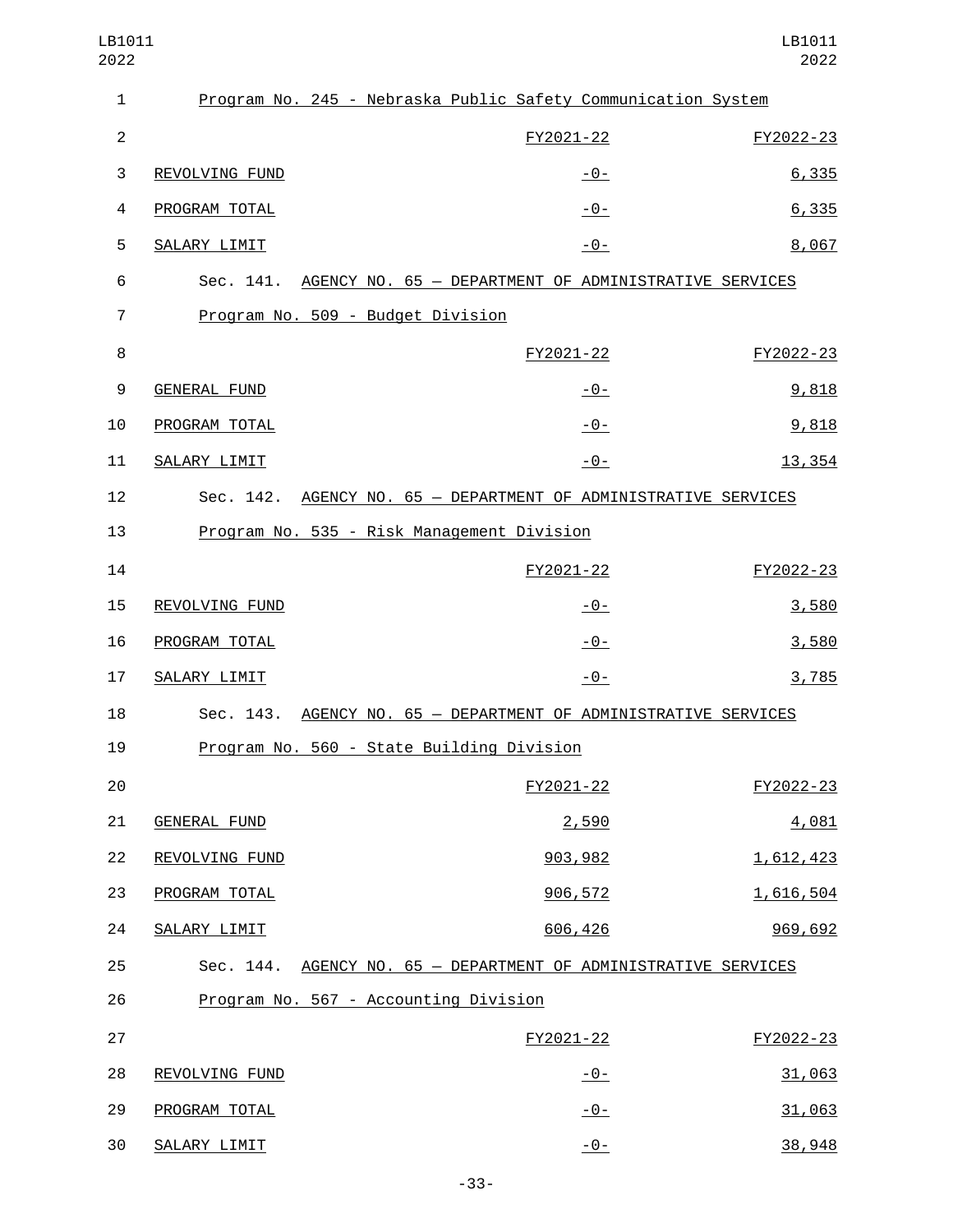Program No. 245 - Nebraska Public Safety Communication System

| | FY2021-22 | FY2022-23 |
|---|---|---|
| REVOLVING FUND | -0- | 6,335 |
| PROGRAM TOTAL | -0- | 6,335 |
| SALARY LIMIT | -0- | 8,067 |

Sec. 141. AGENCY NO. 65 — DEPARTMENT OF ADMINISTRATIVE SERVICES

Program No. 509 - Budget Division

| | FY2021-22 | FY2022-23 |
|---|---|---|
| GENERAL FUND | -0- | 9,818 |
| PROGRAM TOTAL | -0- | 9,818 |
| SALARY LIMIT | -0- | 13,354 |

Sec. 142. AGENCY NO. 65 — DEPARTMENT OF ADMINISTRATIVE SERVICES

Program No. 535 - Risk Management Division

| | FY2021-22 | FY2022-23 |
|---|---|---|
| REVOLVING FUND | -0- | 3,580 |
| PROGRAM TOTAL | -0- | 3,580 |
| SALARY LIMIT | -0- | 3,785 |

Sec. 143. AGENCY NO. 65 — DEPARTMENT OF ADMINISTRATIVE SERVICES

Program No. 560 - State Building Division

| | FY2021-22 | FY2022-23 |
|---|---|---|
| GENERAL FUND | 2,590 | 4,081 |
| REVOLVING FUND | 903,982 | 1,612,423 |
| PROGRAM TOTAL | 906,572 | 1,616,504 |
| SALARY LIMIT | 606,426 | 969,692 |

Sec. 144. AGENCY NO. 65 — DEPARTMENT OF ADMINISTRATIVE SERVICES

Program No. 567 - Accounting Division

| | FY2021-22 | FY2022-23 |
|---|---|---|
| REVOLVING FUND | -0- | 31,063 |
| PROGRAM TOTAL | -0- | 31,063 |
| SALARY LIMIT | -0- | 38,948 |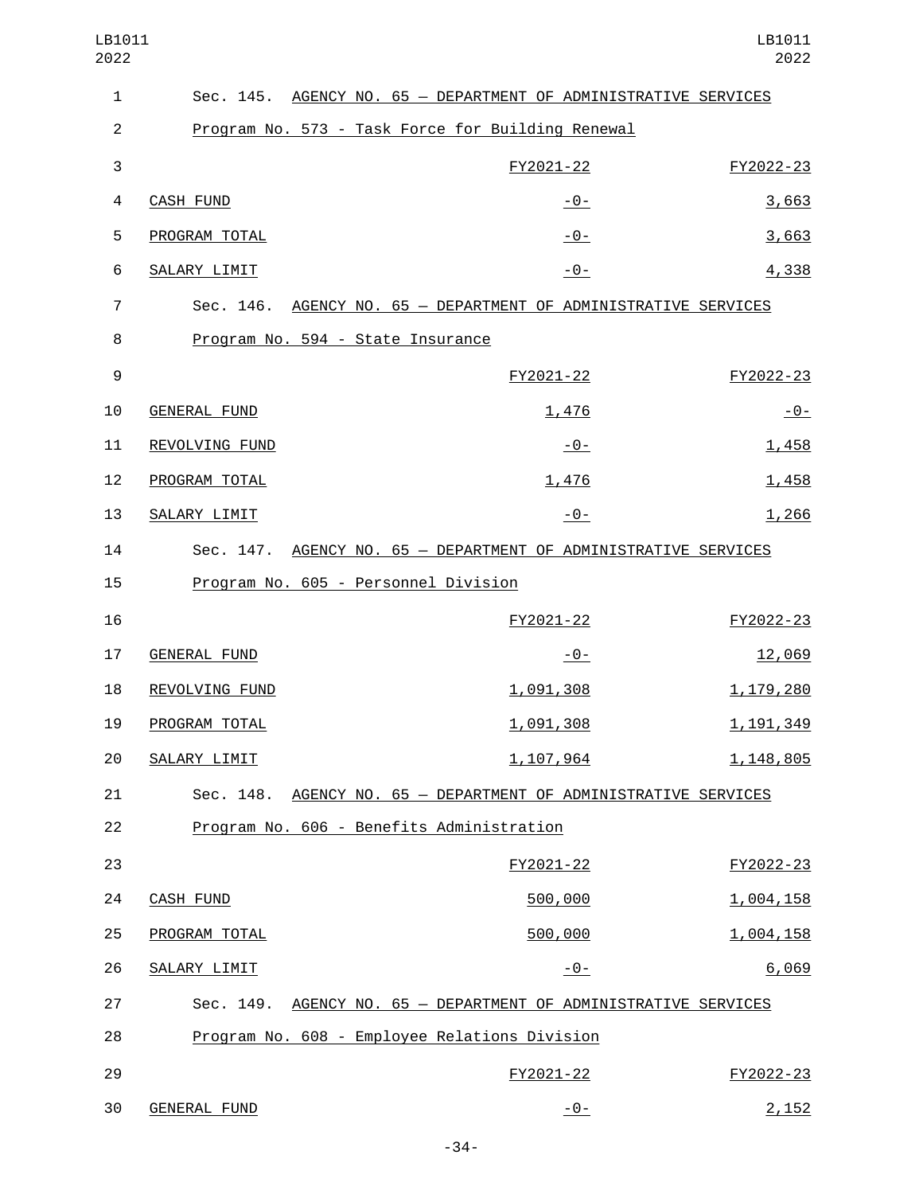Sec. 145. AGENCY NO. 65 — DEPARTMENT OF ADMINISTRATIVE SERVICES

Program No. 573 - Task Force for Building Renewal

| | FY2021-22 | FY2022-23 |
|---|---|---|
| CASH FUND | -0- | 3,663 |
| PROGRAM TOTAL | -0- | 3,663 |
| SALARY LIMIT | -0- | 4,338 |

Sec. 146. AGENCY NO. 65 — DEPARTMENT OF ADMINISTRATIVE SERVICES

Program No. 594 - State Insurance

| | FY2021-22 | FY2022-23 |
|---|---|---|
| GENERAL FUND | 1,476 | -0- |
| REVOLVING FUND | -0- | 1,458 |
| PROGRAM TOTAL | 1,476 | 1,458 |
| SALARY LIMIT | -0- | 1,266 |

Sec. 147. AGENCY NO. 65 — DEPARTMENT OF ADMINISTRATIVE SERVICES

Program No. 605 - Personnel Division

| | FY2021-22 | FY2022-23 |
|---|---|---|
| GENERAL FUND | -0- | 12,069 |
| REVOLVING FUND | 1,091,308 | 1,179,280 |
| PROGRAM TOTAL | 1,091,308 | 1,191,349 |
| SALARY LIMIT | 1,107,964 | 1,148,805 |

Sec. 148. AGENCY NO. 65 — DEPARTMENT OF ADMINISTRATIVE SERVICES

Program No. 606 - Benefits Administration

| | FY2021-22 | FY2022-23 |
|---|---|---|
| CASH FUND | 500,000 | 1,004,158 |
| PROGRAM TOTAL | 500,000 | 1,004,158 |
| SALARY LIMIT | -0- | 6,069 |

Sec. 149. AGENCY NO. 65 — DEPARTMENT OF ADMINISTRATIVE SERVICES

Program No. 608 - Employee Relations Division

| | FY2021-22 | FY2022-23 |
|---|---|---|
| GENERAL FUND | -0- | 2,152 |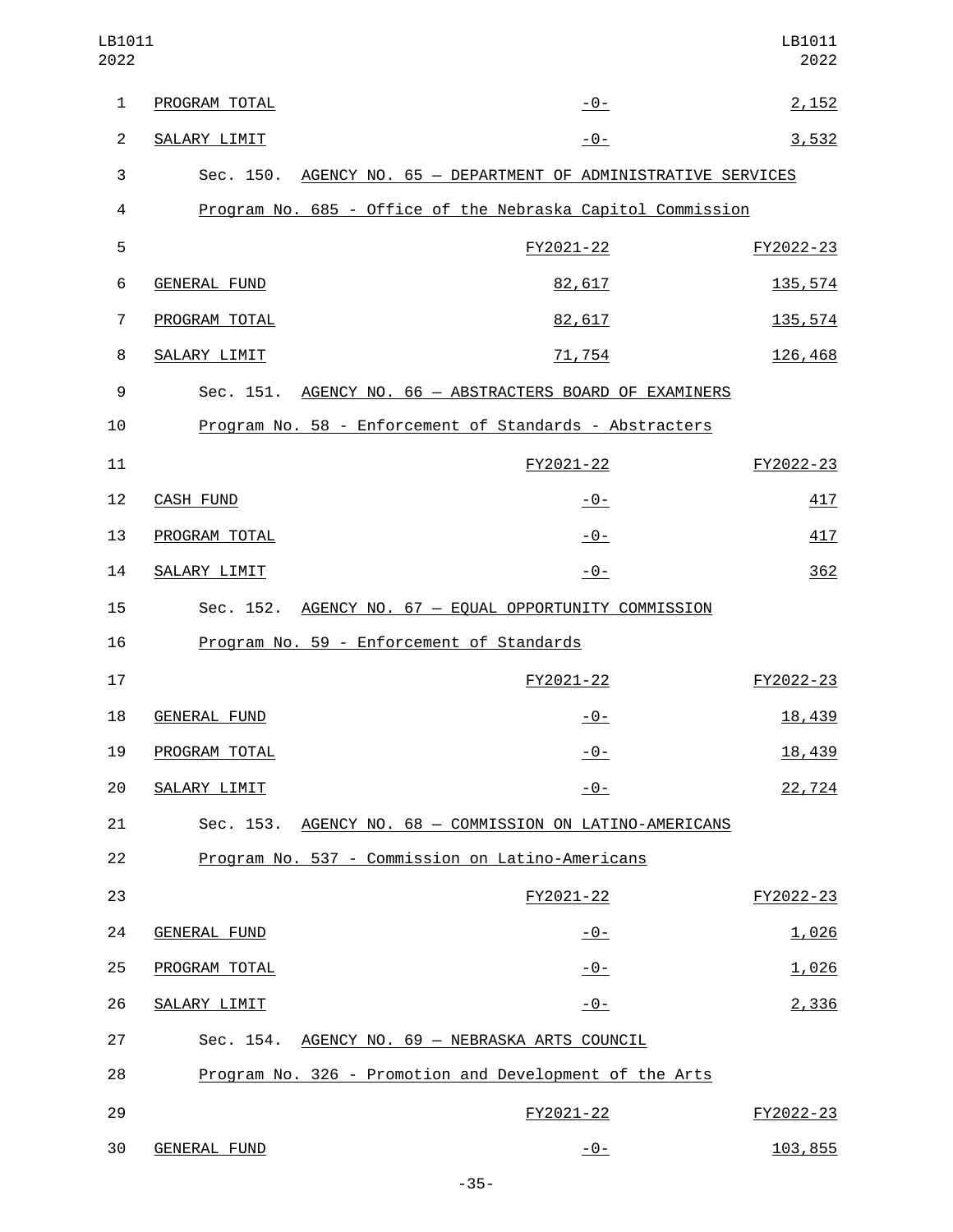| | | |
|---|---|---|
| PROGRAM TOTAL | -0- | 2,152 |
| SALARY LIMIT | -0- | 3,532 |

Sec. 150. AGENCY NO. 65 — DEPARTMENT OF ADMINISTRATIVE SERVICES

Program No. 685 - Office of the Nebraska Capitol Commission

| | FY2021-22 | FY2022-23 |
|---|---|---|
| GENERAL FUND | 82,617 | 135,574 |
| PROGRAM TOTAL | 82,617 | 135,574 |
| SALARY LIMIT | 71,754 | 126,468 |

Sec. 151. AGENCY NO. 66 — ABSTRACTERS BOARD OF EXAMINERS

Program No. 58 - Enforcement of Standards - Abstracters

| | FY2021-22 | FY2022-23 |
|---|---|---|
| CASH FUND | -0- | 417 |
| PROGRAM TOTAL | -0- | 417 |
| SALARY LIMIT | -0- | 362 |

Sec. 152. AGENCY NO. 67 — EQUAL OPPORTUNITY COMMISSION

Program No. 59 - Enforcement of Standards

| | FY2021-22 | FY2022-23 |
|---|---|---|
| GENERAL FUND | -0- | 18,439 |
| PROGRAM TOTAL | -0- | 18,439 |
| SALARY LIMIT | -0- | 22,724 |

Sec. 153. AGENCY NO. 68 — COMMISSION ON LATINO-AMERICANS

Program No. 537 - Commission on Latino-Americans

| | FY2021-22 | FY2022-23 |
|---|---|---|
| GENERAL FUND | -0- | 1,026 |
| PROGRAM TOTAL | -0- | 1,026 |
| SALARY LIMIT | -0- | 2,336 |

Sec. 154. AGENCY NO. 69 — NEBRASKA ARTS COUNCIL

Program No. 326 - Promotion and Development of the Arts

| | FY2021-22 | FY2022-23 |
|---|---|---|
| GENERAL FUND | -0- | 103,855 |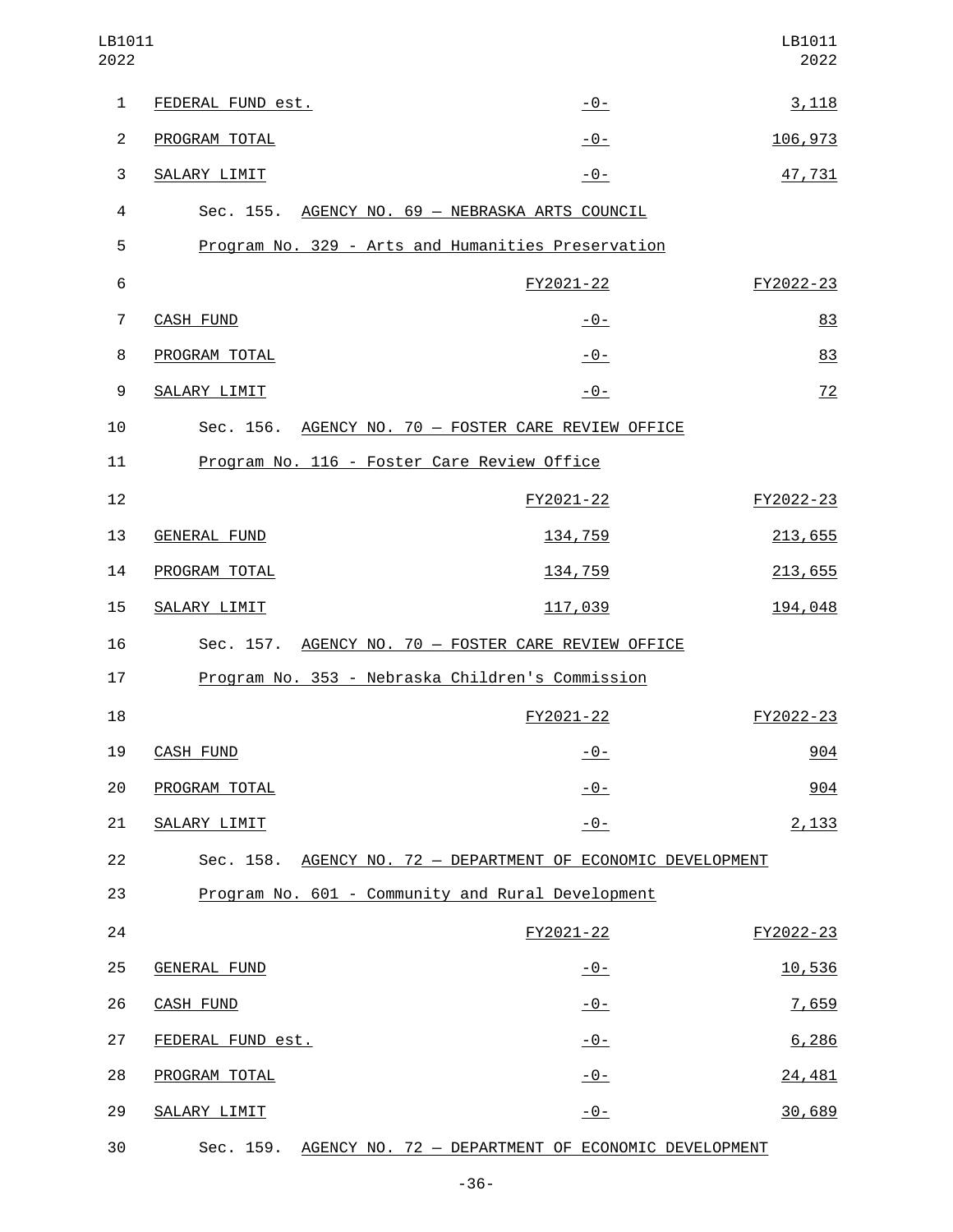| | FY2021-22 | FY2022-23 |
|---|---|---|
| FEDERAL FUND est. | -0- | 3,118 |
| PROGRAM TOTAL | -0- | 106,973 |
| SALARY LIMIT | -0- | 47,731 |

Sec. 155. AGENCY NO. 69 — NEBRASKA ARTS COUNCIL

Program No. 329 - Arts and Humanities Preservation

| | FY2021-22 | FY2022-23 |
|---|---|---|
| CASH FUND | -0- | 83 |
| PROGRAM TOTAL | -0- | 83 |
| SALARY LIMIT | -0- | 72 |

Sec. 156. AGENCY NO. 70 — FOSTER CARE REVIEW OFFICE

Program No. 116 - Foster Care Review Office

| | FY2021-22 | FY2022-23 |
|---|---|---|
| GENERAL FUND | 134,759 | 213,655 |
| PROGRAM TOTAL | 134,759 | 213,655 |
| SALARY LIMIT | 117,039 | 194,048 |

Sec. 157. AGENCY NO. 70 — FOSTER CARE REVIEW OFFICE

Program No. 353 - Nebraska Children's Commission

| | FY2021-22 | FY2022-23 |
|---|---|---|
| CASH FUND | -0- | 904 |
| PROGRAM TOTAL | -0- | 904 |
| SALARY LIMIT | -0- | 2,133 |

Sec. 158. AGENCY NO. 72 — DEPARTMENT OF ECONOMIC DEVELOPMENT

Program No. 601 - Community and Rural Development

| | FY2021-22 | FY2022-23 |
|---|---|---|
| GENERAL FUND | -0- | 10,536 |
| CASH FUND | -0- | 7,659 |
| FEDERAL FUND est. | -0- | 6,286 |
| PROGRAM TOTAL | -0- | 24,481 |
| SALARY LIMIT | -0- | 30,689 |

Sec. 159. AGENCY NO. 72 — DEPARTMENT OF ECONOMIC DEVELOPMENT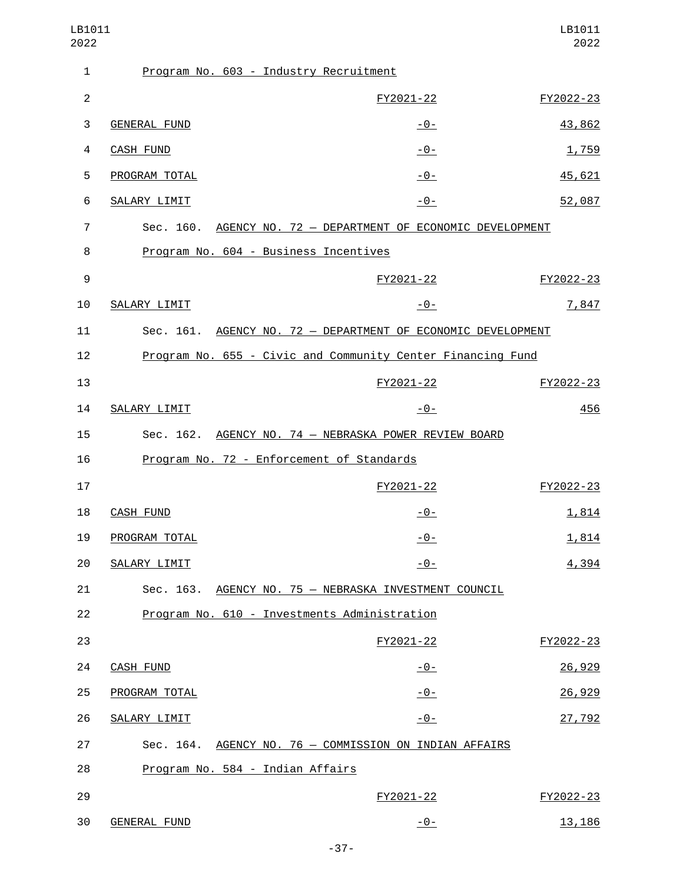Program No. 603 - Industry Recruitment

| | FY2021-22 | FY2022-23 |
|---|---|---|
| GENERAL FUND | -0- | 43,862 |
| CASH FUND | -0- | 1,759 |
| PROGRAM TOTAL | -0- | 45,621 |
| SALARY LIMIT | -0- | 52,087 |

Sec. 160. AGENCY NO. 72 — DEPARTMENT OF ECONOMIC DEVELOPMENT

Program No. 604 - Business Incentives

| | FY2021-22 | FY2022-23 |
|---|---|---|
| SALARY LIMIT | -0- | 7,847 |

Sec. 161. AGENCY NO. 72 — DEPARTMENT OF ECONOMIC DEVELOPMENT

Program No. 655 - Civic and Community Center Financing Fund

| | FY2021-22 | FY2022-23 |
|---|---|---|
| SALARY LIMIT | -0- | 456 |

Sec. 162. AGENCY NO. 74 — NEBRASKA POWER REVIEW BOARD

Program No. 72 - Enforcement of Standards

| | FY2021-22 | FY2022-23 |
|---|---|---|
| CASH FUND | -0- | 1,814 |
| PROGRAM TOTAL | -0- | 1,814 |
| SALARY LIMIT | -0- | 4,394 |

Sec. 163. AGENCY NO. 75 — NEBRASKA INVESTMENT COUNCIL

Program No. 610 - Investments Administration

| | FY2021-22 | FY2022-23 |
|---|---|---|
| CASH FUND | -0- | 26,929 |
| PROGRAM TOTAL | -0- | 26,929 |
| SALARY LIMIT | -0- | 27,792 |

Sec. 164. AGENCY NO. 76 — COMMISSION ON INDIAN AFFAIRS

Program No. 584 - Indian Affairs

| | FY2021-22 | FY2022-23 |
|---|---|---|
| GENERAL FUND | -0- | 13,186 |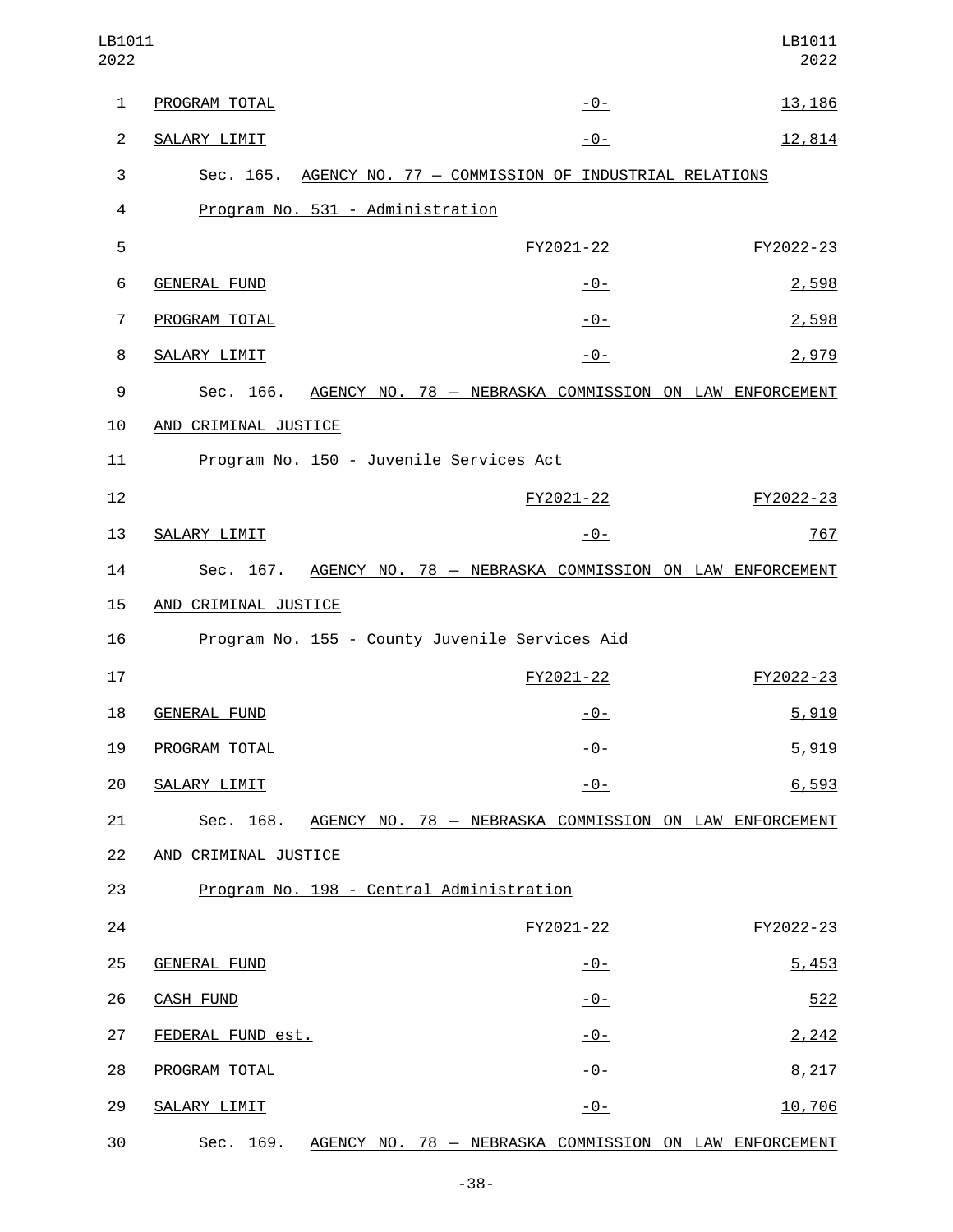| | | |
|---|---|---|
| PROGRAM TOTAL | -0- | 13,186 |
| SALARY LIMIT | -0- | 12,814 |

Sec. 165. AGENCY NO. 77 — COMMISSION OF INDUSTRIAL RELATIONS

Program No. 531 - Administration

| | FY2021-22 | FY2022-23 |
|---|---|---|
| GENERAL FUND | -0- | 2,598 |
| PROGRAM TOTAL | -0- | 2,598 |
| SALARY LIMIT | -0- | 2,979 |

Sec. 166. AGENCY NO. 78 — NEBRASKA COMMISSION ON LAW ENFORCEMENT AND CRIMINAL JUSTICE

Program No. 150 - Juvenile Services Act

| | FY2021-22 | FY2022-23 |
|---|---|---|
| SALARY LIMIT | -0- | 767 |

Sec. 167. AGENCY NO. 78 — NEBRASKA COMMISSION ON LAW ENFORCEMENT AND CRIMINAL JUSTICE

Program No. 155 - County Juvenile Services Aid

| | FY2021-22 | FY2022-23 |
|---|---|---|
| GENERAL FUND | -0- | 5,919 |
| PROGRAM TOTAL | -0- | 5,919 |
| SALARY LIMIT | -0- | 6,593 |

Sec. 168. AGENCY NO. 78 — NEBRASKA COMMISSION ON LAW ENFORCEMENT AND CRIMINAL JUSTICE

Program No. 198 - Central Administration

| | FY2021-22 | FY2022-23 |
|---|---|---|
| GENERAL FUND | -0- | 5,453 |
| CASH FUND | -0- | 522 |
| FEDERAL FUND est. | -0- | 2,242 |
| PROGRAM TOTAL | -0- | 8,217 |
| SALARY LIMIT | -0- | 10,706 |

Sec. 169. AGENCY NO. 78 — NEBRASKA COMMISSION ON LAW ENFORCEMENT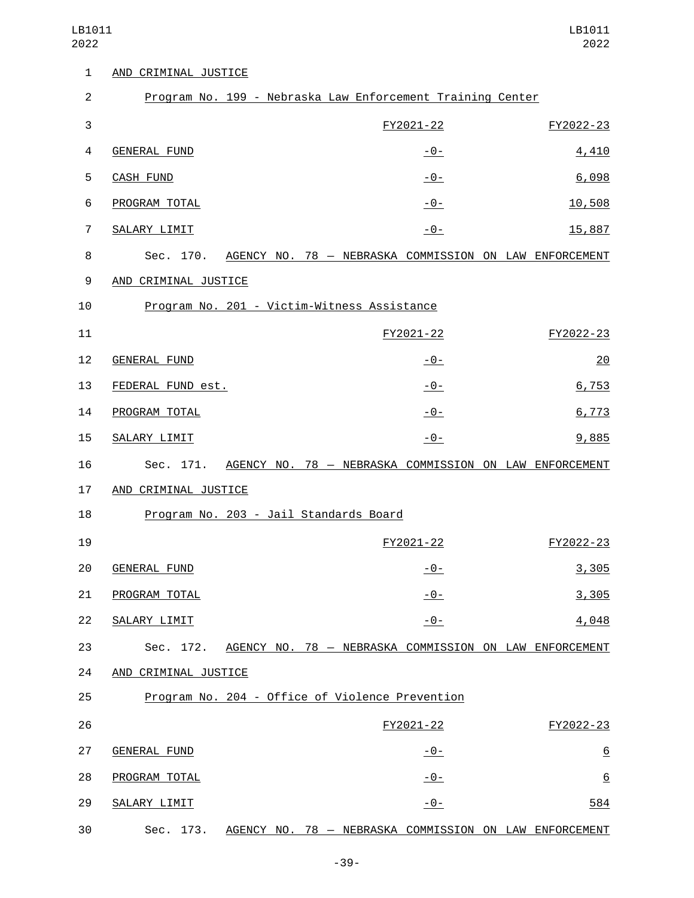AND CRIMINAL JUSTICE

Program No. 199 - Nebraska Law Enforcement Training Center

| | FY2021-22 | FY2022-23 |
|---|---|---|
| GENERAL FUND | -0- | 4,410 |
| CASH FUND | -0- | 6,098 |
| PROGRAM TOTAL | -0- | 10,508 |
| SALARY LIMIT | -0- | 15,887 |

Sec. 170. AGENCY NO. 78 — NEBRASKA COMMISSION ON LAW ENFORCEMENT AND CRIMINAL JUSTICE

Program No. 201 - Victim-Witness Assistance

| | FY2021-22 | FY2022-23 |
|---|---|---|
| GENERAL FUND | -0- | 20 |
| FEDERAL FUND est. | -0- | 6,753 |
| PROGRAM TOTAL | -0- | 6,773 |
| SALARY LIMIT | -0- | 9,885 |

Sec. 171. AGENCY NO. 78 — NEBRASKA COMMISSION ON LAW ENFORCEMENT AND CRIMINAL JUSTICE

Program No. 203 - Jail Standards Board

| | FY2021-22 | FY2022-23 |
|---|---|---|
| GENERAL FUND | -0- | 3,305 |
| PROGRAM TOTAL | -0- | 3,305 |
| SALARY LIMIT | -0- | 4,048 |

Sec. 172. AGENCY NO. 78 — NEBRASKA COMMISSION ON LAW ENFORCEMENT AND CRIMINAL JUSTICE

Program No. 204 - Office of Violence Prevention

| | FY2021-22 | FY2022-23 |
|---|---|---|
| GENERAL FUND | -0- | 6 |
| PROGRAM TOTAL | -0- | 6 |
| SALARY LIMIT | -0- | 584 |

Sec. 173. AGENCY NO. 78 — NEBRASKA COMMISSION ON LAW ENFORCEMENT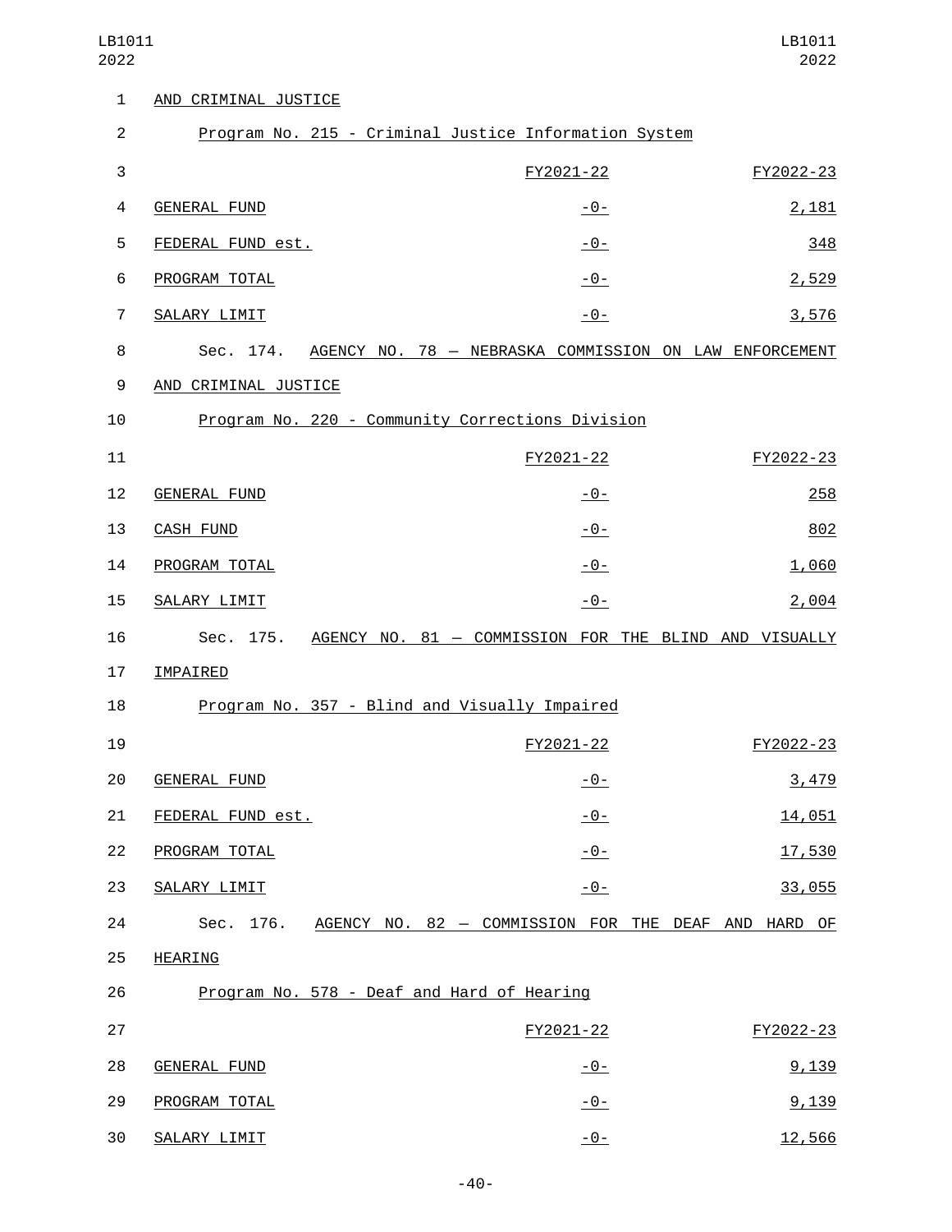AND CRIMINAL JUSTICE

Program No. 215 - Criminal Justice Information System

| | FY2021-22 | FY2022-23 |
|---|---|---|
| GENERAL FUND | -0- | 2,181 |
| FEDERAL FUND est. | -0- | 348 |
| PROGRAM TOTAL | -0- | 2,529 |
| SALARY LIMIT | -0- | 3,576 |

Sec. 174. AGENCY NO. 78 — NEBRASKA COMMISSION ON LAW ENFORCEMENT AND CRIMINAL JUSTICE

Program No. 220 - Community Corrections Division

| | FY2021-22 | FY2022-23 |
|---|---|---|
| GENERAL FUND | -0- | 258 |
| CASH FUND | -0- | 802 |
| PROGRAM TOTAL | -0- | 1,060 |
| SALARY LIMIT | -0- | 2,004 |

Sec. 175. AGENCY NO. 81 — COMMISSION FOR THE BLIND AND VISUALLY IMPAIRED

Program No. 357 - Blind and Visually Impaired

| | FY2021-22 | FY2022-23 |
|---|---|---|
| GENERAL FUND | -0- | 3,479 |
| FEDERAL FUND est. | -0- | 14,051 |
| PROGRAM TOTAL | -0- | 17,530 |
| SALARY LIMIT | -0- | 33,055 |

Sec. 176. AGENCY NO. 82 — COMMISSION FOR THE DEAF AND HARD OF HEARING

Program No. 578 - Deaf and Hard of Hearing

| | FY2021-22 | FY2022-23 |
|---|---|---|
| GENERAL FUND | -0- | 9,139 |
| PROGRAM TOTAL | -0- | 9,139 |
| SALARY LIMIT | -0- | 12,566 |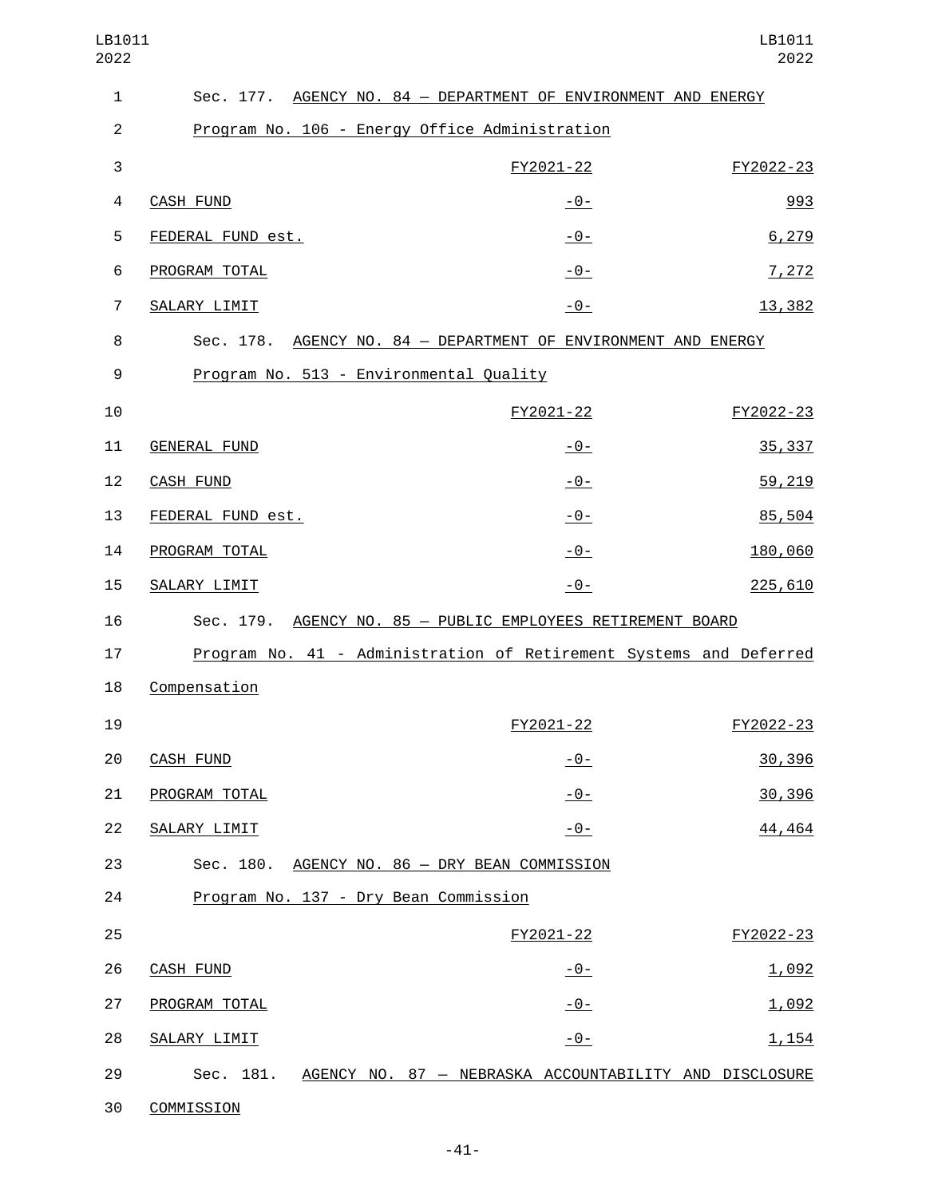Sec. 177. AGENCY NO. 84 — DEPARTMENT OF ENVIRONMENT AND ENERGY

Program No. 106 - Energy Office Administration

| | FY2021-22 | FY2022-23 |
|---|---|---|
| CASH FUND | -0- | 993 |
| FEDERAL FUND est. | -0- | 6,279 |
| PROGRAM TOTAL | -0- | 7,272 |
| SALARY LIMIT | -0- | 13,382 |

Sec. 178. AGENCY NO. 84 — DEPARTMENT OF ENVIRONMENT AND ENERGY

Program No. 513 - Environmental Quality

| | FY2021-22 | FY2022-23 |
|---|---|---|
| GENERAL FUND | -0- | 35,337 |
| CASH FUND | -0- | 59,219 |
| FEDERAL FUND est. | -0- | 85,504 |
| PROGRAM TOTAL | -0- | 180,060 |
| SALARY LIMIT | -0- | 225,610 |

Sec. 179. AGENCY NO. 85 — PUBLIC EMPLOYEES RETIREMENT BOARD

Program No. 41 - Administration of Retirement Systems and Deferred Compensation

| | FY2021-22 | FY2022-23 |
|---|---|---|
| CASH FUND | -0- | 30,396 |
| PROGRAM TOTAL | -0- | 30,396 |
| SALARY LIMIT | -0- | 44,464 |

Sec. 180. AGENCY NO. 86 — DRY BEAN COMMISSION

Program No. 137 - Dry Bean Commission

| | FY2021-22 | FY2022-23 |
|---|---|---|
| CASH FUND | -0- | 1,092 |
| PROGRAM TOTAL | -0- | 1,092 |
| SALARY LIMIT | -0- | 1,154 |

Sec. 181. AGENCY NO. 87 — NEBRASKA ACCOUNTABILITY AND DISCLOSURE COMMISSION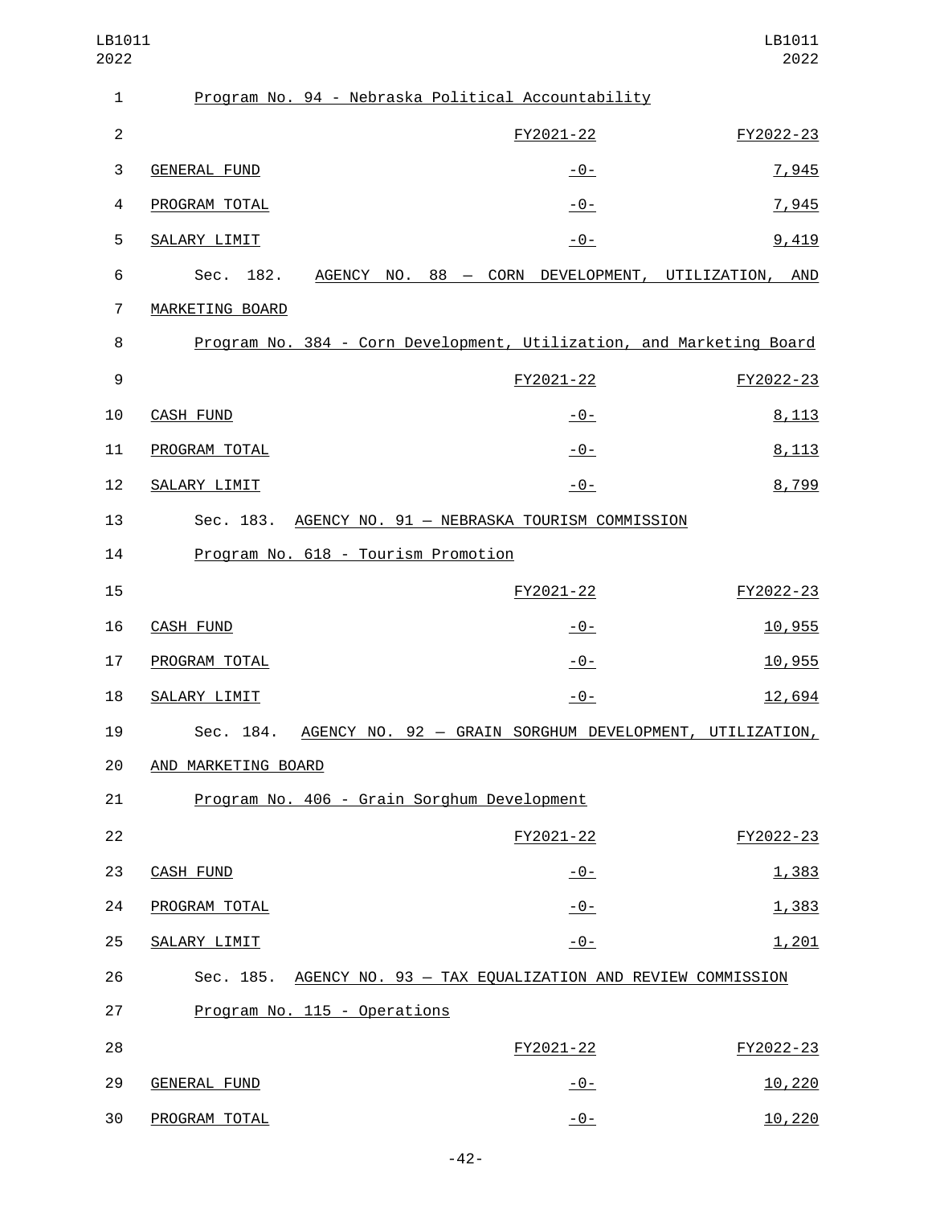Program No. 94 - Nebraska Political Accountability

| | FY2021-22 | FY2022-23 |
|---|---|---|
| GENERAL FUND | -0- | 7,945 |
| PROGRAM TOTAL | -0- | 7,945 |
| SALARY LIMIT | -0- | 9,419 |

Sec. 182. AGENCY NO. 88 — CORN DEVELOPMENT, UTILIZATION, AND MARKETING BOARD

Program No. 384 - Corn Development, Utilization, and Marketing Board

| | FY2021-22 | FY2022-23 |
|---|---|---|
| CASH FUND | -0- | 8,113 |
| PROGRAM TOTAL | -0- | 8,113 |
| SALARY LIMIT | -0- | 8,799 |

Sec. 183. AGENCY NO. 91 — NEBRASKA TOURISM COMMISSION

Program No. 618 - Tourism Promotion

| | FY2021-22 | FY2022-23 |
|---|---|---|
| CASH FUND | -0- | 10,955 |
| PROGRAM TOTAL | -0- | 10,955 |
| SALARY LIMIT | -0- | 12,694 |

Sec. 184. AGENCY NO. 92 — GRAIN SORGHUM DEVELOPMENT, UTILIZATION, AND MARKETING BOARD

Program No. 406 - Grain Sorghum Development

| | FY2021-22 | FY2022-23 |
|---|---|---|
| CASH FUND | -0- | 1,383 |
| PROGRAM TOTAL | -0- | 1,383 |
| SALARY LIMIT | -0- | 1,201 |

Sec. 185. AGENCY NO. 93 — TAX EQUALIZATION AND REVIEW COMMISSION

Program No. 115 - Operations

| | FY2021-22 | FY2022-23 |
|---|---|---|
| GENERAL FUND | -0- | 10,220 |
| PROGRAM TOTAL | -0- | 10,220 |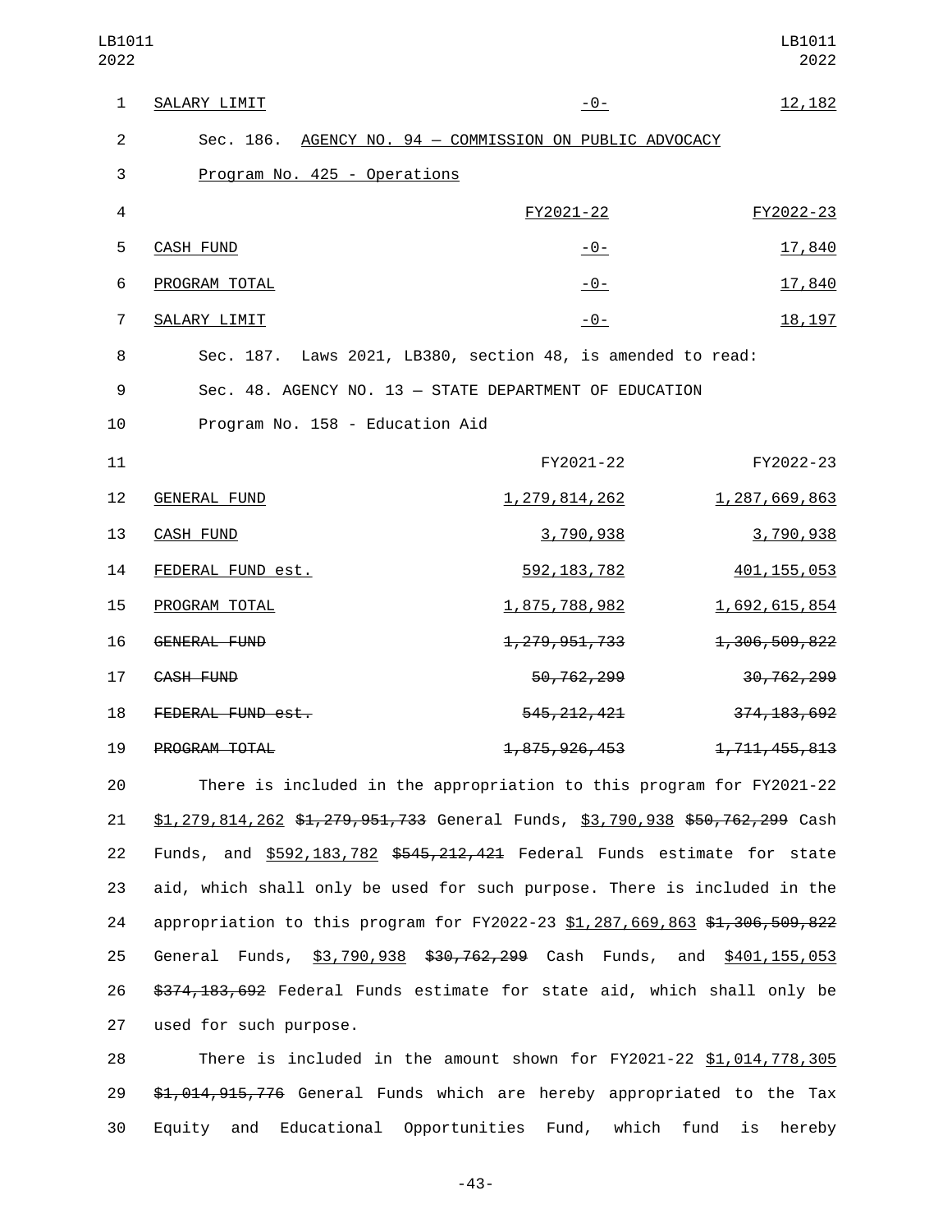| | | |
|---|---|---|
| SALARY LIMIT | -0- | 12,182 |

Sec. 186. AGENCY NO. 94 — COMMISSION ON PUBLIC ADVOCACY

Program No. 425 - Operations

| | FY2021-22 | FY2022-23 |
|---|---|---|
| CASH FUND | -0- | 17,840 |
| PROGRAM TOTAL | -0- | 17,840 |
| SALARY LIMIT | -0- | 18,197 |

Sec. 187. Laws 2021, LB380, section 48, is amended to read:

Sec. 48. AGENCY NO. 13 — STATE DEPARTMENT OF EDUCATION

Program No. 158 - Education Aid

| | FY2021-22 | FY2022-23 |
|---|---|---|
| GENERAL FUND | 1,279,814,262 | 1,287,669,863 |
| CASH FUND | 3,790,938 | 3,790,938 |
| FEDERAL FUND est. | 592,183,782 | 401,155,053 |
| PROGRAM TOTAL | 1,875,788,982 | 1,692,615,854 |
| ~~GENERAL FUND~~ | ~~1,279,951,733~~ | ~~1,306,509,822~~ |
| ~~CASH FUND~~ | ~~50,762,299~~ | ~~30,762,299~~ |
| ~~FEDERAL FUND est.~~ | ~~545,212,421~~ | ~~374,183,692~~ |
| ~~PROGRAM TOTAL~~ | ~~1,875,926,453~~ | ~~1,711,455,813~~ |

There is included in the appropriation to this program for FY2021-22 $1,279,814,262 ~~$1,279,951,733~~ General Funds, $3,790,938 ~~$50,762,299~~ Cash Funds, and $592,183,782 ~~$545,212,421~~ Federal Funds estimate for state aid, which shall only be used for such purpose. There is included in the appropriation to this program for FY2022-23 $1,287,669,863 ~~$1,306,509,822~~ General Funds, $3,790,938 ~~$30,762,299~~ Cash Funds, and $401,155,053 ~~$374,183,692~~ Federal Funds estimate for state aid, which shall only be used for such purpose.

There is included in the amount shown for FY2021-22 $1,014,778,305 ~~$1,014,915,776~~ General Funds which are hereby appropriated to the Tax Equity and Educational Opportunities Fund, which fund is hereby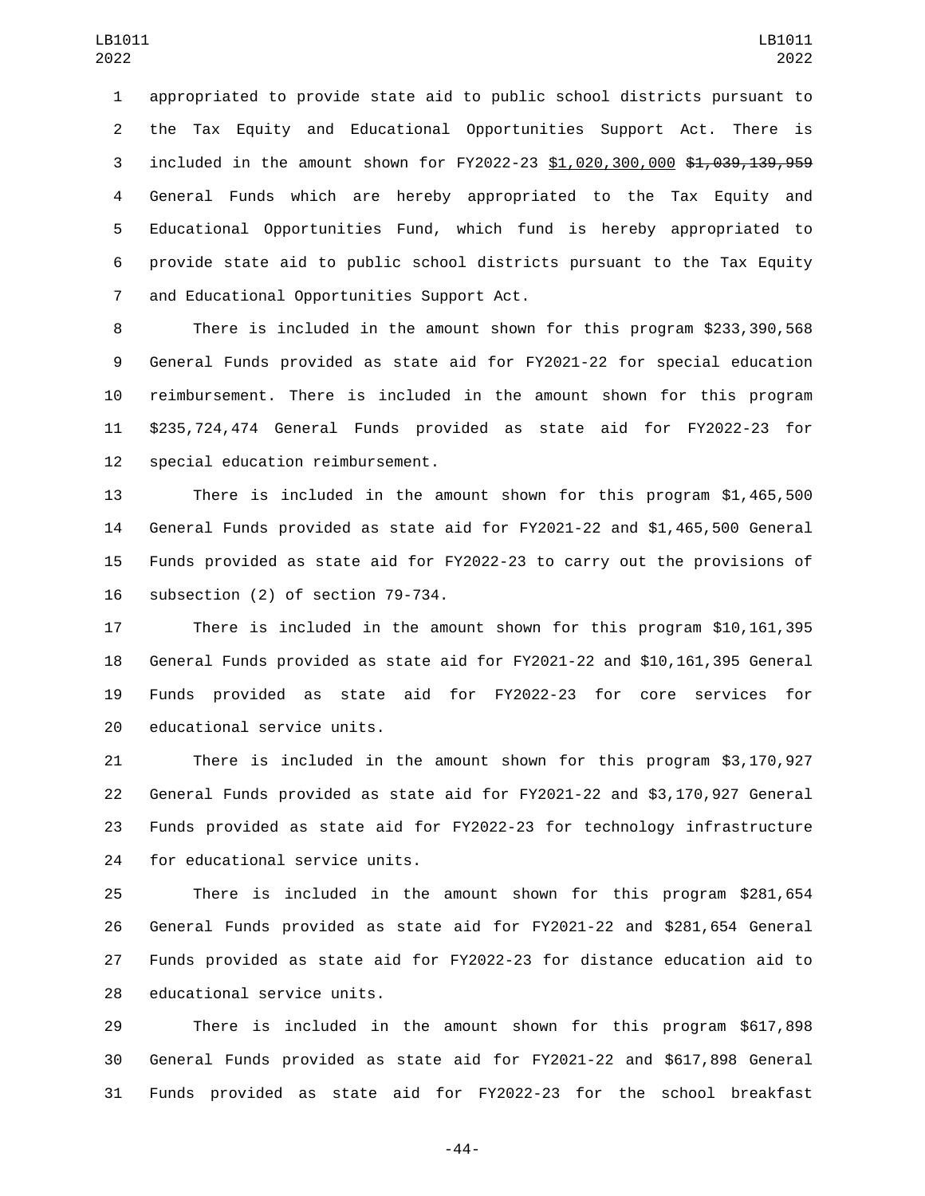appropriated to provide state aid to public school districts pursuant to the Tax Equity and Educational Opportunities Support Act. There is included in the amount shown for FY2022-23 <u>$1,020,300,000</u> ~~$1,039,139,959~~ General Funds which are hereby appropriated to the Tax Equity and Educational Opportunities Fund, which fund is hereby appropriated to provide state aid to public school districts pursuant to the Tax Equity and Educational Opportunities Support Act.

There is included in the amount shown for this program $233,390,568 General Funds provided as state aid for FY2021-22 for special education reimbursement. There is included in the amount shown for this program $235,724,474 General Funds provided as state aid for FY2022-23 for special education reimbursement.

There is included in the amount shown for this program $1,465,500 General Funds provided as state aid for FY2021-22 and $1,465,500 General Funds provided as state aid for FY2022-23 to carry out the provisions of subsection (2) of section 79-734.

There is included in the amount shown for this program $10,161,395 General Funds provided as state aid for FY2021-22 and $10,161,395 General Funds provided as state aid for FY2022-23 for core services for educational service units.

There is included in the amount shown for this program $3,170,927 General Funds provided as state aid for FY2021-22 and $3,170,927 General Funds provided as state aid for FY2022-23 for technology infrastructure for educational service units.

There is included in the amount shown for this program $281,654 General Funds provided as state aid for FY2021-22 and $281,654 General Funds provided as state aid for FY2022-23 for distance education aid to educational service units.

There is included in the amount shown for this program $617,898 General Funds provided as state aid for FY2021-22 and $617,898 General Funds provided as state aid for FY2022-23 for the school breakfast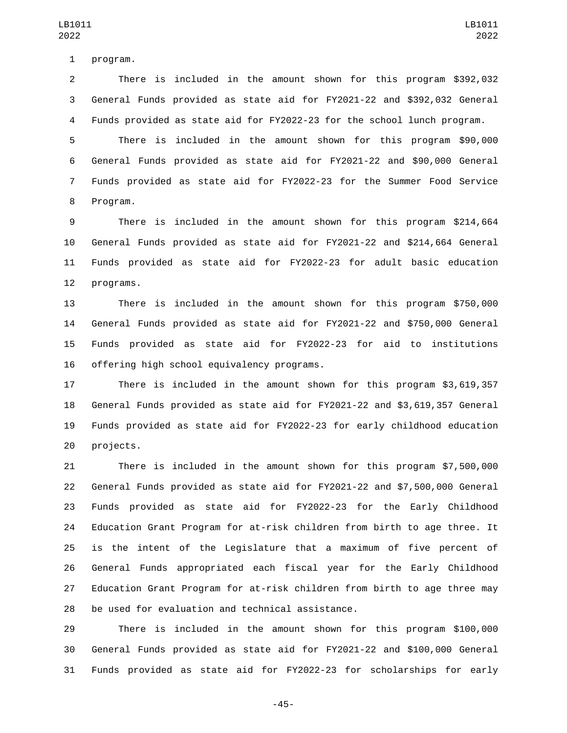program.

There is included in the amount shown for this program $392,032 General Funds provided as state aid for FY2021-22 and $392,032 General Funds provided as state aid for FY2022-23 for the school lunch program.

There is included in the amount shown for this program $90,000 General Funds provided as state aid for FY2021-22 and $90,000 General Funds provided as state aid for FY2022-23 for the Summer Food Service Program.

There is included in the amount shown for this program $214,664 General Funds provided as state aid for FY2021-22 and $214,664 General Funds provided as state aid for FY2022-23 for adult basic education programs.

There is included in the amount shown for this program $750,000 General Funds provided as state aid for FY2021-22 and $750,000 General Funds provided as state aid for FY2022-23 for aid to institutions offering high school equivalency programs.

There is included in the amount shown for this program $3,619,357 General Funds provided as state aid for FY2021-22 and $3,619,357 General Funds provided as state aid for FY2022-23 for early childhood education projects.

There is included in the amount shown for this program $7,500,000 General Funds provided as state aid for FY2021-22 and $7,500,000 General Funds provided as state aid for FY2022-23 for the Early Childhood Education Grant Program for at-risk children from birth to age three. It is the intent of the Legislature that a maximum of five percent of General Funds appropriated each fiscal year for the Early Childhood Education Grant Program for at-risk children from birth to age three may be used for evaluation and technical assistance.

There is included in the amount shown for this program $100,000 General Funds provided as state aid for FY2021-22 and $100,000 General Funds provided as state aid for FY2022-23 for scholarships for early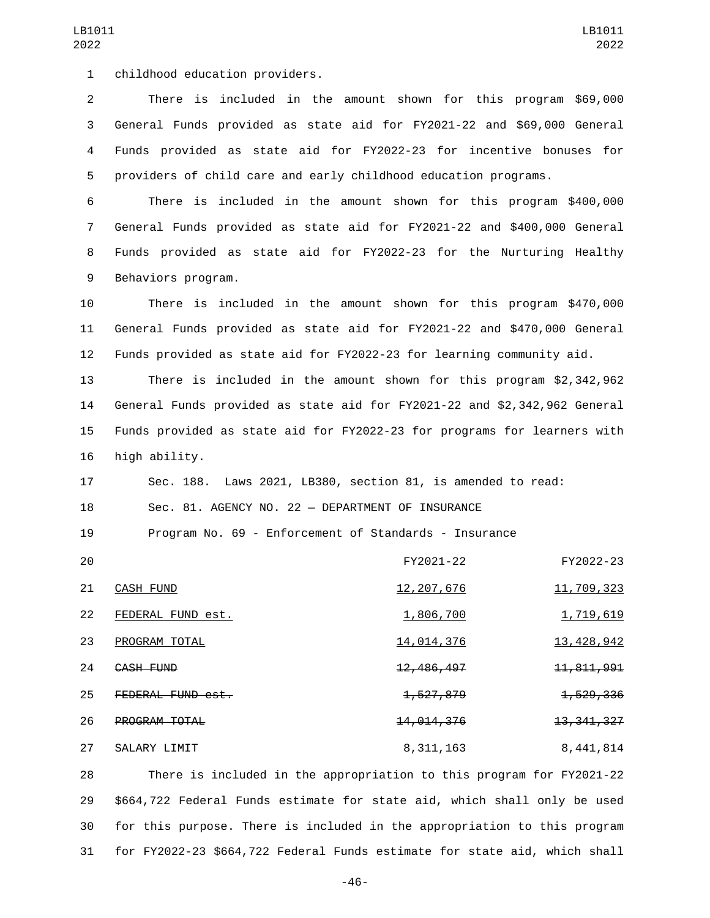childhood education providers.

There is included in the amount shown for this program $69,000 General Funds provided as state aid for FY2021-22 and $69,000 General Funds provided as state aid for FY2022-23 for incentive bonuses for providers of child care and early childhood education programs.

There is included in the amount shown for this program $400,000 General Funds provided as state aid for FY2021-22 and $400,000 General Funds provided as state aid for FY2022-23 for the Nurturing Healthy Behaviors program.

There is included in the amount shown for this program $470,000 General Funds provided as state aid for FY2021-22 and $470,000 General Funds provided as state aid for FY2022-23 for learning community aid.

There is included in the amount shown for this program $2,342,962 General Funds provided as state aid for FY2021-22 and $2,342,962 General Funds provided as state aid for FY2022-23 for programs for learners with high ability.

Sec. 188. Laws 2021, LB380, section 81, is amended to read:

Sec. 81. AGENCY NO. 22 — DEPARTMENT OF INSURANCE

Program No. 69 - Enforcement of Standards - Insurance

| | FY2021-22 | FY2022-23 |
|---|---|---|
| CASH FUND | 12,207,676 | 11,709,323 |
| FEDERAL FUND est. | 1,806,700 | 1,719,619 |
| PROGRAM TOTAL | 14,014,376 | 13,428,942 |
| ~~CASH FUND~~ | ~~12,486,497~~ | ~~11,811,991~~ |
| ~~FEDERAL FUND est.~~ | ~~1,527,879~~ | ~~1,529,336~~ |
| ~~PROGRAM TOTAL~~ | ~~14,014,376~~ | ~~13,341,327~~ |
| SALARY LIMIT | 8,311,163 | 8,441,814 |

There is included in the appropriation to this program for FY2021-22 $664,722 Federal Funds estimate for state aid, which shall only be used for this purpose. There is included in the appropriation to this program for FY2022-23 $664,722 Federal Funds estimate for state aid, which shall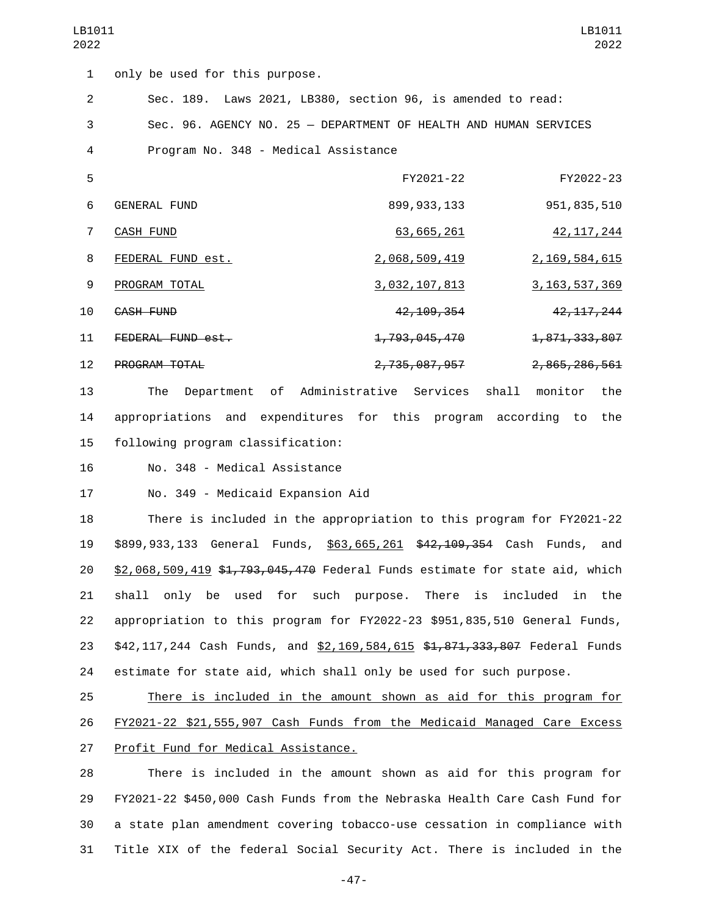only be used for this purpose.

Sec. 189. Laws 2021, LB380, section 96, is amended to read:

Sec. 96. AGENCY NO. 25 — DEPARTMENT OF HEALTH AND HUMAN SERVICES

Program No. 348 - Medical Assistance

| | FY2021-22 | FY2022-23 |
|---|---|---|
| GENERAL FUND | 899,933,133 | 951,835,510 |
| CASH FUND | 63,665,261 | 42,117,244 |
| FEDERAL FUND est. | 2,068,509,419 | 2,169,584,615 |
| PROGRAM TOTAL | 3,032,107,813 | 3,163,537,369 |
| ~~CASH FUND~~ | ~~42,109,354~~ | ~~42,117,244~~ |
| ~~FEDERAL FUND est.~~ | ~~1,793,045,470~~ | ~~1,871,333,807~~ |
| ~~PROGRAM TOTAL~~ | ~~2,735,087,957~~ | ~~2,865,286,561~~ |

The Department of Administrative Services shall monitor the appropriations and expenditures for this program according to the following program classification:

No. 348 - Medical Assistance

No. 349 - Medicaid Expansion Aid

There is included in the appropriation to this program for FY2021-22 $899,933,133 General Funds, $63,665,261 ~~$42,109,354~~ Cash Funds, and $2,068,509,419 ~~$1,793,045,470~~ Federal Funds estimate for state aid, which shall only be used for such purpose. There is included in the appropriation to this program for FY2022-23 $951,835,510 General Funds, $42,117,244 Cash Funds, and $2,169,584,615 ~~$1,871,333,807~~ Federal Funds estimate for state aid, which shall only be used for such purpose.

There is included in the amount shown as aid for this program for FY2021-22 $21,555,907 Cash Funds from the Medicaid Managed Care Excess Profit Fund for Medical Assistance.

There is included in the amount shown as aid for this program for FY2021-22 $450,000 Cash Funds from the Nebraska Health Care Cash Fund for a state plan amendment covering tobacco-use cessation in compliance with Title XIX of the federal Social Security Act. There is included in the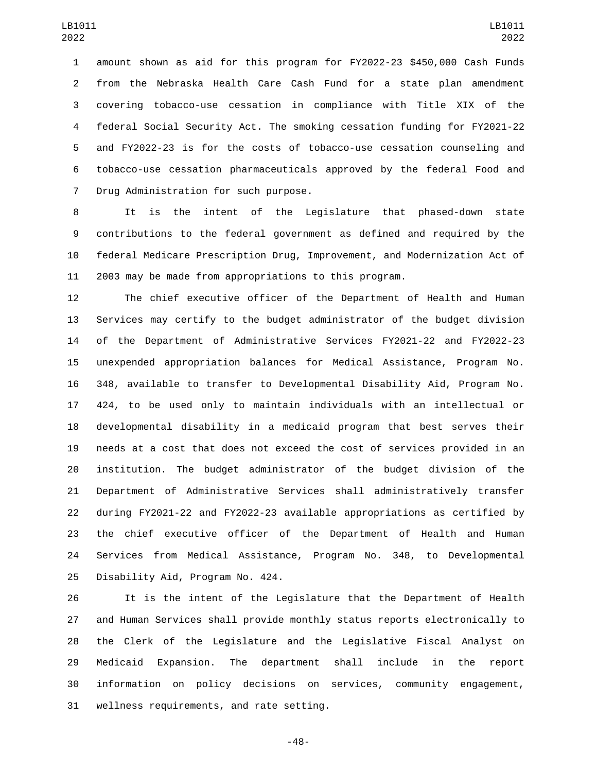amount shown as aid for this program for FY2022-23 $450,000 Cash Funds from the Nebraska Health Care Cash Fund for a state plan amendment covering tobacco-use cessation in compliance with Title XIX of the federal Social Security Act. The smoking cessation funding for FY2021-22 and FY2022-23 is for the costs of tobacco-use cessation counseling and tobacco-use cessation pharmaceuticals approved by the federal Food and Drug Administration for such purpose.

It is the intent of the Legislature that phased-down state contributions to the federal government as defined and required by the federal Medicare Prescription Drug, Improvement, and Modernization Act of 2003 may be made from appropriations to this program.

The chief executive officer of the Department of Health and Human Services may certify to the budget administrator of the budget division of the Department of Administrative Services FY2021-22 and FY2022-23 unexpended appropriation balances for Medical Assistance, Program No. 348, available to transfer to Developmental Disability Aid, Program No. 424, to be used only to maintain individuals with an intellectual or developmental disability in a medicaid program that best serves their needs at a cost that does not exceed the cost of services provided in an institution. The budget administrator of the budget division of the Department of Administrative Services shall administratively transfer during FY2021-22 and FY2022-23 available appropriations as certified by the chief executive officer of the Department of Health and Human Services from Medical Assistance, Program No. 348, to Developmental Disability Aid, Program No. 424.

It is the intent of the Legislature that the Department of Health and Human Services shall provide monthly status reports electronically to the Clerk of the Legislature and the Legislative Fiscal Analyst on Medicaid Expansion. The department shall include in the report information on policy decisions on services, community engagement, wellness requirements, and rate setting.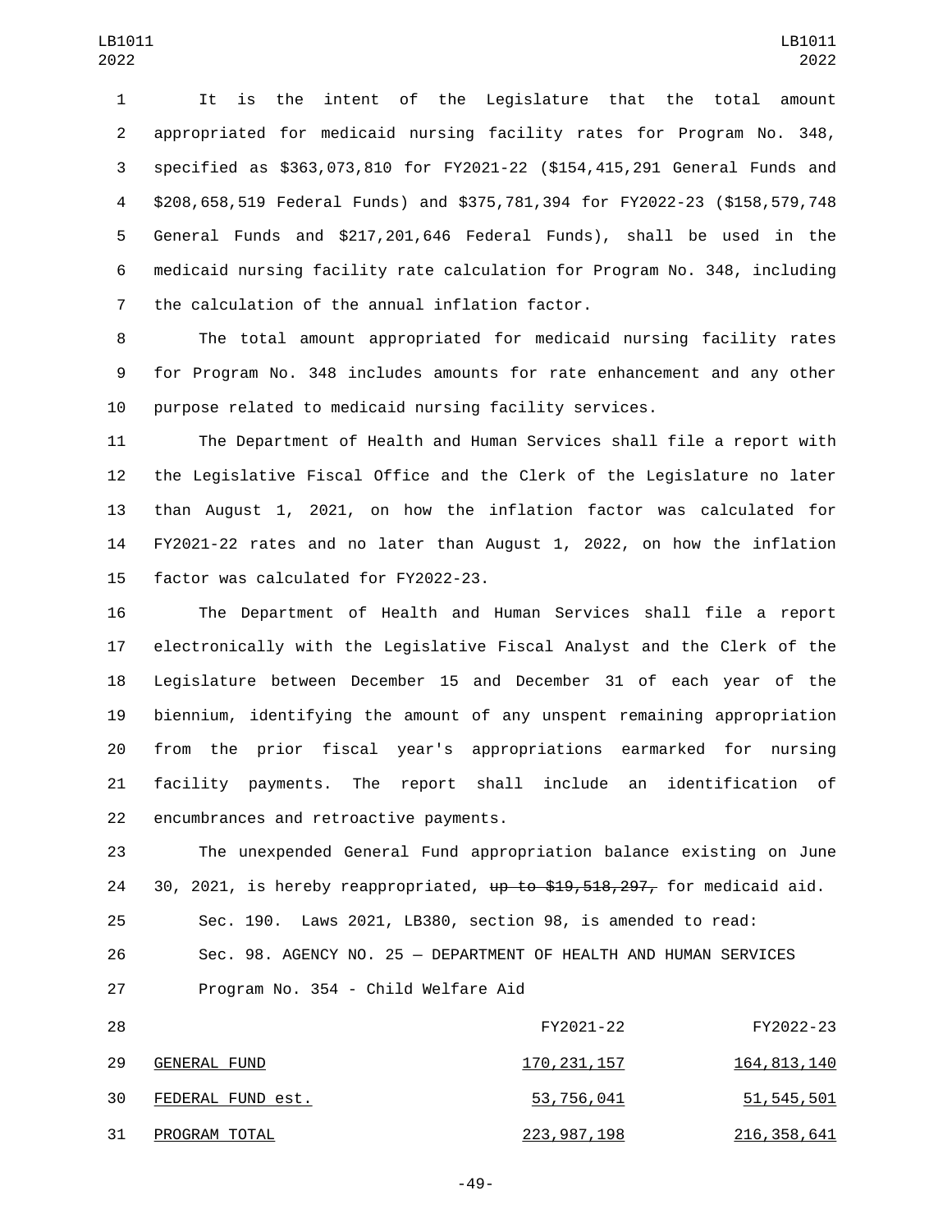It is the intent of the Legislature that the total amount appropriated for medicaid nursing facility rates for Program No. 348, specified as $363,073,810 for FY2021-22 ($154,415,291 General Funds and $208,658,519 Federal Funds) and $375,781,394 for FY2022-23 ($158,579,748 General Funds and $217,201,646 Federal Funds), shall be used in the medicaid nursing facility rate calculation for Program No. 348, including the calculation of the annual inflation factor.

The total amount appropriated for medicaid nursing facility rates for Program No. 348 includes amounts for rate enhancement and any other purpose related to medicaid nursing facility services.

The Department of Health and Human Services shall file a report with the Legislative Fiscal Office and the Clerk of the Legislature no later than August 1, 2021, on how the inflation factor was calculated for FY2021-22 rates and no later than August 1, 2022, on how the inflation factor was calculated for FY2022-23.

The Department of Health and Human Services shall file a report electronically with the Legislative Fiscal Analyst and the Clerk of the Legislature between December 15 and December 31 of each year of the biennium, identifying the amount of any unspent remaining appropriation from the prior fiscal year's appropriations earmarked for nursing facility payments. The report shall include an identification of encumbrances and retroactive payments.

The unexpended General Fund appropriation balance existing on June 30, 2021, is hereby reappropriated, ~~up to $19,518,297,~~ for medicaid aid.

Sec. 190. Laws 2021, LB380, section 98, is amended to read:

Sec. 98. AGENCY NO. 25 — DEPARTMENT OF HEALTH AND HUMAN SERVICES

Program No. 354 - Child Welfare Aid

| | FY2021-22 | FY2022-23 |
|---|---|---|
| GENERAL FUND | 170,231,157 | 164,813,140 |
| FEDERAL FUND est. | 53,756,041 | 51,545,501 |
| PROGRAM TOTAL | 223,987,198 | 216,358,641 |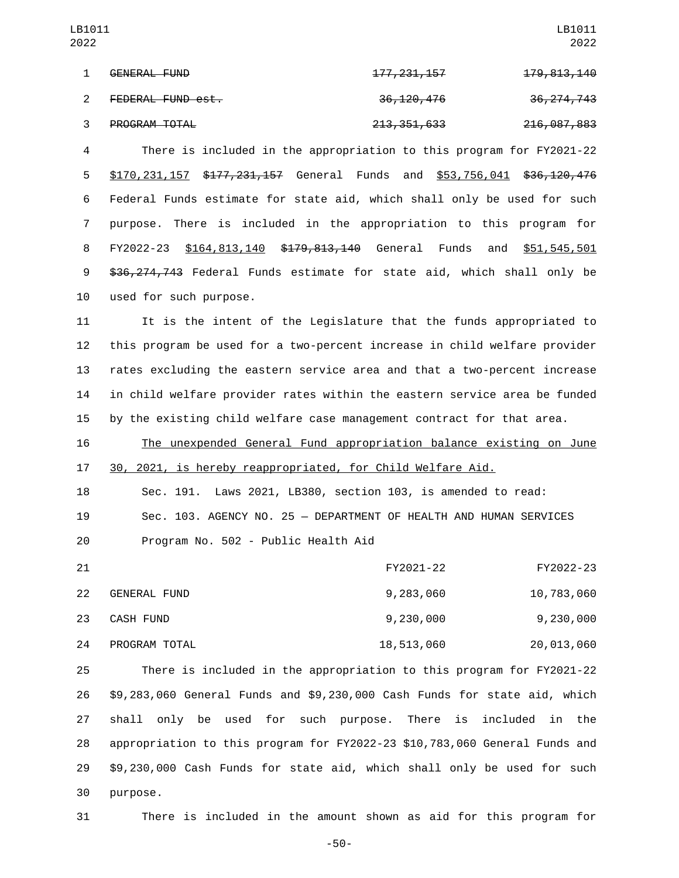| | | |
|---|---|---|
| ~~GENERAL FUND~~ | ~~177,231,157~~ | ~~179,813,140~~ |
| ~~FEDERAL FUND est.~~ | ~~36,120,476~~ | ~~36,274,743~~ |
| ~~PROGRAM TOTAL~~ | ~~213,351,633~~ | ~~216,087,883~~ |

There is included in the appropriation to this program for FY2021-22 <u>$170,231,157</u> ~~$177,231,157~~ General Funds and <u>$53,756,041</u> ~~$36,120,476~~ Federal Funds estimate for state aid, which shall only be used for such purpose. There is included in the appropriation to this program for FY2022-23 <u>$164,813,140</u> ~~$179,813,140~~ General Funds and <u>$51,545,501</u> ~~$36,274,743~~ Federal Funds estimate for state aid, which shall only be used for such purpose.

It is the intent of the Legislature that the funds appropriated to this program be used for a two-percent increase in child welfare provider rates excluding the eastern service area and that a two-percent increase in child welfare provider rates within the eastern service area be funded by the existing child welfare case management contract for that area.

<u>The unexpended General Fund appropriation balance existing on June 30, 2021, is hereby reappropriated, for Child Welfare Aid.</u>

Sec. 191. Laws 2021, LB380, section 103, is amended to read:

Sec. 103. AGENCY NO. 25 — DEPARTMENT OF HEALTH AND HUMAN SERVICES

Program No. 502 - Public Health Aid

| | FY2021-22 | FY2022-23 |
|---|---|---|
| GENERAL FUND | 9,283,060 | 10,783,060 |
| CASH FUND | 9,230,000 | 9,230,000 |
| PROGRAM TOTAL | 18,513,060 | 20,013,060 |

There is included in the appropriation to this program for FY2021-22 $9,283,060 General Funds and $9,230,000 Cash Funds for state aid, which shall only be used for such purpose. There is included in the appropriation to this program for FY2022-23 $10,783,060 General Funds and $9,230,000 Cash Funds for state aid, which shall only be used for such purpose.

There is included in the amount shown as aid for this program for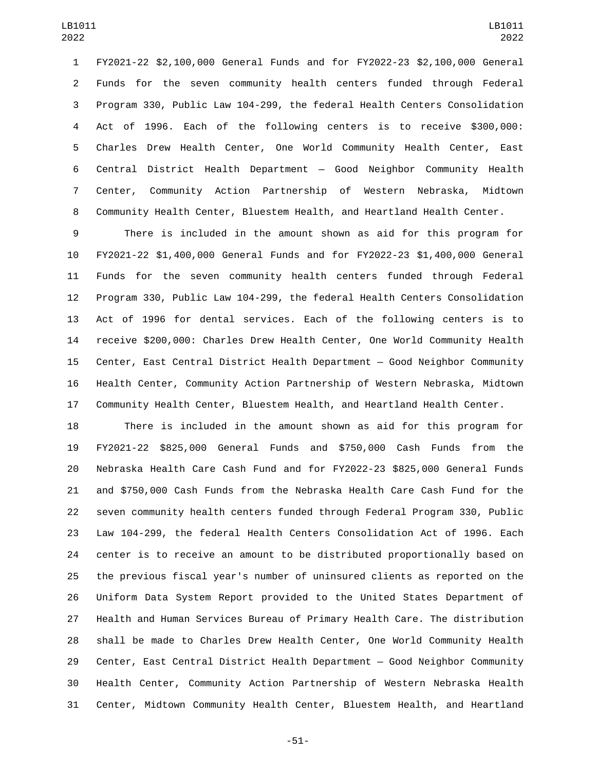FY2021-22 $2,100,000 General Funds and for FY2022-23 $2,100,000 General Funds for the seven community health centers funded through Federal Program 330, Public Law 104-299, the federal Health Centers Consolidation Act of 1996. Each of the following centers is to receive $300,000: Charles Drew Health Center, One World Community Health Center, East Central District Health Department — Good Neighbor Community Health Center, Community Action Partnership of Western Nebraska, Midtown Community Health Center, Bluestem Health, and Heartland Health Center.

There is included in the amount shown as aid for this program for FY2021-22 $1,400,000 General Funds and for FY2022-23 $1,400,000 General Funds for the seven community health centers funded through Federal Program 330, Public Law 104-299, the federal Health Centers Consolidation Act of 1996 for dental services. Each of the following centers is to receive $200,000: Charles Drew Health Center, One World Community Health Center, East Central District Health Department — Good Neighbor Community Health Center, Community Action Partnership of Western Nebraska, Midtown Community Health Center, Bluestem Health, and Heartland Health Center.

There is included in the amount shown as aid for this program for FY2021-22 $825,000 General Funds and $750,000 Cash Funds from the Nebraska Health Care Cash Fund and for FY2022-23 $825,000 General Funds and $750,000 Cash Funds from the Nebraska Health Care Cash Fund for the seven community health centers funded through Federal Program 330, Public Law 104-299, the federal Health Centers Consolidation Act of 1996. Each center is to receive an amount to be distributed proportionally based on the previous fiscal year's number of uninsured clients as reported on the Uniform Data System Report provided to the United States Department of Health and Human Services Bureau of Primary Health Care. The distribution shall be made to Charles Drew Health Center, One World Community Health Center, East Central District Health Department — Good Neighbor Community Health Center, Community Action Partnership of Western Nebraska Health Center, Midtown Community Health Center, Bluestem Health, and Heartland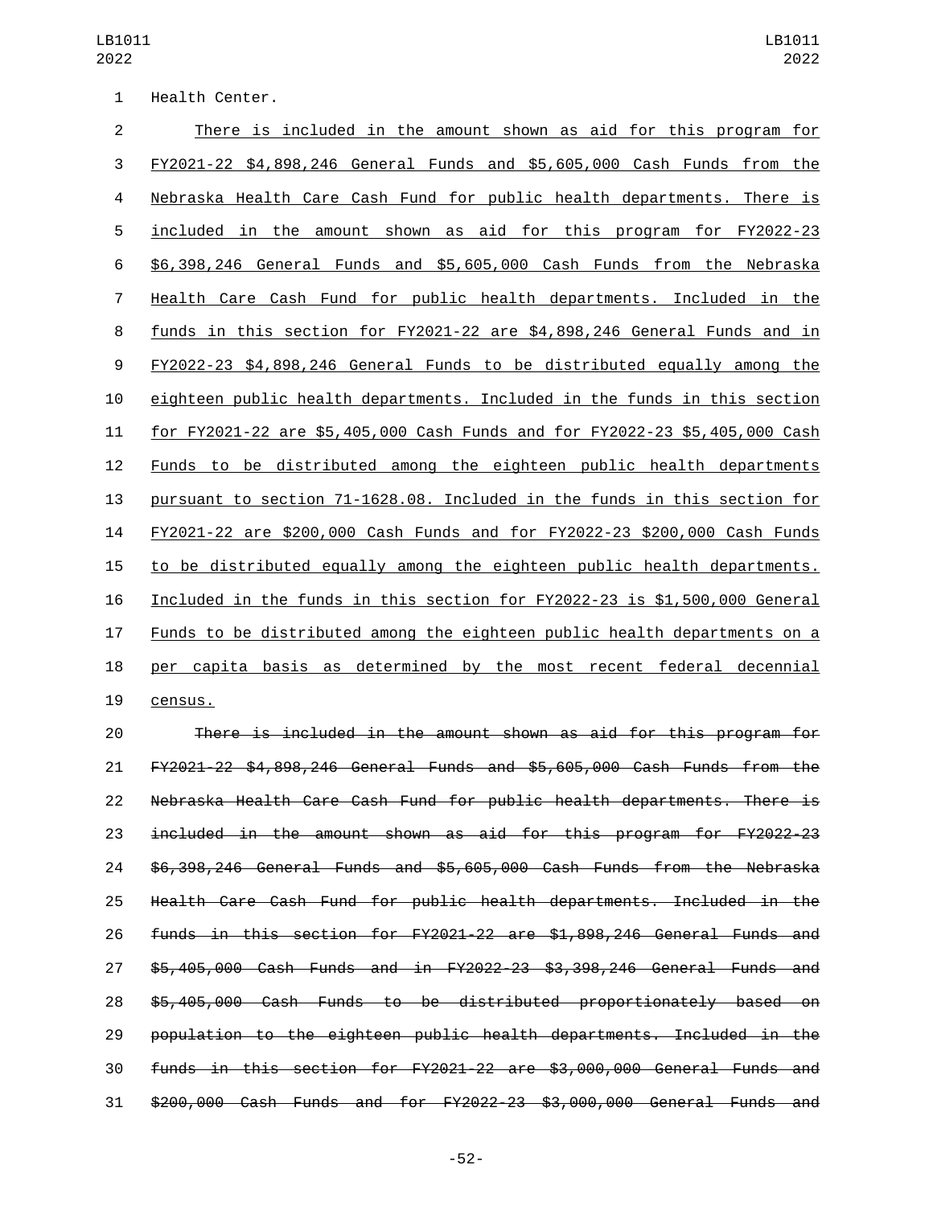Health Center.

<u>There is included in the amount shown as aid for this program for FY2021-22 $4,898,246 General Funds and $5,605,000 Cash Funds from the Nebraska Health Care Cash Fund for public health departments. There is included in the amount shown as aid for this program for FY2022-23 $6,398,246 General Funds and $5,605,000 Cash Funds from the Nebraska Health Care Cash Fund for public health departments. Included in the funds in this section for FY2021-22 are $4,898,246 General Funds and in FY2022-23 $4,898,246 General Funds to be distributed equally among the eighteen public health departments. Included in the funds in this section for FY2021-22 are $5,405,000 Cash Funds and for FY2022-23 $5,405,000 Cash Funds to be distributed among the eighteen public health departments pursuant to section 71-1628.08. Included in the funds in this section for FY2021-22 are $200,000 Cash Funds and for FY2022-23 $200,000 Cash Funds to be distributed equally among the eighteen public health departments. Included in the funds in this section for FY2022-23 is $1,500,000 General Funds to be distributed among the eighteen public health departments on a per capita basis as determined by the most recent federal decennial census.</u>

~~There is included in the amount shown as aid for this program for FY2021-22 $4,898,246 General Funds and $5,605,000 Cash Funds from the Nebraska Health Care Cash Fund for public health departments. There is included in the amount shown as aid for this program for FY2022-23 $6,398,246 General Funds and $5,605,000 Cash Funds from the Nebraska Health Care Cash Fund for public health departments. Included in the funds in this section for FY2021-22 are $1,898,246 General Funds and $5,405,000 Cash Funds and in FY2022-23 $3,398,246 General Funds and $5,405,000 Cash Funds to be distributed proportionately based on population to the eighteen public health departments. Included in the funds in this section for FY2021-22 are $3,000,000 General Funds and $200,000 Cash Funds and for FY2022-23 $3,000,000 General Funds and~~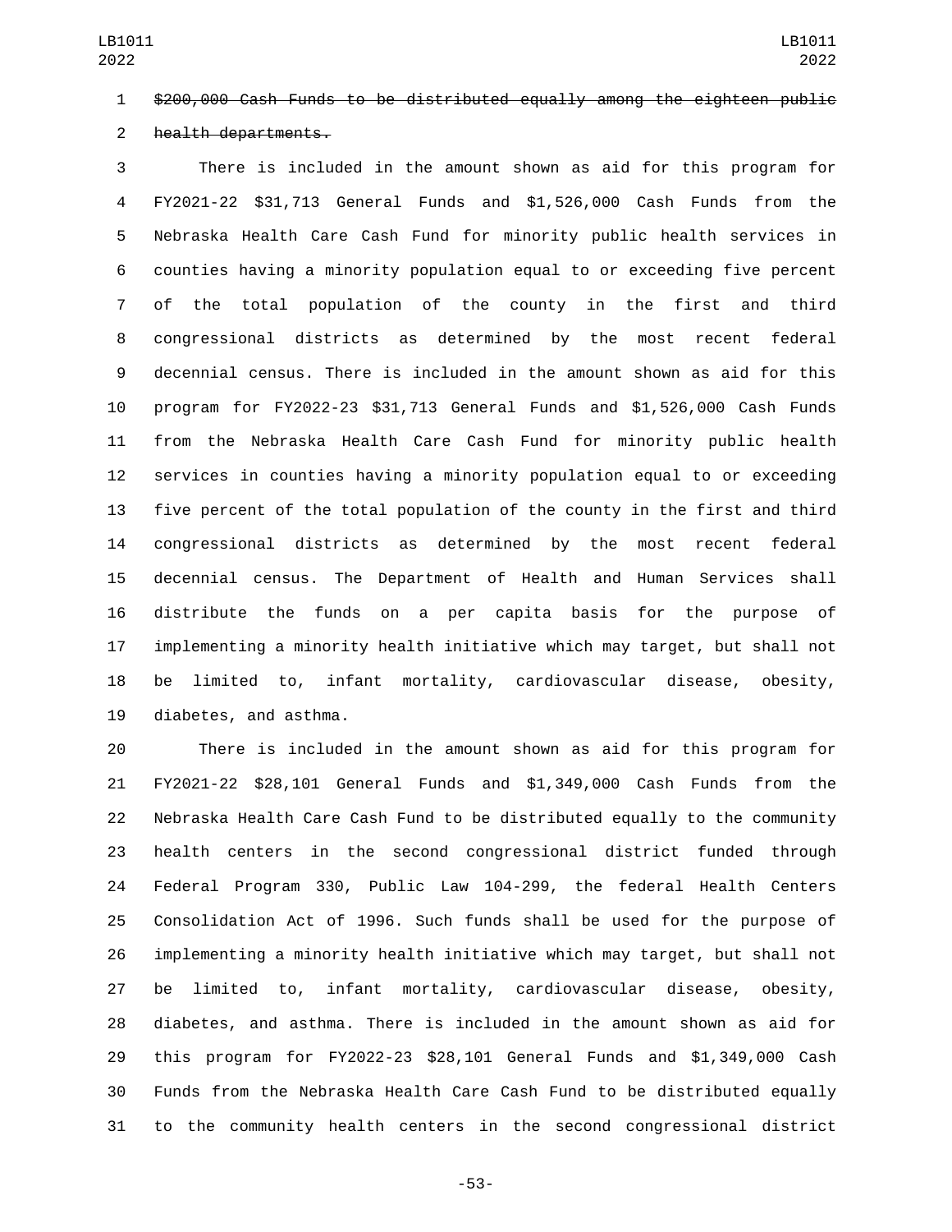~~$200,000 Cash Funds to be distributed equally among the eighteen public health departments.~~

There is included in the amount shown as aid for this program for FY2021-22 $31,713 General Funds and $1,526,000 Cash Funds from the Nebraska Health Care Cash Fund for minority public health services in counties having a minority population equal to or exceeding five percent of the total population of the county in the first and third congressional districts as determined by the most recent federal decennial census. There is included in the amount shown as aid for this program for FY2022-23 $31,713 General Funds and $1,526,000 Cash Funds from the Nebraska Health Care Cash Fund for minority public health services in counties having a minority population equal to or exceeding five percent of the total population of the county in the first and third congressional districts as determined by the most recent federal decennial census. The Department of Health and Human Services shall distribute the funds on a per capita basis for the purpose of implementing a minority health initiative which may target, but shall not be limited to, infant mortality, cardiovascular disease, obesity, diabetes, and asthma.

There is included in the amount shown as aid for this program for FY2021-22 $28,101 General Funds and $1,349,000 Cash Funds from the Nebraska Health Care Cash Fund to be distributed equally to the community health centers in the second congressional district funded through Federal Program 330, Public Law 104-299, the federal Health Centers Consolidation Act of 1996. Such funds shall be used for the purpose of implementing a minority health initiative which may target, but shall not be limited to, infant mortality, cardiovascular disease, obesity, diabetes, and asthma. There is included in the amount shown as aid for this program for FY2022-23 $28,101 General Funds and $1,349,000 Cash Funds from the Nebraska Health Care Cash Fund to be distributed equally to the community health centers in the second congressional district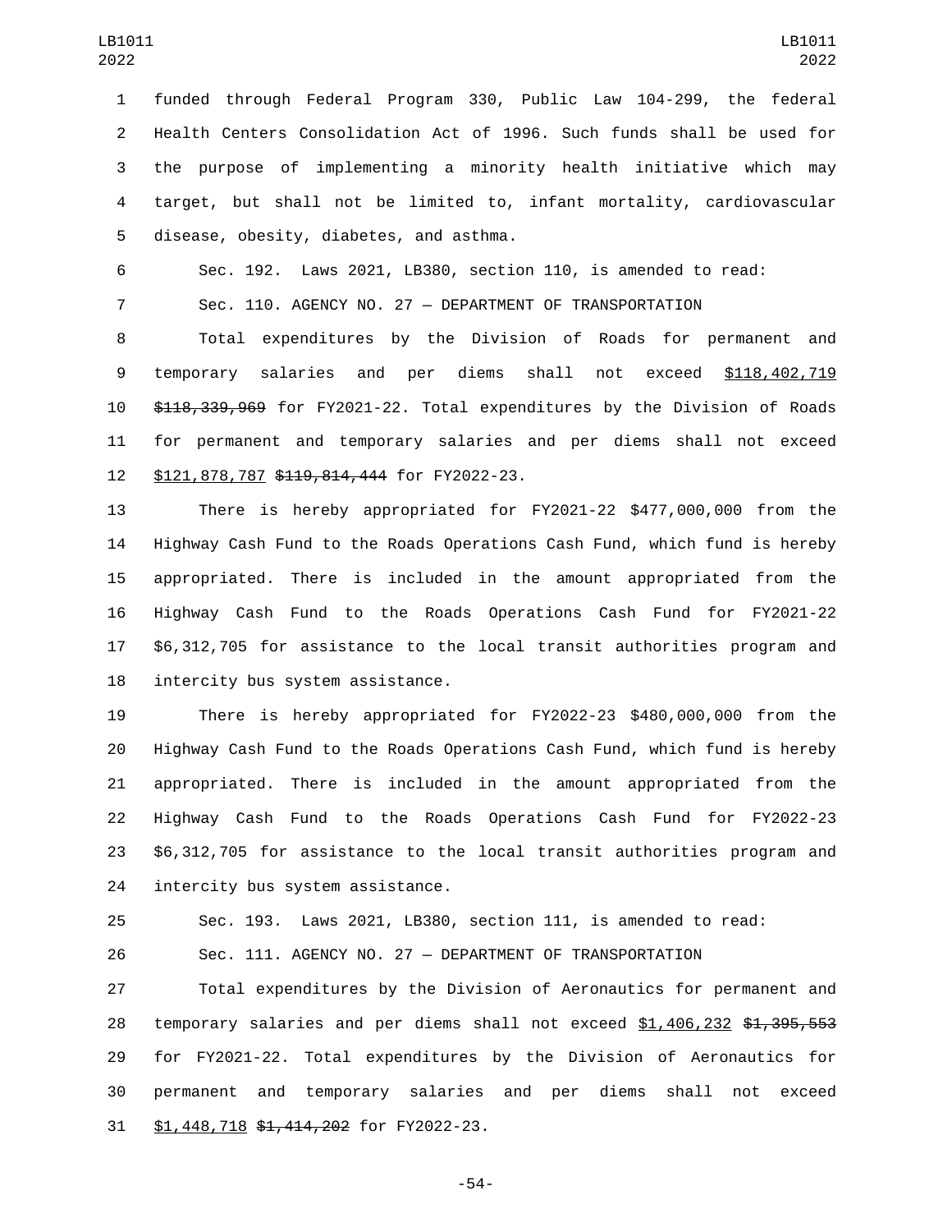funded through Federal Program 330, Public Law 104-299, the federal Health Centers Consolidation Act of 1996. Such funds shall be used for the purpose of implementing a minority health initiative which may target, but shall not be limited to, infant mortality, cardiovascular disease, obesity, diabetes, and asthma.

Sec. 192. Laws 2021, LB380, section 110, is amended to read:

Sec. 110. AGENCY NO. 27 — DEPARTMENT OF TRANSPORTATION

Total expenditures by the Division of Roads for permanent and temporary salaries and per diems shall not exceed <u>$118,402,719</u> ~~$118,339,969~~ for FY2021-22. Total expenditures by the Division of Roads for permanent and temporary salaries and per diems shall not exceed <u>$121,878,787</u> ~~$119,814,444~~ for FY2022-23.

There is hereby appropriated for FY2021-22 $477,000,000 from the Highway Cash Fund to the Roads Operations Cash Fund, which fund is hereby appropriated. There is included in the amount appropriated from the Highway Cash Fund to the Roads Operations Cash Fund for FY2021-22 $6,312,705 for assistance to the local transit authorities program and intercity bus system assistance.

There is hereby appropriated for FY2022-23 $480,000,000 from the Highway Cash Fund to the Roads Operations Cash Fund, which fund is hereby appropriated. There is included in the amount appropriated from the Highway Cash Fund to the Roads Operations Cash Fund for FY2022-23 $6,312,705 for assistance to the local transit authorities program and intercity bus system assistance.

Sec. 193. Laws 2021, LB380, section 111, is amended to read:

Sec. 111. AGENCY NO. 27 — DEPARTMENT OF TRANSPORTATION

Total expenditures by the Division of Aeronautics for permanent and temporary salaries and per diems shall not exceed <u>$1,406,232</u> ~~$1,395,553~~ for FY2021-22. Total expenditures by the Division of Aeronautics for permanent and temporary salaries and per diems shall not exceed <u>$1,448,718</u> ~~$1,414,202~~ for FY2022-23.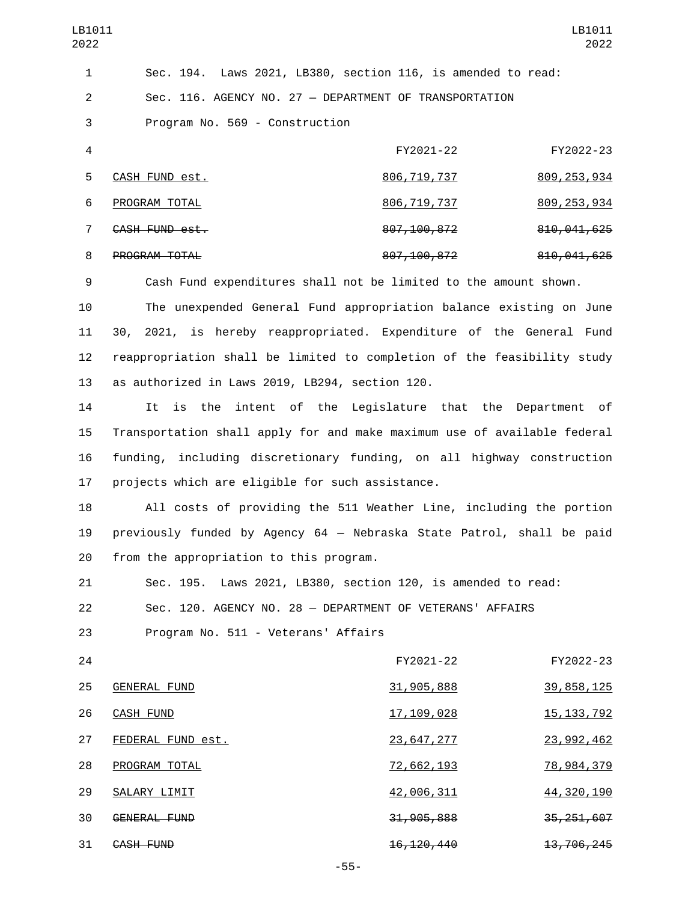Sec. 194. Laws 2021, LB380, section 116, is amended to read:

Sec. 116. AGENCY NO. 27 — DEPARTMENT OF TRANSPORTATION

Program No. 569 - Construction

| | FY2021-22 | FY2022-23 |
|---|---|---|
| CASH FUND est. | 806,719,737 | 809,253,934 |
| PROGRAM TOTAL | 806,719,737 | 809,253,934 |
| ~~CASH FUND est.~~ | ~~807,100,872~~ | ~~810,041,625~~ |
| ~~PROGRAM TOTAL~~ | ~~807,100,872~~ | ~~810,041,625~~ |

Cash Fund expenditures shall not be limited to the amount shown.

The unexpended General Fund appropriation balance existing on June 30, 2021, is hereby reappropriated. Expenditure of the General Fund reappropriation shall be limited to completion of the feasibility study as authorized in Laws 2019, LB294, section 120.

It is the intent of the Legislature that the Department of Transportation shall apply for and make maximum use of available federal funding, including discretionary funding, on all highway construction projects which are eligible for such assistance.

All costs of providing the 511 Weather Line, including the portion previously funded by Agency 64 — Nebraska State Patrol, shall be paid from the appropriation to this program.

Sec. 195. Laws 2021, LB380, section 120, is amended to read:

Sec. 120. AGENCY NO. 28 — DEPARTMENT OF VETERANS' AFFAIRS

Program No. 511 - Veterans' Affairs

| | FY2021-22 | FY2022-23 |
|---|---|---|
| GENERAL FUND | 31,905,888 | 39,858,125 |
| CASH FUND | 17,109,028 | 15,133,792 |
| FEDERAL FUND est. | 23,647,277 | 23,992,462 |
| PROGRAM TOTAL | 72,662,193 | 78,984,379 |
| SALARY LIMIT | 42,006,311 | 44,320,190 |
| ~~GENERAL FUND~~ | ~~31,905,888~~ | ~~35,251,607~~ |
| ~~CASH FUND~~ | ~~16,120,440~~ | ~~13,706,245~~ |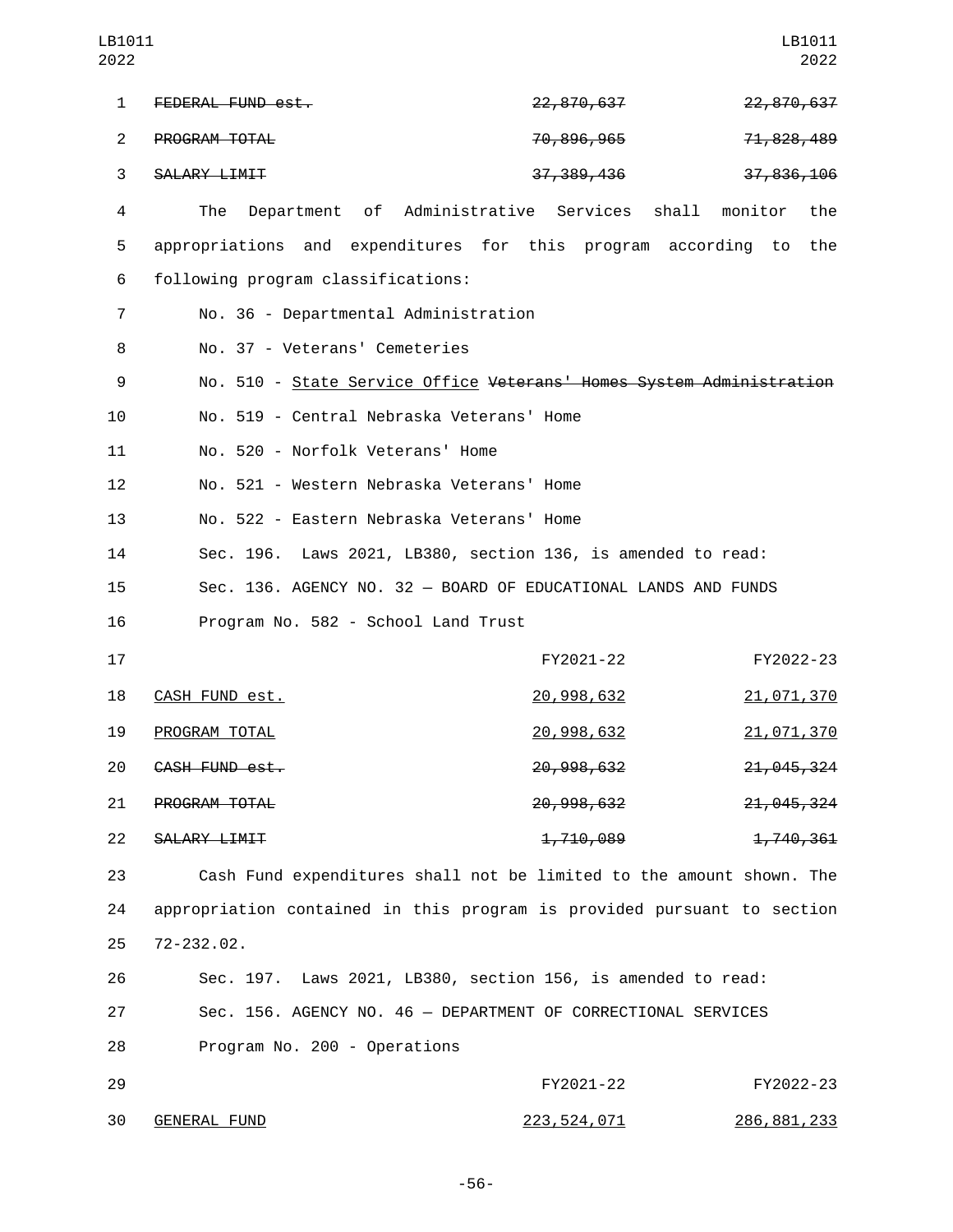| | | |
|---|---|---|
| ~~FEDERAL FUND est.~~ | ~~22,870,637~~ | ~~22,870,637~~ |
| ~~PROGRAM TOTAL~~ | ~~70,896,965~~ | ~~71,828,489~~ |
| ~~SALARY LIMIT~~ | ~~37,389,436~~ | ~~37,836,106~~ |

The Department of Administrative Services shall monitor the appropriations and expenditures for this program according to the following program classifications:

No. 36 - Departmental Administration

No. 37 - Veterans' Cemeteries

No. 510 - <u>State Service Office</u> ~~Veterans' Homes System Administration~~

No. 519 - Central Nebraska Veterans' Home

No. 520 - Norfolk Veterans' Home

No. 521 - Western Nebraska Veterans' Home

No. 522 - Eastern Nebraska Veterans' Home

Sec. 196. Laws 2021, LB380, section 136, is amended to read:

Sec. 136. AGENCY NO. 32 — BOARD OF EDUCATIONAL LANDS AND FUNDS

Program No. 582 - School Land Trust

| | FY2021-22 | FY2022-23 |
|---|---|---|
| <u>CASH FUND est.</u> | <u>20,998,632</u> | <u>21,071,370</u> |
| <u>PROGRAM TOTAL</u> | <u>20,998,632</u> | <u>21,071,370</u> |
| ~~CASH FUND est.~~ | ~~20,998,632~~ | ~~21,045,324~~ |
| ~~PROGRAM TOTAL~~ | ~~20,998,632~~ | ~~21,045,324~~ |
| ~~SALARY LIMIT~~ | ~~1,710,089~~ | ~~1,740,361~~ |

Cash Fund expenditures shall not be limited to the amount shown. The appropriation contained in this program is provided pursuant to section 72-232.02.

Sec. 197. Laws 2021, LB380, section 156, is amended to read:

Sec. 156. AGENCY NO. 46 — DEPARTMENT OF CORRECTIONAL SERVICES

Program No. 200 - Operations

| | FY2021-22 | FY2022-23 |
|---|---|---|
| <u>GENERAL FUND</u> | <u>223,524,071</u> | <u>286,881,233</u> |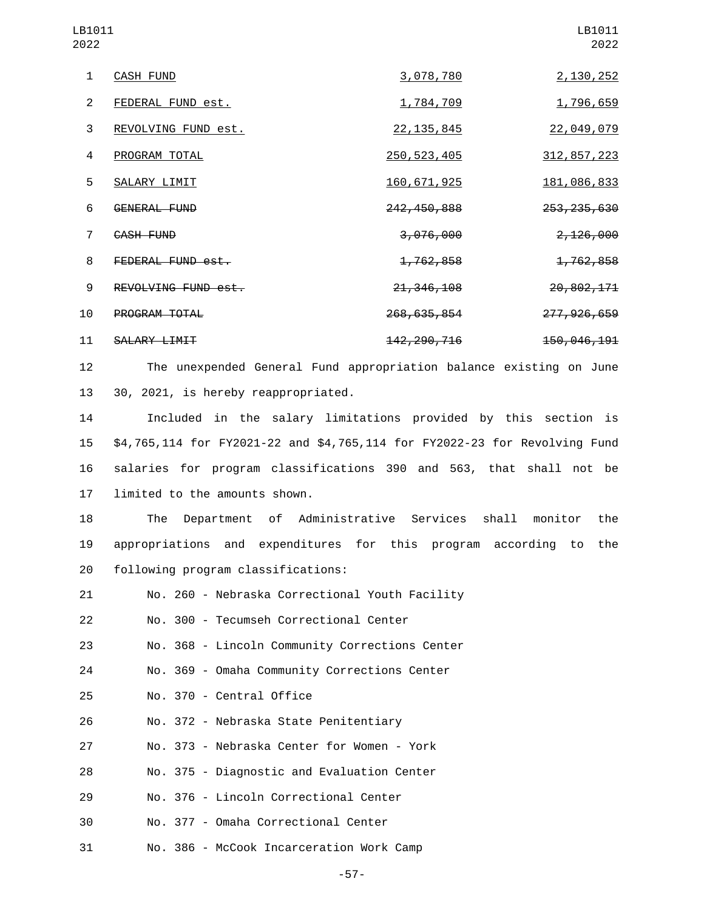| | | |
|---|---|---|
| CASH FUND | 3,078,780 | 2,130,252 |
| FEDERAL FUND est. | 1,784,709 | 1,796,659 |
| REVOLVING FUND est. | 22,135,845 | 22,049,079 |
| PROGRAM TOTAL | 250,523,405 | 312,857,223 |
| SALARY LIMIT | 160,671,925 | 181,086,833 |
| ~~GENERAL FUND~~ | ~~242,450,888~~ | ~~253,235,630~~ |
| ~~CASH FUND~~ | ~~3,076,000~~ | ~~2,126,000~~ |
| ~~FEDERAL FUND est.~~ | ~~1,762,858~~ | ~~1,762,858~~ |
| ~~REVOLVING FUND est.~~ | ~~21,346,108~~ | ~~20,802,171~~ |
| ~~PROGRAM TOTAL~~ | ~~268,635,854~~ | ~~277,926,659~~ |
| ~~SALARY LIMIT~~ | ~~142,290,716~~ | ~~150,046,191~~ |

The unexpended General Fund appropriation balance existing on June 30, 2021, is hereby reappropriated.

Included in the salary limitations provided by this section is $4,765,114 for FY2021-22 and $4,765,114 for FY2022-23 for Revolving Fund salaries for program classifications 390 and 563, that shall not be limited to the amounts shown.

The Department of Administrative Services shall monitor the appropriations and expenditures for this program according to the following program classifications:

No. 260 - Nebraska Correctional Youth Facility

No. 300 - Tecumseh Correctional Center

No. 368 - Lincoln Community Corrections Center

No. 369 - Omaha Community Corrections Center

No. 370 - Central Office

No. 372 - Nebraska State Penitentiary

No. 373 - Nebraska Center for Women - York

No. 375 - Diagnostic and Evaluation Center

No. 376 - Lincoln Correctional Center

No. 377 - Omaha Correctional Center

No. 386 - McCook Incarceration Work Camp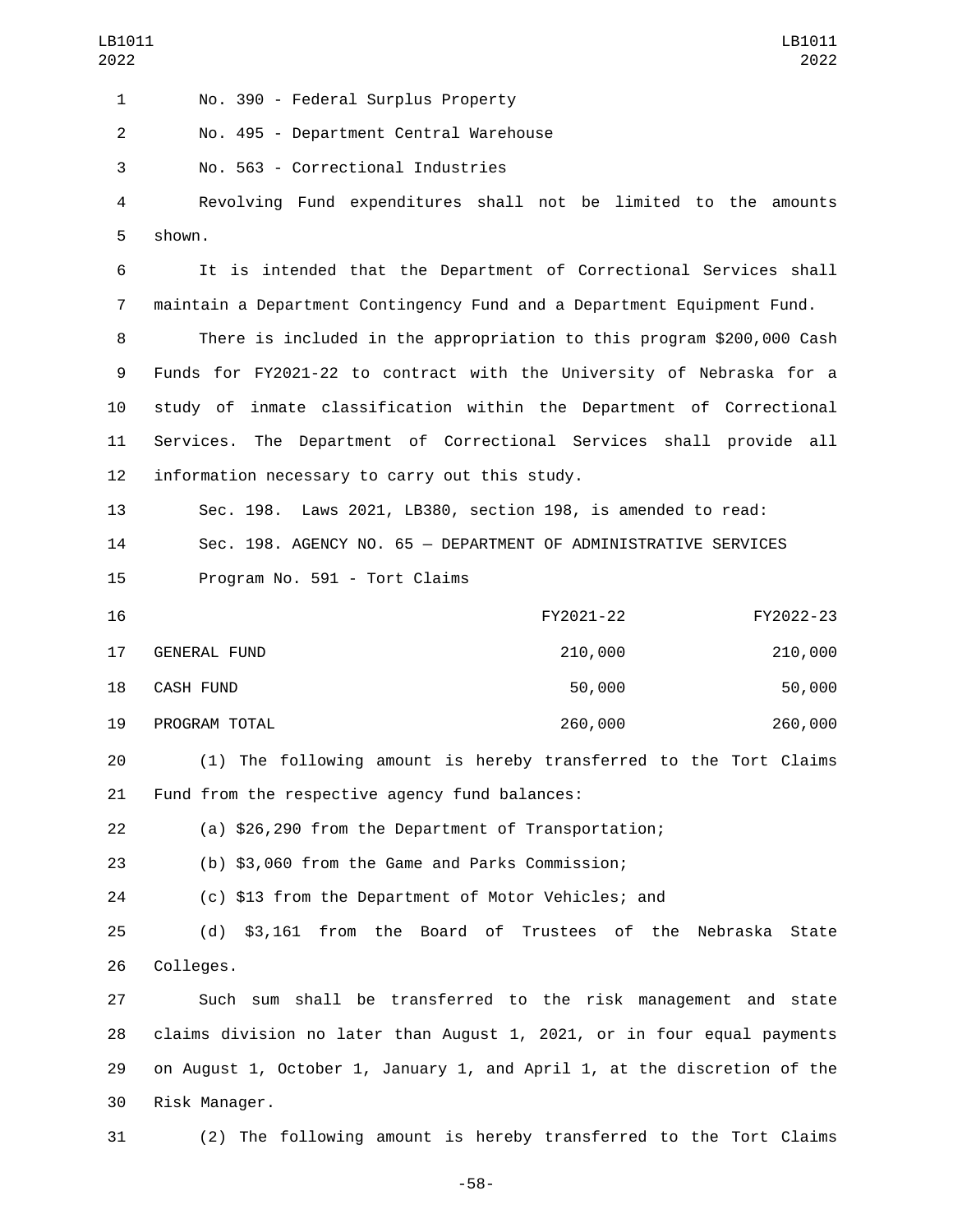No. 390 - Federal Surplus Property

No. 495 - Department Central Warehouse

No. 563 - Correctional Industries

Revolving Fund expenditures shall not be limited to the amounts shown.

It is intended that the Department of Correctional Services shall maintain a Department Contingency Fund and a Department Equipment Fund.

There is included in the appropriation to this program $200,000 Cash Funds for FY2021-22 to contract with the University of Nebraska for a study of inmate classification within the Department of Correctional Services. The Department of Correctional Services shall provide all information necessary to carry out this study.

Sec. 198. Laws 2021, LB380, section 198, is amended to read:

Sec. 198. AGENCY NO. 65 — DEPARTMENT OF ADMINISTRATIVE SERVICES

Program No. 591 - Tort Claims

| | FY2021-22 | FY2022-23 |
|---|---|---|
| GENERAL FUND | 210,000 | 210,000 |
| CASH FUND | 50,000 | 50,000 |
| PROGRAM TOTAL | 260,000 | 260,000 |

(1) The following amount is hereby transferred to the Tort Claims Fund from the respective agency fund balances:

(a) $26,290 from the Department of Transportation;

(b) $3,060 from the Game and Parks Commission;

(c) $13 from the Department of Motor Vehicles; and

(d) $3,161 from the Board of Trustees of the Nebraska State Colleges.

Such sum shall be transferred to the risk management and state claims division no later than August 1, 2021, or in four equal payments on August 1, October 1, January 1, and April 1, at the discretion of the Risk Manager.

(2) The following amount is hereby transferred to the Tort Claims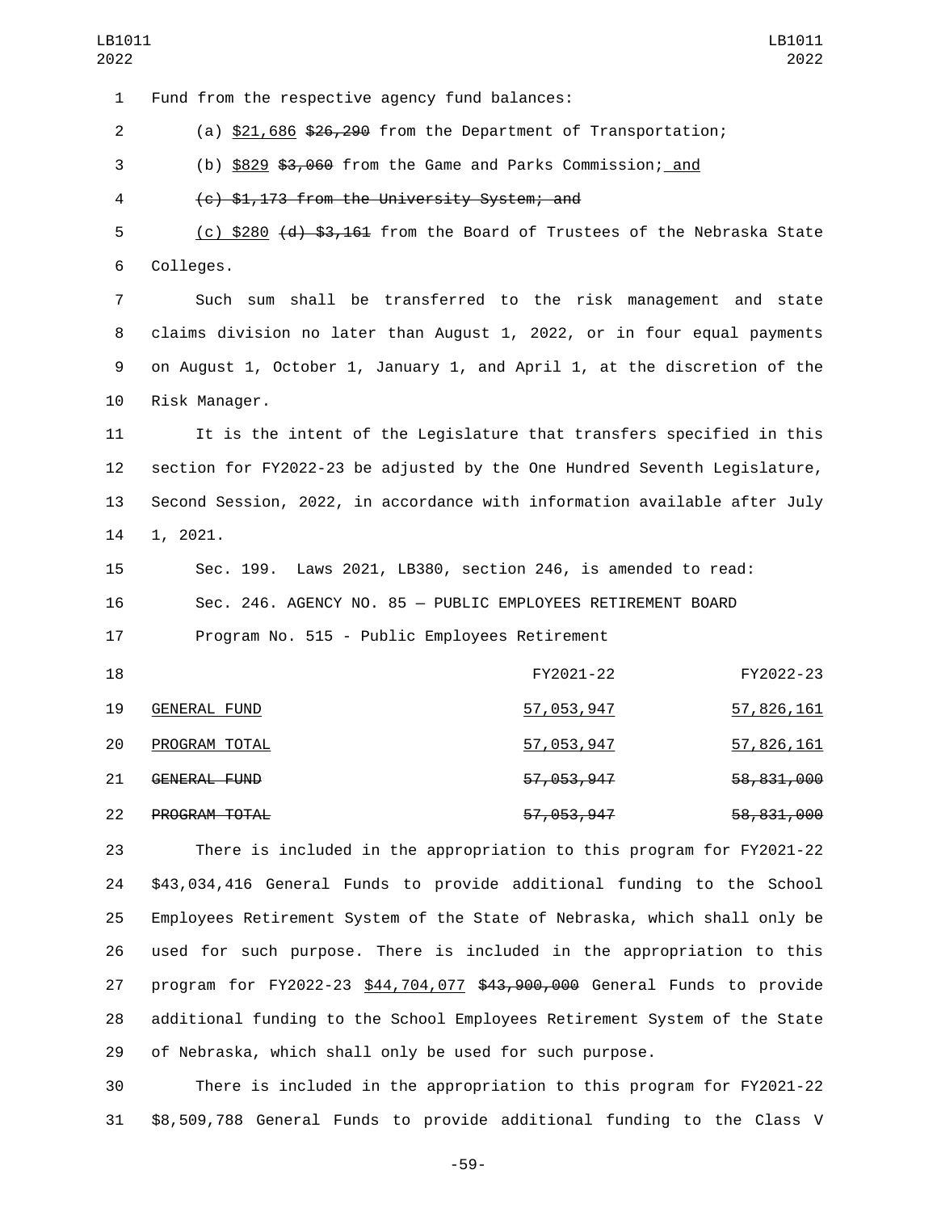Fund from the respective agency fund balances:

(a) $21,686 ~~$26,290~~ from the Department of Transportation;

(b) $829 ~~$3,060~~ from the Game and Parks Commission; and

~~(c) $1,173 from the University System; and~~

(c) $280 ~~(d) $3,161~~ from the Board of Trustees of the Nebraska State Colleges.

Such sum shall be transferred to the risk management and state claims division no later than August 1, 2022, or in four equal payments on August 1, October 1, January 1, and April 1, at the discretion of the Risk Manager.

It is the intent of the Legislature that transfers specified in this section for FY2022-23 be adjusted by the One Hundred Seventh Legislature, Second Session, 2022, in accordance with information available after July 1, 2021.

Sec. 199. Laws 2021, LB380, section 246, is amended to read:

Sec. 246. AGENCY NO. 85 — PUBLIC EMPLOYEES RETIREMENT BOARD

Program No. 515 - Public Employees Retirement

| | FY2021-22 | FY2022-23 |
|---|---|---|
| GENERAL FUND | 57,053,947 | 57,826,161 |
| PROGRAM TOTAL | 57,053,947 | 57,826,161 |
| ~~GENERAL FUND~~ | ~~57,053,947~~ | ~~58,831,000~~ |
| ~~PROGRAM TOTAL~~ | ~~57,053,947~~ | ~~58,831,000~~ |

There is included in the appropriation to this program for FY2021-22 $43,034,416 General Funds to provide additional funding to the School Employees Retirement System of the State of Nebraska, which shall only be used for such purpose. There is included in the appropriation to this program for FY2022-23 $44,704,077 ~~$43,900,000~~ General Funds to provide additional funding to the School Employees Retirement System of the State of Nebraska, which shall only be used for such purpose.

There is included in the appropriation to this program for FY2021-22 $8,509,788 General Funds to provide additional funding to the Class V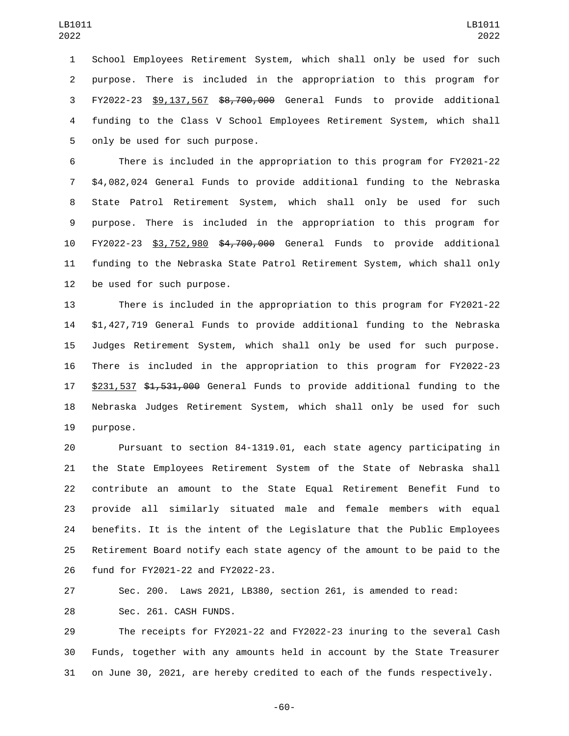School Employees Retirement System, which shall only be used for such purpose. There is included in the appropriation to this program for FY2022-23 <u>$9,137,567</u> ~~$8,700,000~~ General Funds to provide additional funding to the Class V School Employees Retirement System, which shall only be used for such purpose.

There is included in the appropriation to this program for FY2021-22 $4,082,024 General Funds to provide additional funding to the Nebraska State Patrol Retirement System, which shall only be used for such purpose. There is included in the appropriation to this program for FY2022-23 <u>$3,752,980</u> ~~$4,700,000~~ General Funds to provide additional funding to the Nebraska State Patrol Retirement System, which shall only be used for such purpose.

There is included in the appropriation to this program for FY2021-22 $1,427,719 General Funds to provide additional funding to the Nebraska Judges Retirement System, which shall only be used for such purpose. There is included in the appropriation to this program for FY2022-23 <u>$231,537</u> ~~$1,531,000~~ General Funds to provide additional funding to the Nebraska Judges Retirement System, which shall only be used for such purpose.

Pursuant to section 84-1319.01, each state agency participating in the State Employees Retirement System of the State of Nebraska shall contribute an amount to the State Equal Retirement Benefit Fund to provide all similarly situated male and female members with equal benefits. It is the intent of the Legislature that the Public Employees Retirement Board notify each state agency of the amount to be paid to the fund for FY2021-22 and FY2022-23.

Sec. 200. Laws 2021, LB380, section 261, is amended to read:

Sec. 261. CASH FUNDS.

The receipts for FY2021-22 and FY2022-23 inuring to the several Cash Funds, together with any amounts held in account by the State Treasurer on June 30, 2021, are hereby credited to each of the funds respectively.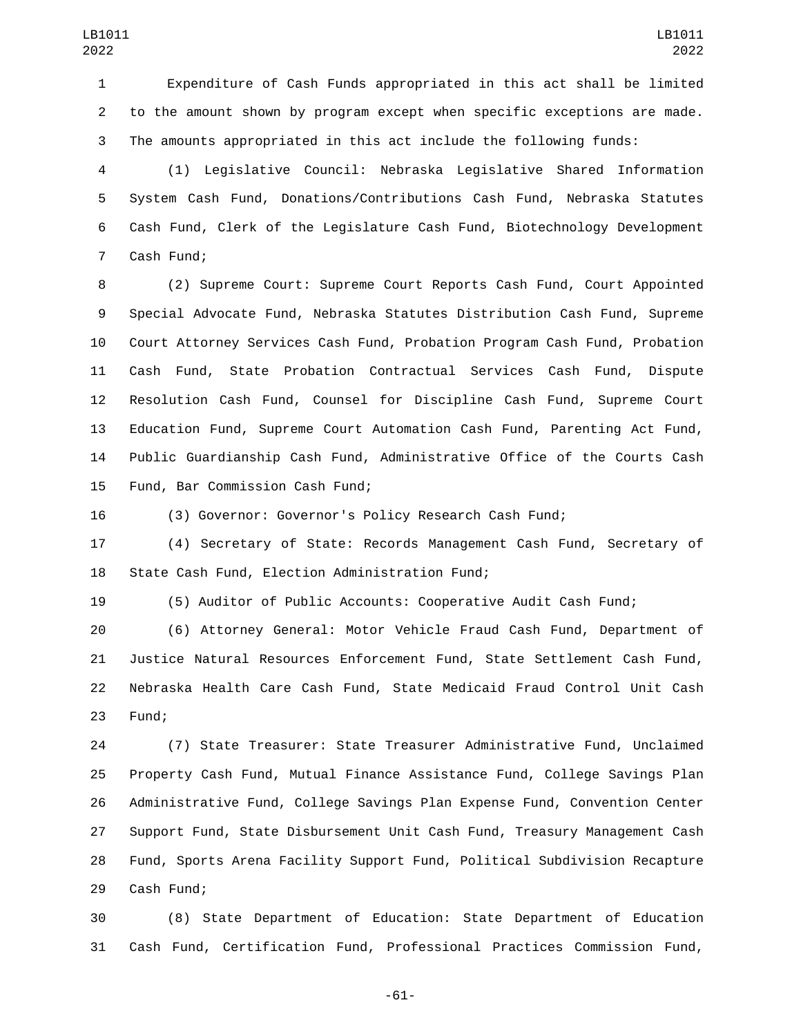Expenditure of Cash Funds appropriated in this act shall be limited to the amount shown by program except when specific exceptions are made. The amounts appropriated in this act include the following funds:

(1) Legislative Council: Nebraska Legislative Shared Information System Cash Fund, Donations/Contributions Cash Fund, Nebraska Statutes Cash Fund, Clerk of the Legislature Cash Fund, Biotechnology Development Cash Fund;

(2) Supreme Court: Supreme Court Reports Cash Fund, Court Appointed Special Advocate Fund, Nebraska Statutes Distribution Cash Fund, Supreme Court Attorney Services Cash Fund, Probation Program Cash Fund, Probation Cash Fund, State Probation Contractual Services Cash Fund, Dispute Resolution Cash Fund, Counsel for Discipline Cash Fund, Supreme Court Education Fund, Supreme Court Automation Cash Fund, Parenting Act Fund, Public Guardianship Cash Fund, Administrative Office of the Courts Cash Fund, Bar Commission Cash Fund;

(3) Governor: Governor's Policy Research Cash Fund;

(4) Secretary of State: Records Management Cash Fund, Secretary of State Cash Fund, Election Administration Fund;

(5) Auditor of Public Accounts: Cooperative Audit Cash Fund;

(6) Attorney General: Motor Vehicle Fraud Cash Fund, Department of Justice Natural Resources Enforcement Fund, State Settlement Cash Fund, Nebraska Health Care Cash Fund, State Medicaid Fraud Control Unit Cash Fund;

(7) State Treasurer: State Treasurer Administrative Fund, Unclaimed Property Cash Fund, Mutual Finance Assistance Fund, College Savings Plan Administrative Fund, College Savings Plan Expense Fund, Convention Center Support Fund, State Disbursement Unit Cash Fund, Treasury Management Cash Fund, Sports Arena Facility Support Fund, Political Subdivision Recapture Cash Fund;

(8) State Department of Education: State Department of Education Cash Fund, Certification Fund, Professional Practices Commission Fund,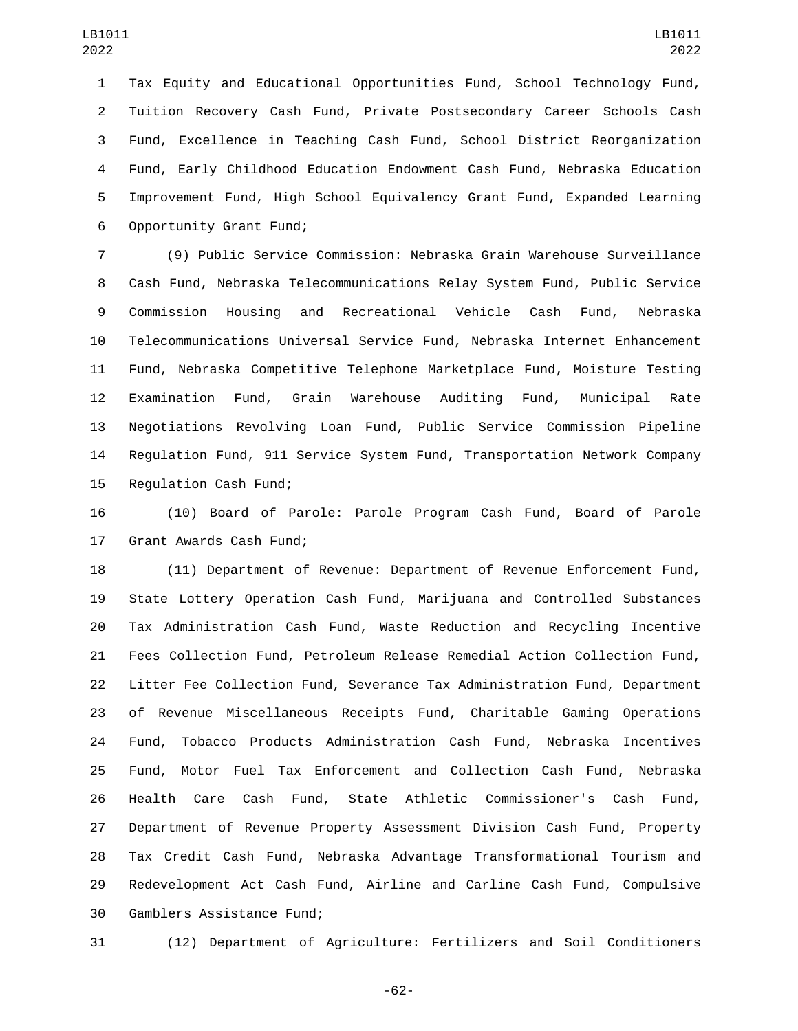Tax Equity and Educational Opportunities Fund, School Technology Fund, Tuition Recovery Cash Fund, Private Postsecondary Career Schools Cash Fund, Excellence in Teaching Cash Fund, School District Reorganization Fund, Early Childhood Education Endowment Cash Fund, Nebraska Education Improvement Fund, High School Equivalency Grant Fund, Expanded Learning Opportunity Grant Fund;

(9) Public Service Commission: Nebraska Grain Warehouse Surveillance Cash Fund, Nebraska Telecommunications Relay System Fund, Public Service Commission Housing and Recreational Vehicle Cash Fund, Nebraska Telecommunications Universal Service Fund, Nebraska Internet Enhancement Fund, Nebraska Competitive Telephone Marketplace Fund, Moisture Testing Examination Fund, Grain Warehouse Auditing Fund, Municipal Rate Negotiations Revolving Loan Fund, Public Service Commission Pipeline Regulation Fund, 911 Service System Fund, Transportation Network Company Regulation Cash Fund;

(10) Board of Parole: Parole Program Cash Fund, Board of Parole Grant Awards Cash Fund;

(11) Department of Revenue: Department of Revenue Enforcement Fund, State Lottery Operation Cash Fund, Marijuana and Controlled Substances Tax Administration Cash Fund, Waste Reduction and Recycling Incentive Fees Collection Fund, Petroleum Release Remedial Action Collection Fund, Litter Fee Collection Fund, Severance Tax Administration Fund, Department of Revenue Miscellaneous Receipts Fund, Charitable Gaming Operations Fund, Tobacco Products Administration Cash Fund, Nebraska Incentives Fund, Motor Fuel Tax Enforcement and Collection Cash Fund, Nebraska Health Care Cash Fund, State Athletic Commissioner's Cash Fund, Department of Revenue Property Assessment Division Cash Fund, Property Tax Credit Cash Fund, Nebraska Advantage Transformational Tourism and Redevelopment Act Cash Fund, Airline and Carline Cash Fund, Compulsive Gamblers Assistance Fund;

(12) Department of Agriculture: Fertilizers and Soil Conditioners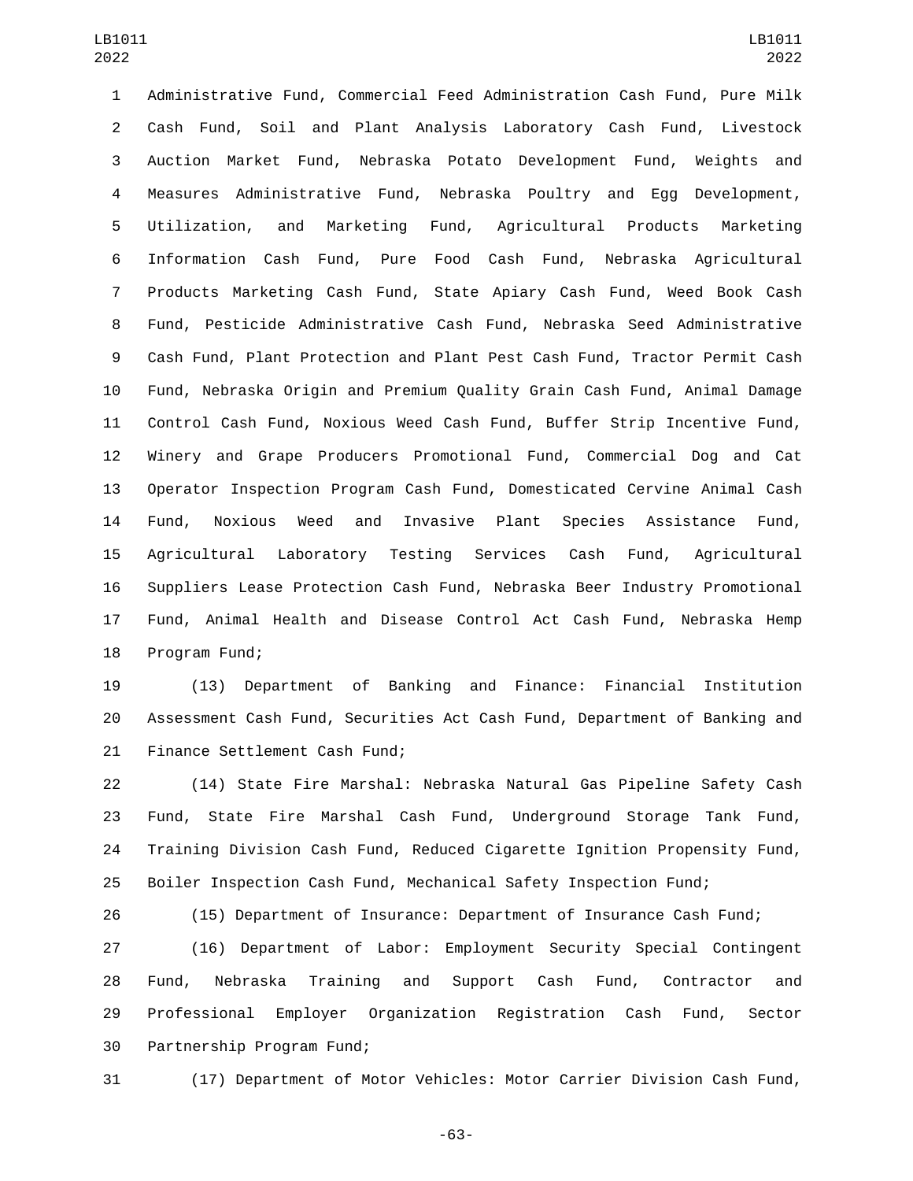Administrative Fund, Commercial Feed Administration Cash Fund, Pure Milk Cash Fund, Soil and Plant Analysis Laboratory Cash Fund, Livestock Auction Market Fund, Nebraska Potato Development Fund, Weights and Measures Administrative Fund, Nebraska Poultry and Egg Development, Utilization, and Marketing Fund, Agricultural Products Marketing Information Cash Fund, Pure Food Cash Fund, Nebraska Agricultural Products Marketing Cash Fund, State Apiary Cash Fund, Weed Book Cash Fund, Pesticide Administrative Cash Fund, Nebraska Seed Administrative Cash Fund, Plant Protection and Plant Pest Cash Fund, Tractor Permit Cash Fund, Nebraska Origin and Premium Quality Grain Cash Fund, Animal Damage Control Cash Fund, Noxious Weed Cash Fund, Buffer Strip Incentive Fund, Winery and Grape Producers Promotional Fund, Commercial Dog and Cat Operator Inspection Program Cash Fund, Domesticated Cervine Animal Cash Fund, Noxious Weed and Invasive Plant Species Assistance Fund, Agricultural Laboratory Testing Services Cash Fund, Agricultural Suppliers Lease Protection Cash Fund, Nebraska Beer Industry Promotional Fund, Animal Health and Disease Control Act Cash Fund, Nebraska Hemp Program Fund;

(13) Department of Banking and Finance: Financial Institution Assessment Cash Fund, Securities Act Cash Fund, Department of Banking and Finance Settlement Cash Fund;

(14) State Fire Marshal: Nebraska Natural Gas Pipeline Safety Cash Fund, State Fire Marshal Cash Fund, Underground Storage Tank Fund, Training Division Cash Fund, Reduced Cigarette Ignition Propensity Fund, Boiler Inspection Cash Fund, Mechanical Safety Inspection Fund;

(15) Department of Insurance: Department of Insurance Cash Fund;

(16) Department of Labor: Employment Security Special Contingent Fund, Nebraska Training and Support Cash Fund, Contractor and Professional Employer Organization Registration Cash Fund, Sector Partnership Program Fund;

(17) Department of Motor Vehicles: Motor Carrier Division Cash Fund,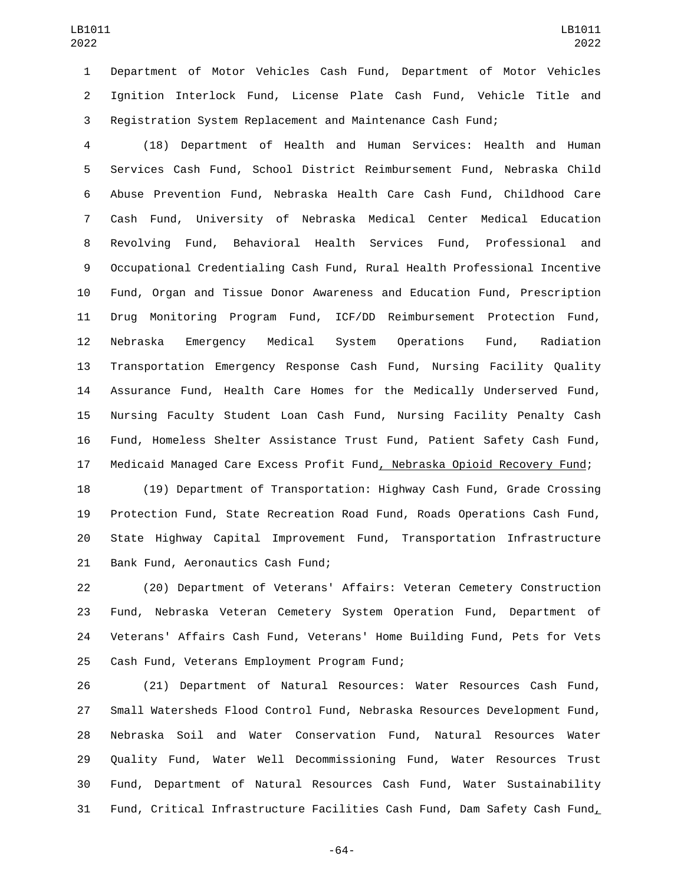Department of Motor Vehicles Cash Fund, Department of Motor Vehicles Ignition Interlock Fund, License Plate Cash Fund, Vehicle Title and Registration System Replacement and Maintenance Cash Fund;

(18) Department of Health and Human Services: Health and Human Services Cash Fund, School District Reimbursement Fund, Nebraska Child Abuse Prevention Fund, Nebraska Health Care Cash Fund, Childhood Care Cash Fund, University of Nebraska Medical Center Medical Education Revolving Fund, Behavioral Health Services Fund, Professional and Occupational Credentialing Cash Fund, Rural Health Professional Incentive Fund, Organ and Tissue Donor Awareness and Education Fund, Prescription Drug Monitoring Program Fund, ICF/DD Reimbursement Protection Fund, Nebraska Emergency Medical System Operations Fund, Radiation Transportation Emergency Response Cash Fund, Nursing Facility Quality Assurance Fund, Health Care Homes for the Medically Underserved Fund, Nursing Faculty Student Loan Cash Fund, Nursing Facility Penalty Cash Fund, Homeless Shelter Assistance Trust Fund, Patient Safety Cash Fund, Medicaid Managed Care Excess Profit Fund, Nebraska Opioid Recovery Fund;

(19) Department of Transportation: Highway Cash Fund, Grade Crossing Protection Fund, State Recreation Road Fund, Roads Operations Cash Fund, State Highway Capital Improvement Fund, Transportation Infrastructure Bank Fund, Aeronautics Cash Fund;

(20) Department of Veterans' Affairs: Veteran Cemetery Construction Fund, Nebraska Veteran Cemetery System Operation Fund, Department of Veterans' Affairs Cash Fund, Veterans' Home Building Fund, Pets for Vets Cash Fund, Veterans Employment Program Fund;

(21) Department of Natural Resources: Water Resources Cash Fund, Small Watersheds Flood Control Fund, Nebraska Resources Development Fund, Nebraska Soil and Water Conservation Fund, Natural Resources Water Quality Fund, Water Well Decommissioning Fund, Water Resources Trust Fund, Department of Natural Resources Cash Fund, Water Sustainability Fund, Critical Infrastructure Facilities Cash Fund, Dam Safety Cash Fund,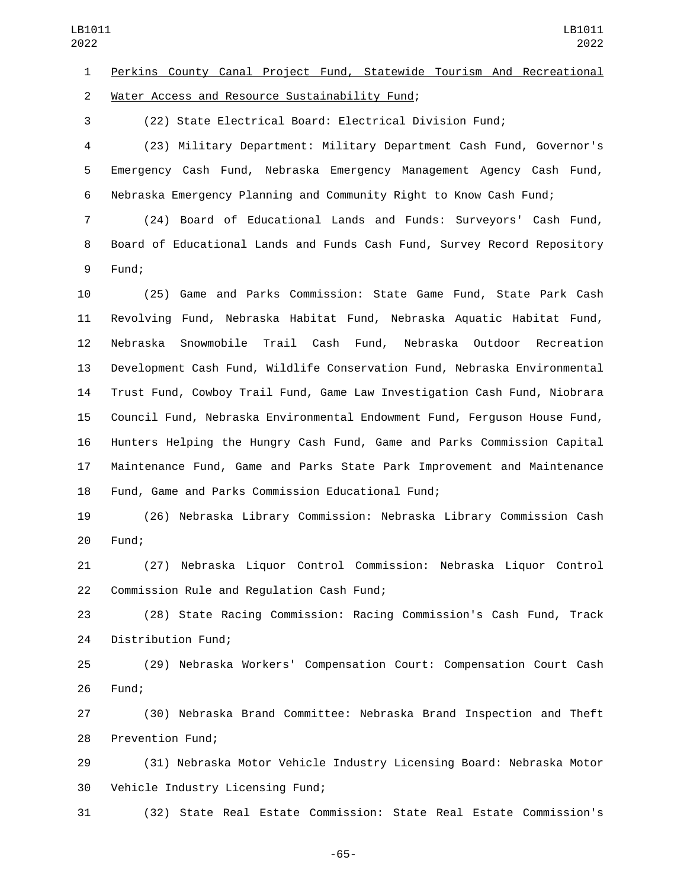Perkins County Canal Project Fund, Statewide Tourism And Recreational Water Access and Resource Sustainability Fund;

(22) State Electrical Board: Electrical Division Fund;

(23) Military Department: Military Department Cash Fund, Governor's Emergency Cash Fund, Nebraska Emergency Management Agency Cash Fund, Nebraska Emergency Planning and Community Right to Know Cash Fund;

(24) Board of Educational Lands and Funds: Surveyors' Cash Fund, Board of Educational Lands and Funds Cash Fund, Survey Record Repository Fund;

(25) Game and Parks Commission: State Game Fund, State Park Cash Revolving Fund, Nebraska Habitat Fund, Nebraska Aquatic Habitat Fund, Nebraska Snowmobile Trail Cash Fund, Nebraska Outdoor Recreation Development Cash Fund, Wildlife Conservation Fund, Nebraska Environmental Trust Fund, Cowboy Trail Fund, Game Law Investigation Cash Fund, Niobrara Council Fund, Nebraska Environmental Endowment Fund, Ferguson House Fund, Hunters Helping the Hungry Cash Fund, Game and Parks Commission Capital Maintenance Fund, Game and Parks State Park Improvement and Maintenance Fund, Game and Parks Commission Educational Fund;

(26) Nebraska Library Commission: Nebraska Library Commission Cash Fund;

(27) Nebraska Liquor Control Commission: Nebraska Liquor Control Commission Rule and Regulation Cash Fund;

(28) State Racing Commission: Racing Commission's Cash Fund, Track Distribution Fund;

(29) Nebraska Workers' Compensation Court: Compensation Court Cash Fund;

(30) Nebraska Brand Committee: Nebraska Brand Inspection and Theft Prevention Fund;

(31) Nebraska Motor Vehicle Industry Licensing Board: Nebraska Motor Vehicle Industry Licensing Fund;

(32) State Real Estate Commission: State Real Estate Commission's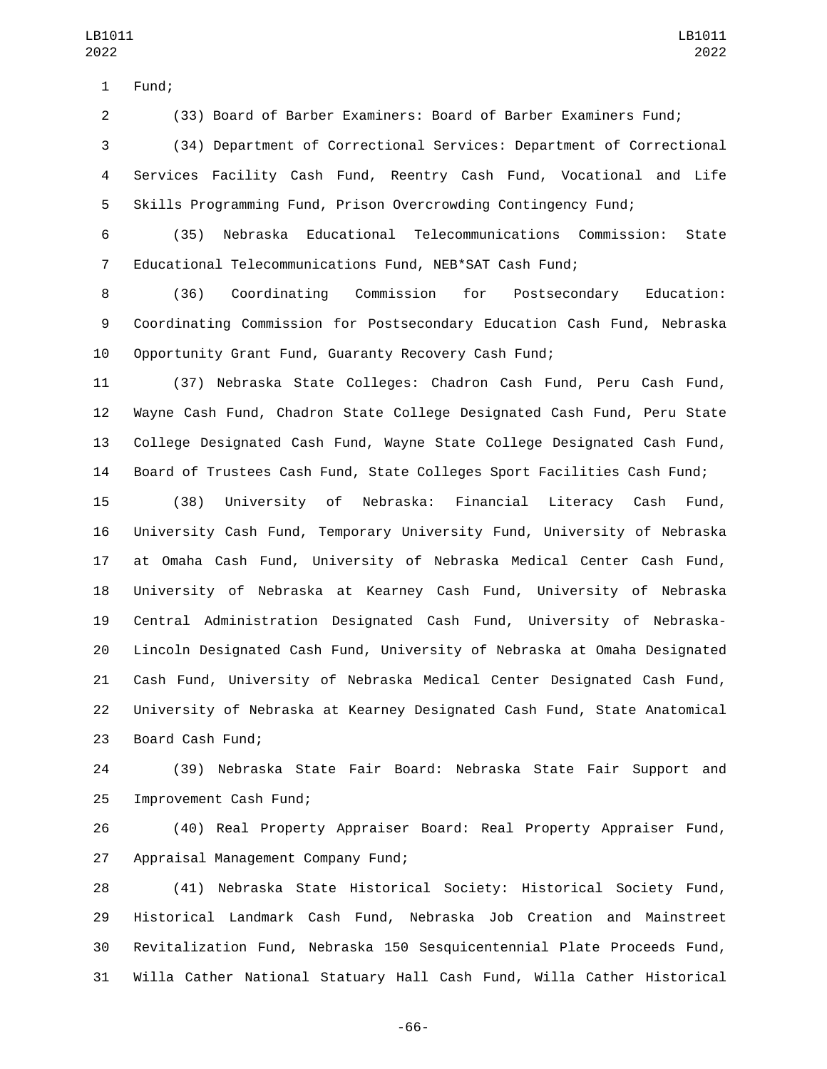Fund;

(33) Board of Barber Examiners: Board of Barber Examiners Fund;

(34) Department of Correctional Services: Department of Correctional Services Facility Cash Fund, Reentry Cash Fund, Vocational and Life Skills Programming Fund, Prison Overcrowding Contingency Fund;

(35) Nebraska Educational Telecommunications Commission: State Educational Telecommunications Fund, NEB*SAT Cash Fund;

(36) Coordinating Commission for Postsecondary Education: Coordinating Commission for Postsecondary Education Cash Fund, Nebraska Opportunity Grant Fund, Guaranty Recovery Cash Fund;

(37) Nebraska State Colleges: Chadron Cash Fund, Peru Cash Fund, Wayne Cash Fund, Chadron State College Designated Cash Fund, Peru State College Designated Cash Fund, Wayne State College Designated Cash Fund, Board of Trustees Cash Fund, State Colleges Sport Facilities Cash Fund;

(38) University of Nebraska: Financial Literacy Cash Fund, University Cash Fund, Temporary University Fund, University of Nebraska at Omaha Cash Fund, University of Nebraska Medical Center Cash Fund, University of Nebraska at Kearney Cash Fund, University of Nebraska Central Administration Designated Cash Fund, University of Nebraska-Lincoln Designated Cash Fund, University of Nebraska at Omaha Designated Cash Fund, University of Nebraska Medical Center Designated Cash Fund, University of Nebraska at Kearney Designated Cash Fund, State Anatomical Board Cash Fund;

(39) Nebraska State Fair Board: Nebraska State Fair Support and Improvement Cash Fund;

(40) Real Property Appraiser Board: Real Property Appraiser Fund, Appraisal Management Company Fund;

(41) Nebraska State Historical Society: Historical Society Fund, Historical Landmark Cash Fund, Nebraska Job Creation and Mainstreet Revitalization Fund, Nebraska 150 Sesquicentennial Plate Proceeds Fund, Willa Cather National Statuary Hall Cash Fund, Willa Cather Historical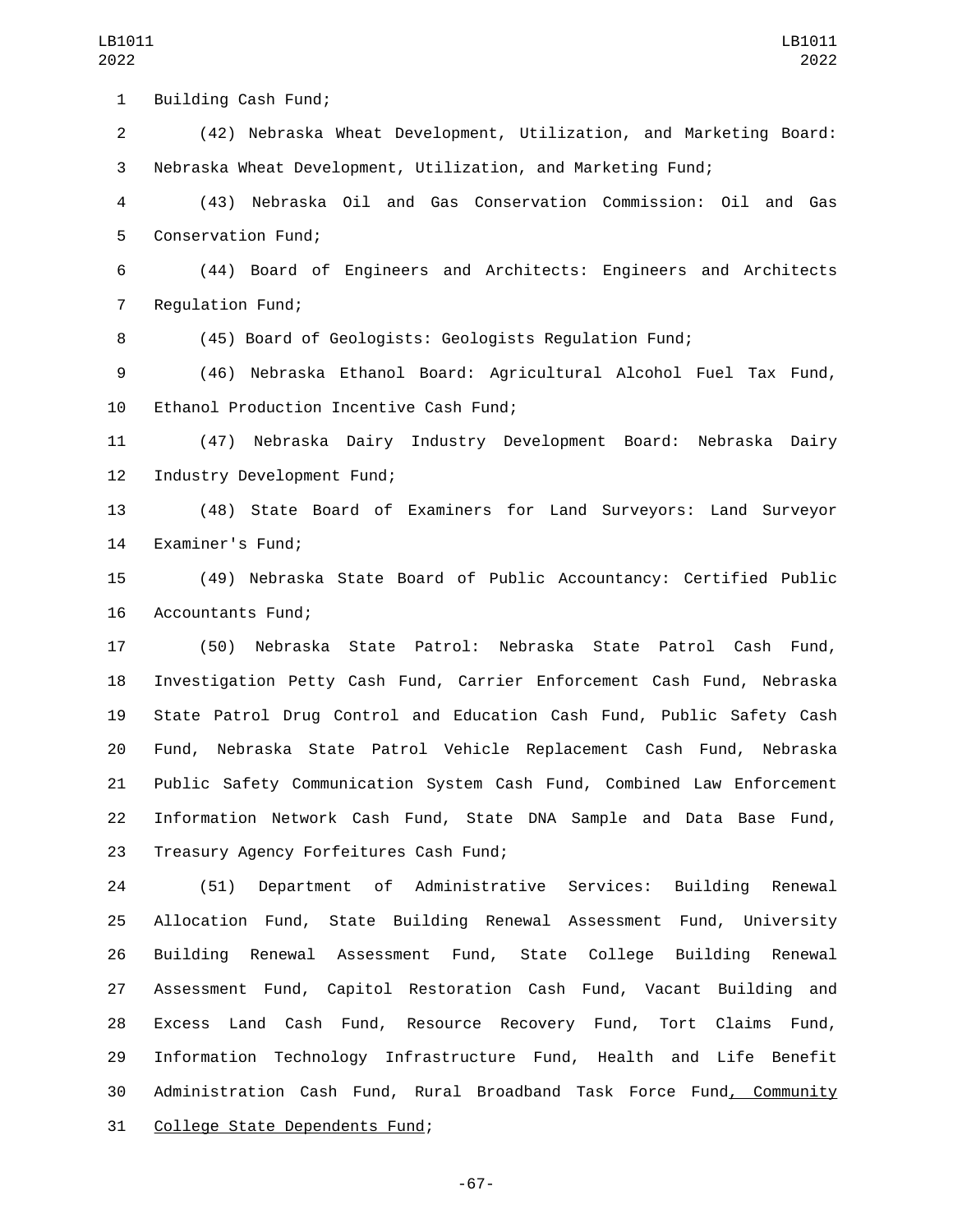Building Cash Fund;

(42) Nebraska Wheat Development, Utilization, and Marketing Board: Nebraska Wheat Development, Utilization, and Marketing Fund;

(43) Nebraska Oil and Gas Conservation Commission: Oil and Gas Conservation Fund;

(44) Board of Engineers and Architects: Engineers and Architects Regulation Fund;

(45) Board of Geologists: Geologists Regulation Fund;

(46) Nebraska Ethanol Board: Agricultural Alcohol Fuel Tax Fund, Ethanol Production Incentive Cash Fund;

(47) Nebraska Dairy Industry Development Board: Nebraska Dairy Industry Development Fund;

(48) State Board of Examiners for Land Surveyors: Land Surveyor Examiner's Fund;

(49) Nebraska State Board of Public Accountancy: Certified Public Accountants Fund;

(50) Nebraska State Patrol: Nebraska State Patrol Cash Fund, Investigation Petty Cash Fund, Carrier Enforcement Cash Fund, Nebraska State Patrol Drug Control and Education Cash Fund, Public Safety Cash Fund, Nebraska State Patrol Vehicle Replacement Cash Fund, Nebraska Public Safety Communication System Cash Fund, Combined Law Enforcement Information Network Cash Fund, State DNA Sample and Data Base Fund, Treasury Agency Forfeitures Cash Fund;

(51) Department of Administrative Services: Building Renewal Allocation Fund, State Building Renewal Assessment Fund, University Building Renewal Assessment Fund, State College Building Renewal Assessment Fund, Capitol Restoration Cash Fund, Vacant Building and Excess Land Cash Fund, Resource Recovery Fund, Tort Claims Fund, Information Technology Infrastructure Fund, Health and Life Benefit Administration Cash Fund, Rural Broadband Task Force Fund, Community College State Dependents Fund;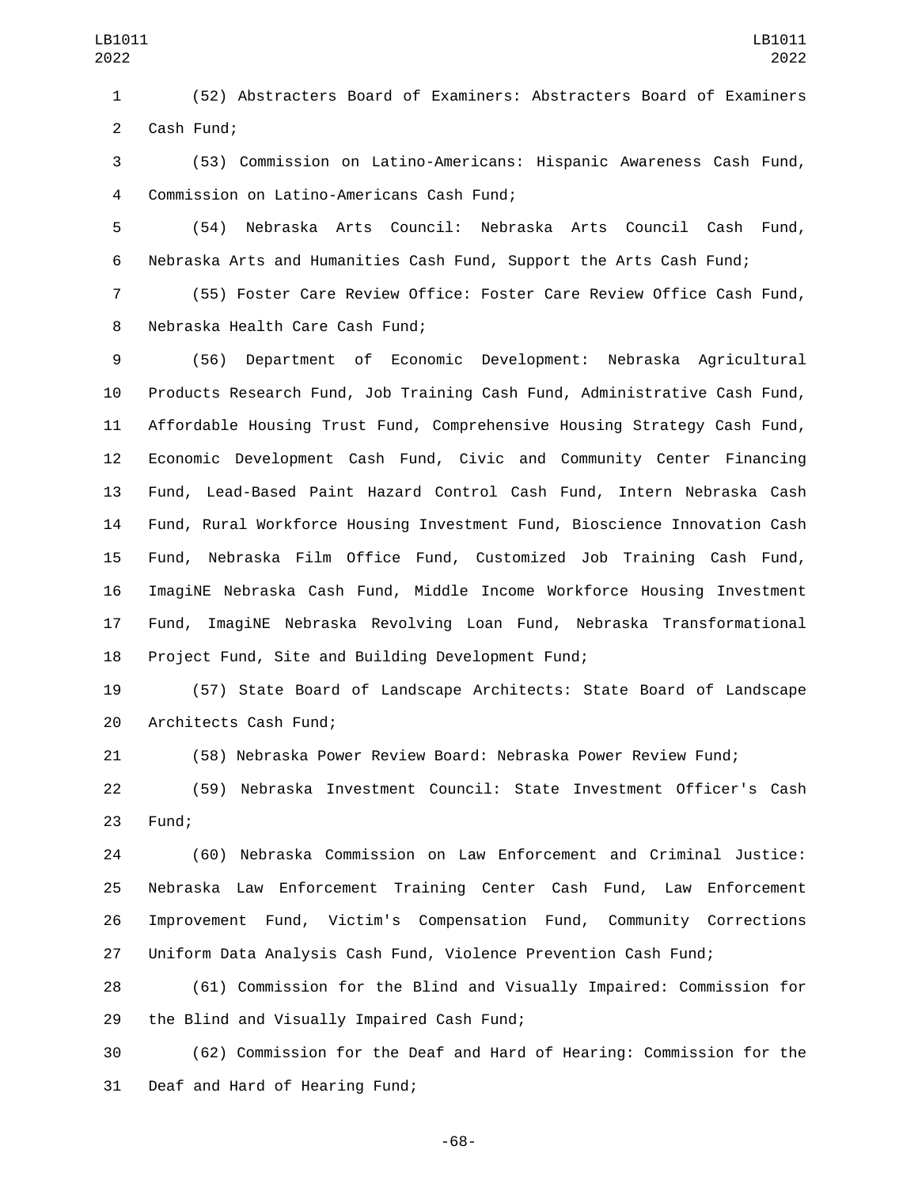(52) Abstracters Board of Examiners: Abstracters Board of Examiners Cash Fund;

(53) Commission on Latino-Americans: Hispanic Awareness Cash Fund, Commission on Latino-Americans Cash Fund;

(54) Nebraska Arts Council: Nebraska Arts Council Cash Fund, Nebraska Arts and Humanities Cash Fund, Support the Arts Cash Fund;

(55) Foster Care Review Office: Foster Care Review Office Cash Fund, Nebraska Health Care Cash Fund;

(56) Department of Economic Development: Nebraska Agricultural Products Research Fund, Job Training Cash Fund, Administrative Cash Fund, Affordable Housing Trust Fund, Comprehensive Housing Strategy Cash Fund, Economic Development Cash Fund, Civic and Community Center Financing Fund, Lead-Based Paint Hazard Control Cash Fund, Intern Nebraska Cash Fund, Rural Workforce Housing Investment Fund, Bioscience Innovation Cash Fund, Nebraska Film Office Fund, Customized Job Training Cash Fund, ImagiNE Nebraska Cash Fund, Middle Income Workforce Housing Investment Fund, ImagiNE Nebraska Revolving Loan Fund, Nebraska Transformational Project Fund, Site and Building Development Fund;

(57) State Board of Landscape Architects: State Board of Landscape Architects Cash Fund;

(58) Nebraska Power Review Board: Nebraska Power Review Fund;

(59) Nebraska Investment Council: State Investment Officer's Cash Fund;

(60) Nebraska Commission on Law Enforcement and Criminal Justice: Nebraska Law Enforcement Training Center Cash Fund, Law Enforcement Improvement Fund, Victim's Compensation Fund, Community Corrections Uniform Data Analysis Cash Fund, Violence Prevention Cash Fund;

(61) Commission for the Blind and Visually Impaired: Commission for the Blind and Visually Impaired Cash Fund;

(62) Commission for the Deaf and Hard of Hearing: Commission for the Deaf and Hard of Hearing Fund;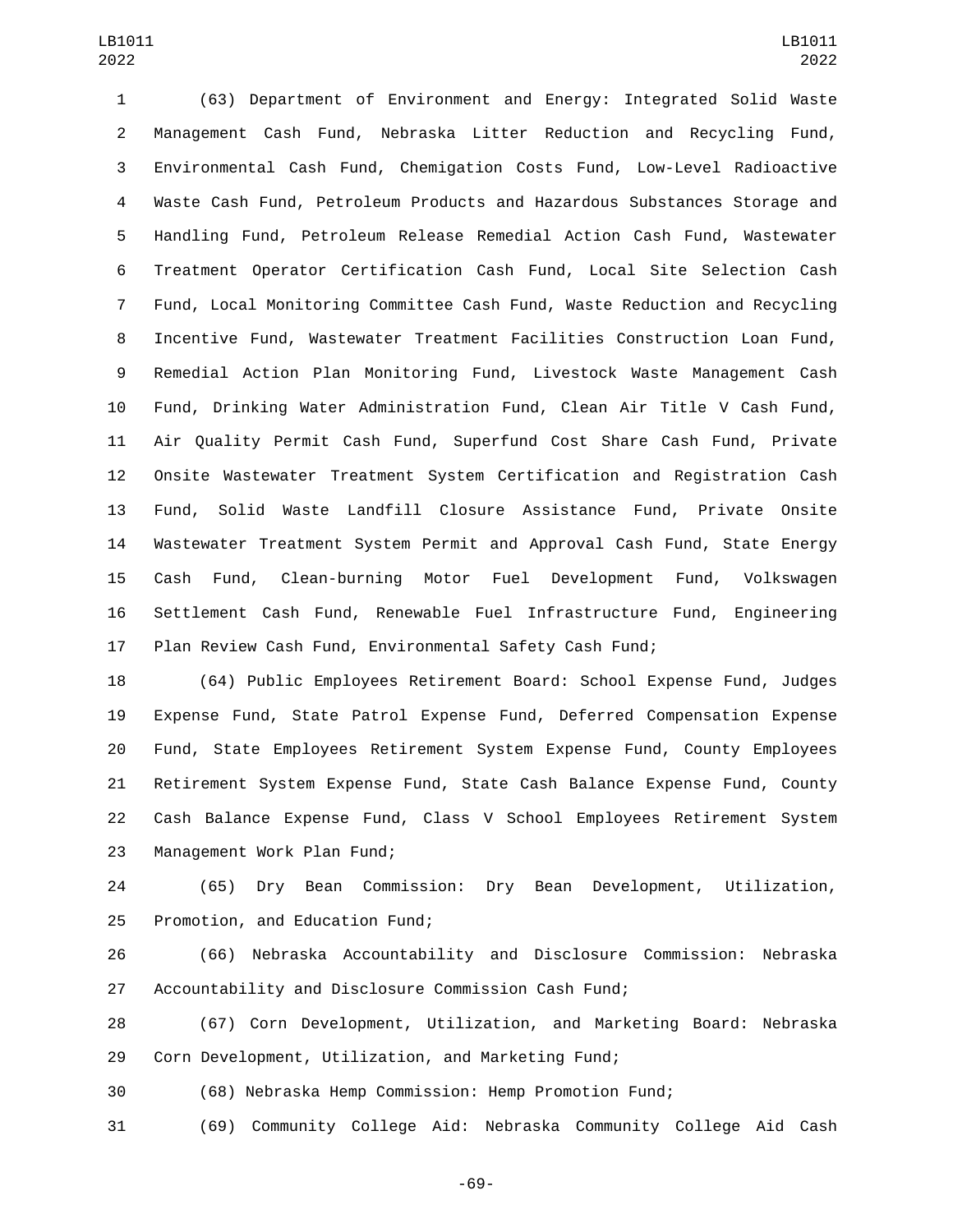(63) Department of Environment and Energy: Integrated Solid Waste Management Cash Fund, Nebraska Litter Reduction and Recycling Fund, Environmental Cash Fund, Chemigation Costs Fund, Low-Level Radioactive Waste Cash Fund, Petroleum Products and Hazardous Substances Storage and Handling Fund, Petroleum Release Remedial Action Cash Fund, Wastewater Treatment Operator Certification Cash Fund, Local Site Selection Cash Fund, Local Monitoring Committee Cash Fund, Waste Reduction and Recycling Incentive Fund, Wastewater Treatment Facilities Construction Loan Fund, Remedial Action Plan Monitoring Fund, Livestock Waste Management Cash Fund, Drinking Water Administration Fund, Clean Air Title V Cash Fund, Air Quality Permit Cash Fund, Superfund Cost Share Cash Fund, Private Onsite Wastewater Treatment System Certification and Registration Cash Fund, Solid Waste Landfill Closure Assistance Fund, Private Onsite Wastewater Treatment System Permit and Approval Cash Fund, State Energy Cash Fund, Clean-burning Motor Fuel Development Fund, Volkswagen Settlement Cash Fund, Renewable Fuel Infrastructure Fund, Engineering Plan Review Cash Fund, Environmental Safety Cash Fund;

(64) Public Employees Retirement Board: School Expense Fund, Judges Expense Fund, State Patrol Expense Fund, Deferred Compensation Expense Fund, State Employees Retirement System Expense Fund, County Employees Retirement System Expense Fund, State Cash Balance Expense Fund, County Cash Balance Expense Fund, Class V School Employees Retirement System Management Work Plan Fund;

(65) Dry Bean Commission: Dry Bean Development, Utilization, Promotion, and Education Fund;

(66) Nebraska Accountability and Disclosure Commission: Nebraska Accountability and Disclosure Commission Cash Fund;

(67) Corn Development, Utilization, and Marketing Board: Nebraska Corn Development, Utilization, and Marketing Fund;

(68) Nebraska Hemp Commission: Hemp Promotion Fund;

(69) Community College Aid: Nebraska Community College Aid Cash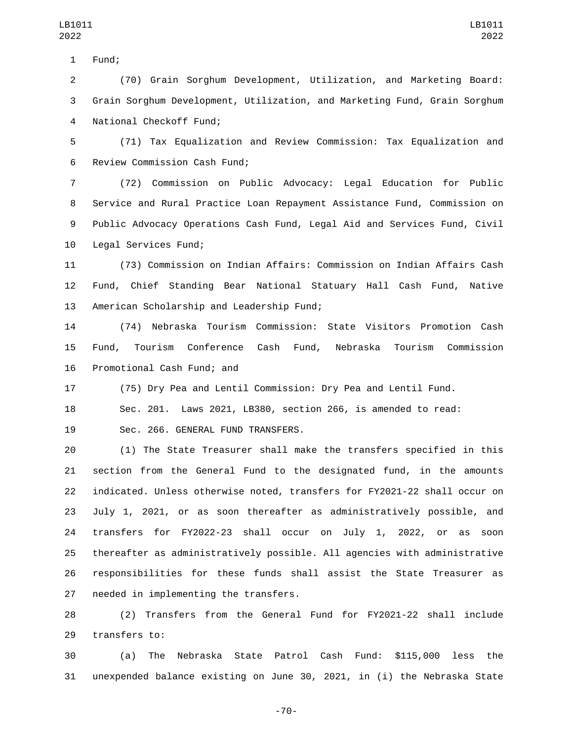Fund;

(70) Grain Sorghum Development, Utilization, and Marketing Board: Grain Sorghum Development, Utilization, and Marketing Fund, Grain Sorghum National Checkoff Fund;

(71) Tax Equalization and Review Commission: Tax Equalization and Review Commission Cash Fund;

(72) Commission on Public Advocacy: Legal Education for Public Service and Rural Practice Loan Repayment Assistance Fund, Commission on Public Advocacy Operations Cash Fund, Legal Aid and Services Fund, Civil Legal Services Fund;

(73) Commission on Indian Affairs: Commission on Indian Affairs Cash Fund, Chief Standing Bear National Statuary Hall Cash Fund, Native American Scholarship and Leadership Fund;

(74) Nebraska Tourism Commission: State Visitors Promotion Cash Fund, Tourism Conference Cash Fund, Nebraska Tourism Commission Promotional Cash Fund; and

(75) Dry Pea and Lentil Commission: Dry Pea and Lentil Fund.

Sec. 201. Laws 2021, LB380, section 266, is amended to read:

Sec. 266. GENERAL FUND TRANSFERS.

(1) The State Treasurer shall make the transfers specified in this section from the General Fund to the designated fund, in the amounts indicated. Unless otherwise noted, transfers for FY2021-22 shall occur on July 1, 2021, or as soon thereafter as administratively possible, and transfers for FY2022-23 shall occur on July 1, 2022, or as soon thereafter as administratively possible. All agencies with administrative responsibilities for these funds shall assist the State Treasurer as needed in implementing the transfers.

(2) Transfers from the General Fund for FY2021-22 shall include transfers to:

(a) The Nebraska State Patrol Cash Fund: $115,000 less the unexpended balance existing on June 30, 2021, in (i) the Nebraska State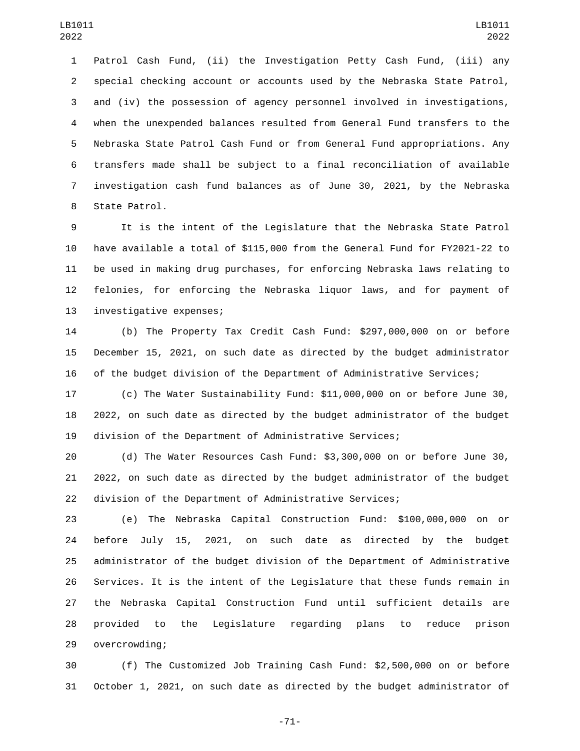Patrol Cash Fund, (ii) the Investigation Petty Cash Fund, (iii) any special checking account or accounts used by the Nebraska State Patrol, and (iv) the possession of agency personnel involved in investigations, when the unexpended balances resulted from General Fund transfers to the Nebraska State Patrol Cash Fund or from General Fund appropriations. Any transfers made shall be subject to a final reconciliation of available investigation cash fund balances as of June 30, 2021, by the Nebraska State Patrol.

It is the intent of the Legislature that the Nebraska State Patrol have available a total of $115,000 from the General Fund for FY2021-22 to be used in making drug purchases, for enforcing Nebraska laws relating to felonies, for enforcing the Nebraska liquor laws, and for payment of investigative expenses;

(b) The Property Tax Credit Cash Fund: $297,000,000 on or before December 15, 2021, on such date as directed by the budget administrator of the budget division of the Department of Administrative Services;

(c) The Water Sustainability Fund: $11,000,000 on or before June 30, 2022, on such date as directed by the budget administrator of the budget division of the Department of Administrative Services;

(d) The Water Resources Cash Fund: $3,300,000 on or before June 30, 2022, on such date as directed by the budget administrator of the budget division of the Department of Administrative Services;

(e) The Nebraska Capital Construction Fund: $100,000,000 on or before July 15, 2021, on such date as directed by the budget administrator of the budget division of the Department of Administrative Services. It is the intent of the Legislature that these funds remain in the Nebraska Capital Construction Fund until sufficient details are provided to the Legislature regarding plans to reduce prison overcrowding;

(f) The Customized Job Training Cash Fund: $2,500,000 on or before October 1, 2021, on such date as directed by the budget administrator of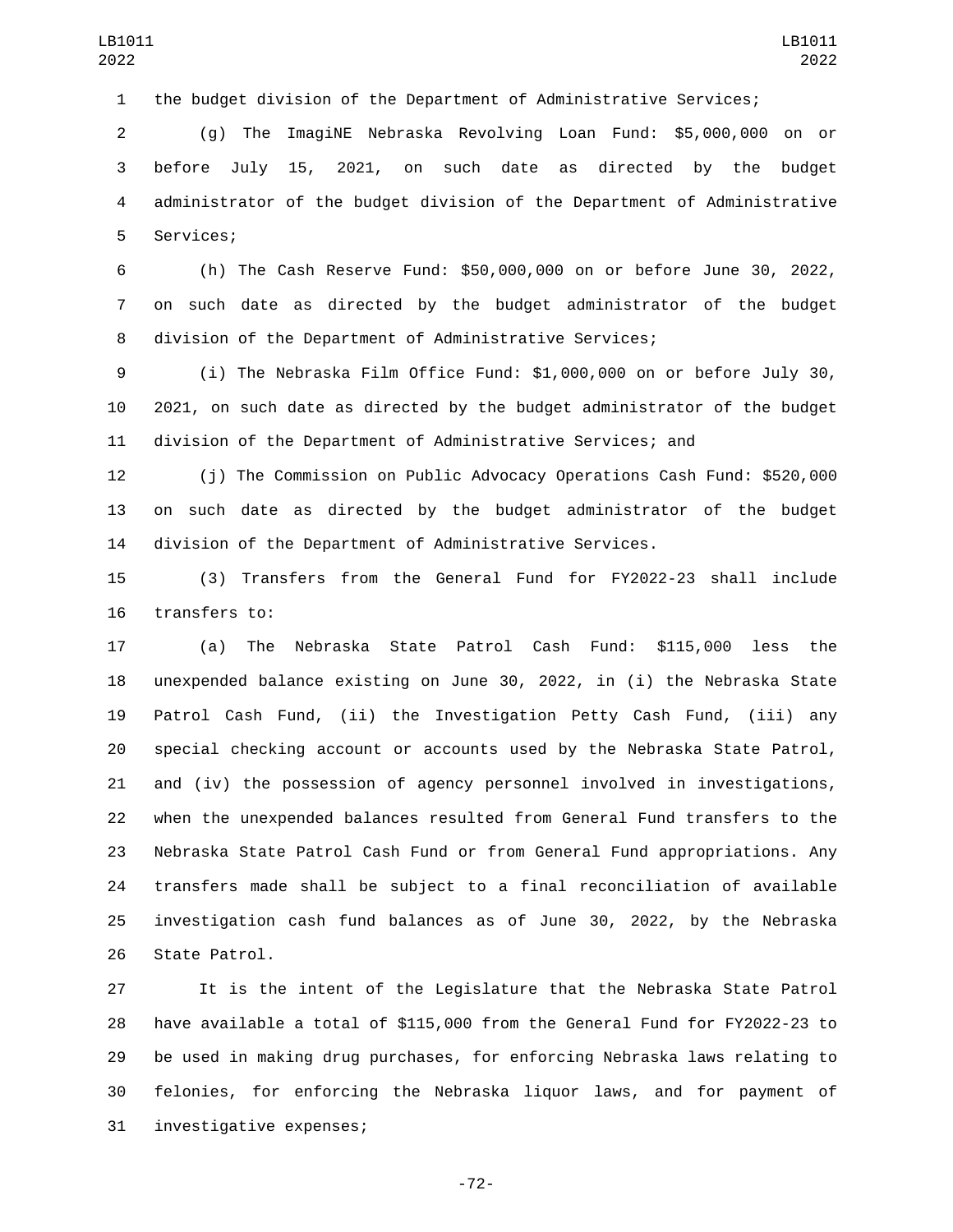the budget division of the Department of Administrative Services;

(g) The ImagiNE Nebraska Revolving Loan Fund: $5,000,000 on or before July 15, 2021, on such date as directed by the budget administrator of the budget division of the Department of Administrative Services;

(h) The Cash Reserve Fund: $50,000,000 on or before June 30, 2022, on such date as directed by the budget administrator of the budget division of the Department of Administrative Services;

(i) The Nebraska Film Office Fund: $1,000,000 on or before July 30, 2021, on such date as directed by the budget administrator of the budget division of the Department of Administrative Services; and

(j) The Commission on Public Advocacy Operations Cash Fund: $520,000 on such date as directed by the budget administrator of the budget division of the Department of Administrative Services.

(3) Transfers from the General Fund for FY2022-23 shall include transfers to:

(a) The Nebraska State Patrol Cash Fund: $115,000 less the unexpended balance existing on June 30, 2022, in (i) the Nebraska State Patrol Cash Fund, (ii) the Investigation Petty Cash Fund, (iii) any special checking account or accounts used by the Nebraska State Patrol, and (iv) the possession of agency personnel involved in investigations, when the unexpended balances resulted from General Fund transfers to the Nebraska State Patrol Cash Fund or from General Fund appropriations. Any transfers made shall be subject to a final reconciliation of available investigation cash fund balances as of June 30, 2022, by the Nebraska State Patrol.

It is the intent of the Legislature that the Nebraska State Patrol have available a total of $115,000 from the General Fund for FY2022-23 to be used in making drug purchases, for enforcing Nebraska laws relating to felonies, for enforcing the Nebraska liquor laws, and for payment of investigative expenses;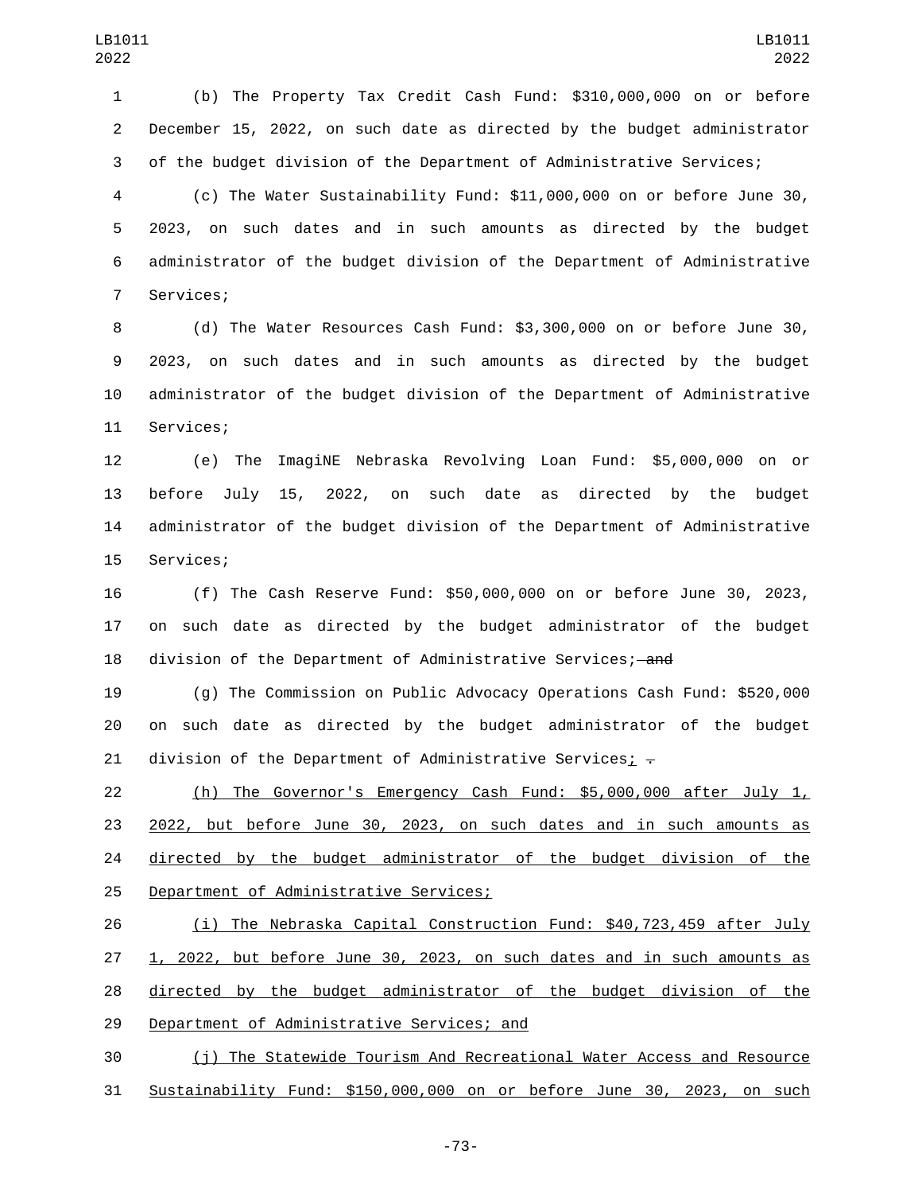(b) The Property Tax Credit Cash Fund: $310,000,000 on or before December 15, 2022, on such date as directed by the budget administrator of the budget division of the Department of Administrative Services;

(c) The Water Sustainability Fund: $11,000,000 on or before June 30, 2023, on such dates and in such amounts as directed by the budget administrator of the budget division of the Department of Administrative Services;

(d) The Water Resources Cash Fund: $3,300,000 on or before June 30, 2023, on such dates and in such amounts as directed by the budget administrator of the budget division of the Department of Administrative Services;

(e) The ImagiNE Nebraska Revolving Loan Fund: $5,000,000 on or before July 15, 2022, on such date as directed by the budget administrator of the budget division of the Department of Administrative Services;

(f) The Cash Reserve Fund: $50,000,000 on or before June 30, 2023, on such date as directed by the budget administrator of the budget division of the Department of Administrative Services; ~~and~~

(g) The Commission on Public Advocacy Operations Cash Fund: $520,000 on such date as directed by the budget administrator of the budget division of the Department of Administrative Services; ~~.~~

(h) The Governor's Emergency Cash Fund: $5,000,000 after July 1, 2022, but before June 30, 2023, on such dates and in such amounts as directed by the budget administrator of the budget division of the Department of Administrative Services;

(i) The Nebraska Capital Construction Fund: $40,723,459 after July 1, 2022, but before June 30, 2023, on such dates and in such amounts as directed by the budget administrator of the budget division of the Department of Administrative Services; and

(j) The Statewide Tourism And Recreational Water Access and Resource Sustainability Fund: $150,000,000 on or before June 30, 2023, on such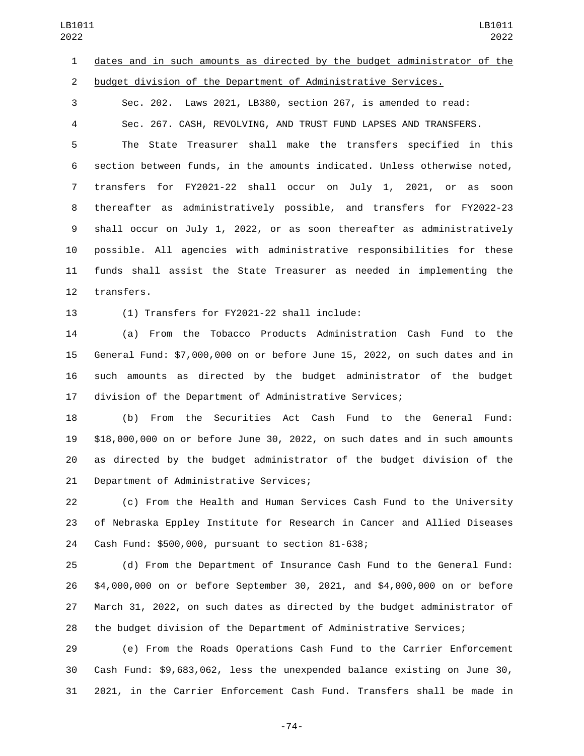dates and in such amounts as directed by the budget administrator of the budget division of the Department of Administrative Services.

Sec. 202. Laws 2021, LB380, section 267, is amended to read:

Sec. 267. CASH, REVOLVING, AND TRUST FUND LAPSES AND TRANSFERS.

The State Treasurer shall make the transfers specified in this section between funds, in the amounts indicated. Unless otherwise noted, transfers for FY2021-22 shall occur on July 1, 2021, or as soon thereafter as administratively possible, and transfers for FY2022-23 shall occur on July 1, 2022, or as soon thereafter as administratively possible. All agencies with administrative responsibilities for these funds shall assist the State Treasurer as needed in implementing the transfers.

(1) Transfers for FY2021-22 shall include:

(a) From the Tobacco Products Administration Cash Fund to the General Fund: $7,000,000 on or before June 15, 2022, on such dates and in such amounts as directed by the budget administrator of the budget division of the Department of Administrative Services;

(b) From the Securities Act Cash Fund to the General Fund: $18,000,000 on or before June 30, 2022, on such dates and in such amounts as directed by the budget administrator of the budget division of the Department of Administrative Services;

(c) From the Health and Human Services Cash Fund to the University of Nebraska Eppley Institute for Research in Cancer and Allied Diseases Cash Fund: $500,000, pursuant to section 81-638;

(d) From the Department of Insurance Cash Fund to the General Fund: $4,000,000 on or before September 30, 2021, and $4,000,000 on or before March 31, 2022, on such dates as directed by the budget administrator of the budget division of the Department of Administrative Services;

(e) From the Roads Operations Cash Fund to the Carrier Enforcement Cash Fund: $9,683,062, less the unexpended balance existing on June 30, 2021, in the Carrier Enforcement Cash Fund. Transfers shall be made in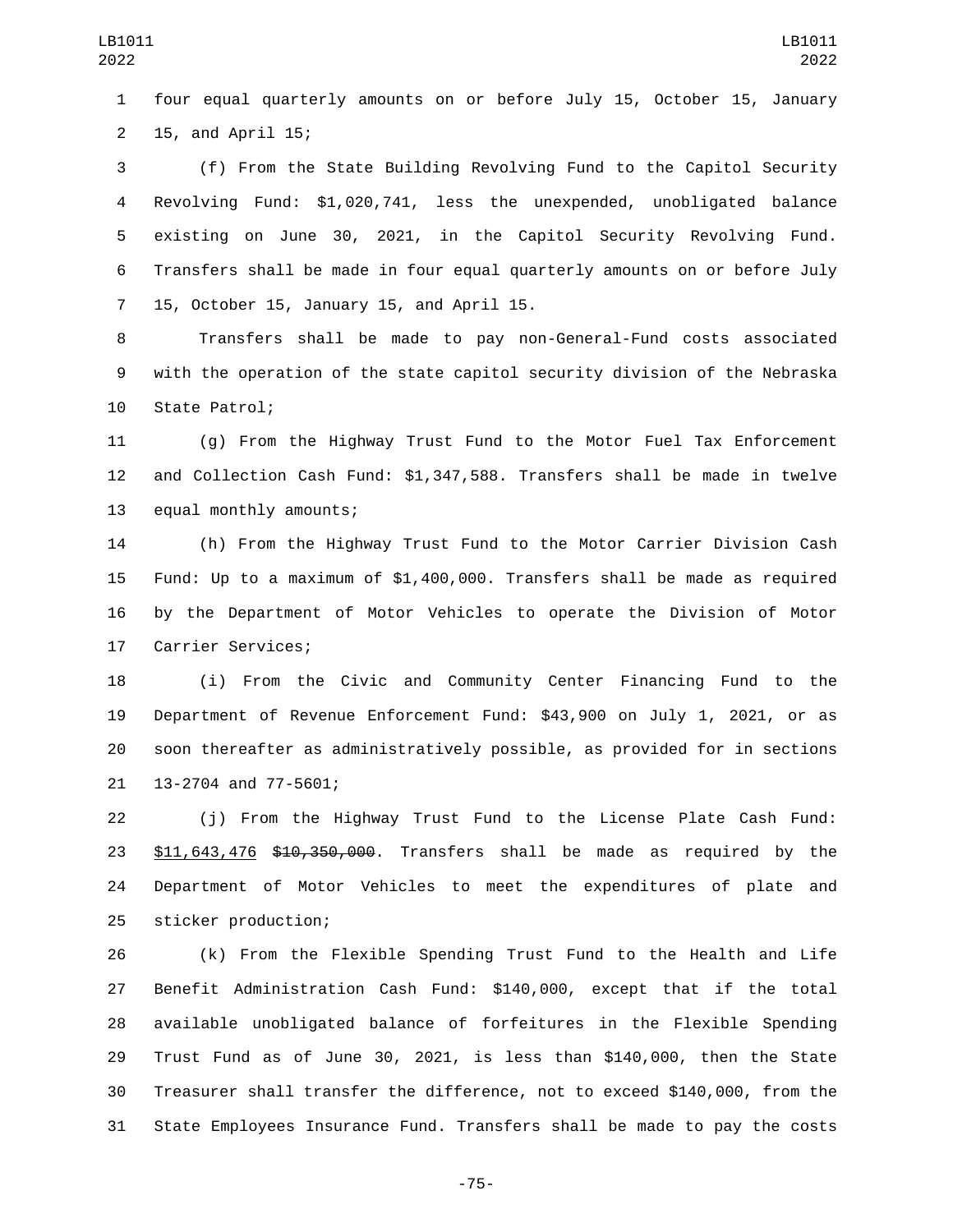four equal quarterly amounts on or before July 15, October 15, January 15, and April 15;

(f) From the State Building Revolving Fund to the Capitol Security Revolving Fund: $1,020,741, less the unexpended, unobligated balance existing on June 30, 2021, in the Capitol Security Revolving Fund. Transfers shall be made in four equal quarterly amounts on or before July 15, October 15, January 15, and April 15.

Transfers shall be made to pay non-General-Fund costs associated with the operation of the state capitol security division of the Nebraska State Patrol;

(g) From the Highway Trust Fund to the Motor Fuel Tax Enforcement and Collection Cash Fund: $1,347,588. Transfers shall be made in twelve equal monthly amounts;

(h) From the Highway Trust Fund to the Motor Carrier Division Cash Fund: Up to a maximum of $1,400,000. Transfers shall be made as required by the Department of Motor Vehicles to operate the Division of Motor Carrier Services;

(i) From the Civic and Community Center Financing Fund to the Department of Revenue Enforcement Fund: $43,900 on July 1, 2021, or as soon thereafter as administratively possible, as provided for in sections 13-2704 and 77-5601;

(j) From the Highway Trust Fund to the License Plate Cash Fund: <u>$11,643,476</u> ~~$10,350,000~~. Transfers shall be made as required by the Department of Motor Vehicles to meet the expenditures of plate and sticker production;

(k) From the Flexible Spending Trust Fund to the Health and Life Benefit Administration Cash Fund: $140,000, except that if the total available unobligated balance of forfeitures in the Flexible Spending Trust Fund as of June 30, 2021, is less than $140,000, then the State Treasurer shall transfer the difference, not to exceed $140,000, from the State Employees Insurance Fund. Transfers shall be made to pay the costs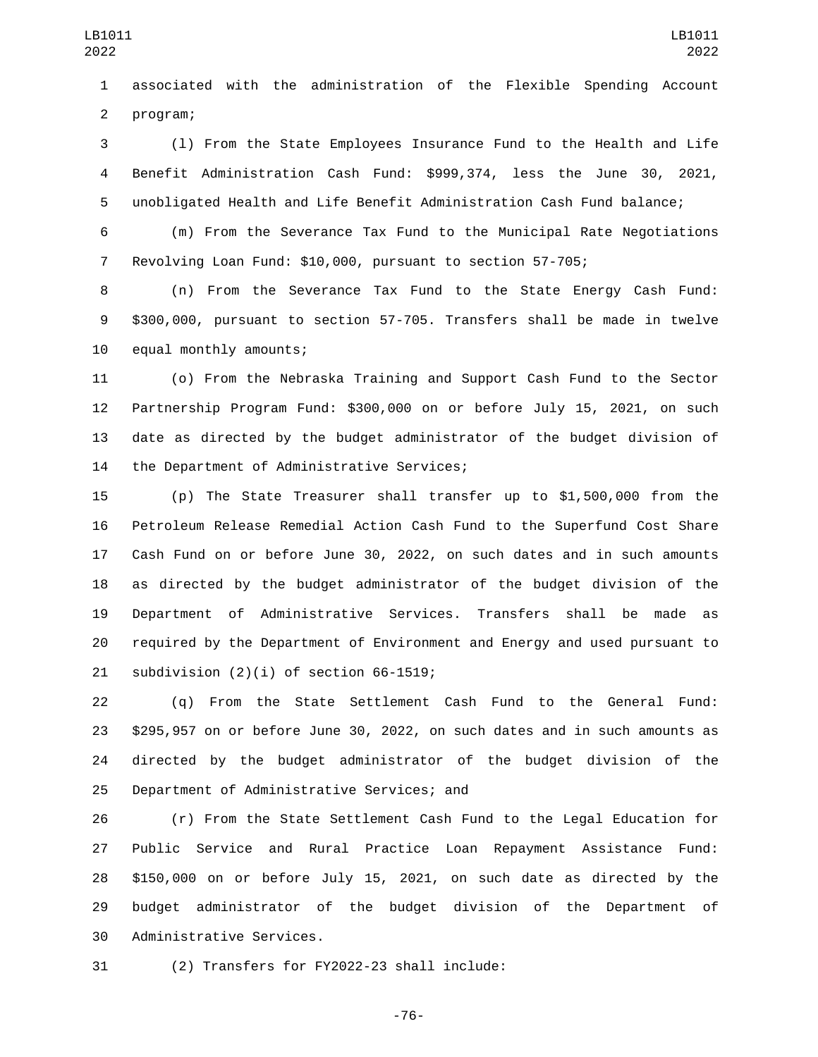associated with the administration of the Flexible Spending Account program;

(l) From the State Employees Insurance Fund to the Health and Life Benefit Administration Cash Fund: $999,374, less the June 30, 2021, unobligated Health and Life Benefit Administration Cash Fund balance;

(m) From the Severance Tax Fund to the Municipal Rate Negotiations Revolving Loan Fund: $10,000, pursuant to section 57-705;

(n) From the Severance Tax Fund to the State Energy Cash Fund: $300,000, pursuant to section 57-705. Transfers shall be made in twelve equal monthly amounts;

(o) From the Nebraska Training and Support Cash Fund to the Sector Partnership Program Fund: $300,000 on or before July 15, 2021, on such date as directed by the budget administrator of the budget division of the Department of Administrative Services;

(p) The State Treasurer shall transfer up to $1,500,000 from the Petroleum Release Remedial Action Cash Fund to the Superfund Cost Share Cash Fund on or before June 30, 2022, on such dates and in such amounts as directed by the budget administrator of the budget division of the Department of Administrative Services. Transfers shall be made as required by the Department of Environment and Energy and used pursuant to subdivision (2)(i) of section 66-1519;

(q) From the State Settlement Cash Fund to the General Fund: $295,957 on or before June 30, 2022, on such dates and in such amounts as directed by the budget administrator of the budget division of the Department of Administrative Services; and

(r) From the State Settlement Cash Fund to the Legal Education for Public Service and Rural Practice Loan Repayment Assistance Fund: $150,000 on or before July 15, 2021, on such date as directed by the budget administrator of the budget division of the Department of Administrative Services.

(2) Transfers for FY2022-23 shall include: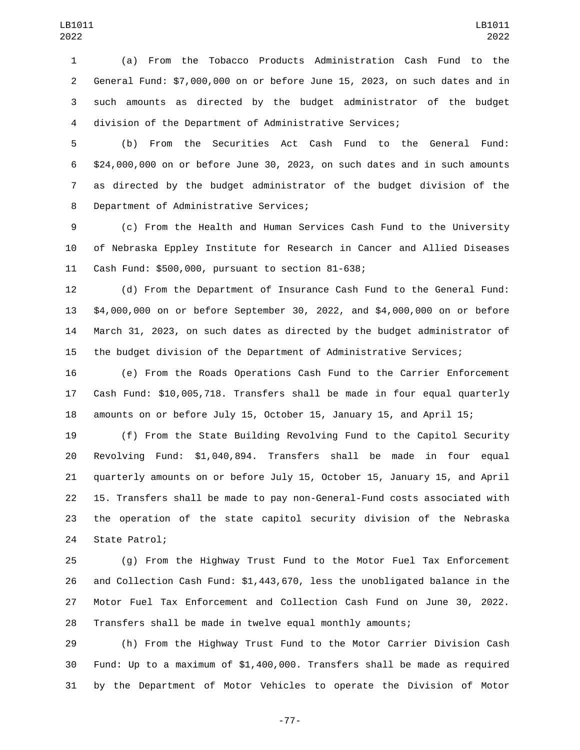(a) From the Tobacco Products Administration Cash Fund to the General Fund: $7,000,000 on or before June 15, 2023, on such dates and in such amounts as directed by the budget administrator of the budget division of the Department of Administrative Services;

(b) From the Securities Act Cash Fund to the General Fund: $24,000,000 on or before June 30, 2023, on such dates and in such amounts as directed by the budget administrator of the budget division of the Department of Administrative Services;

(c) From the Health and Human Services Cash Fund to the University of Nebraska Eppley Institute for Research in Cancer and Allied Diseases Cash Fund: $500,000, pursuant to section 81-638;

(d) From the Department of Insurance Cash Fund to the General Fund: $4,000,000 on or before September 30, 2022, and $4,000,000 on or before March 31, 2023, on such dates as directed by the budget administrator of the budget division of the Department of Administrative Services;

(e) From the Roads Operations Cash Fund to the Carrier Enforcement Cash Fund: $10,005,718. Transfers shall be made in four equal quarterly amounts on or before July 15, October 15, January 15, and April 15;

(f) From the State Building Revolving Fund to the Capitol Security Revolving Fund: $1,040,894. Transfers shall be made in four equal quarterly amounts on or before July 15, October 15, January 15, and April 15. Transfers shall be made to pay non-General-Fund costs associated with the operation of the state capitol security division of the Nebraska State Patrol;

(g) From the Highway Trust Fund to the Motor Fuel Tax Enforcement and Collection Cash Fund: $1,443,670, less the unobligated balance in the Motor Fuel Tax Enforcement and Collection Cash Fund on June 30, 2022. Transfers shall be made in twelve equal monthly amounts;

(h) From the Highway Trust Fund to the Motor Carrier Division Cash Fund: Up to a maximum of $1,400,000. Transfers shall be made as required by the Department of Motor Vehicles to operate the Division of Motor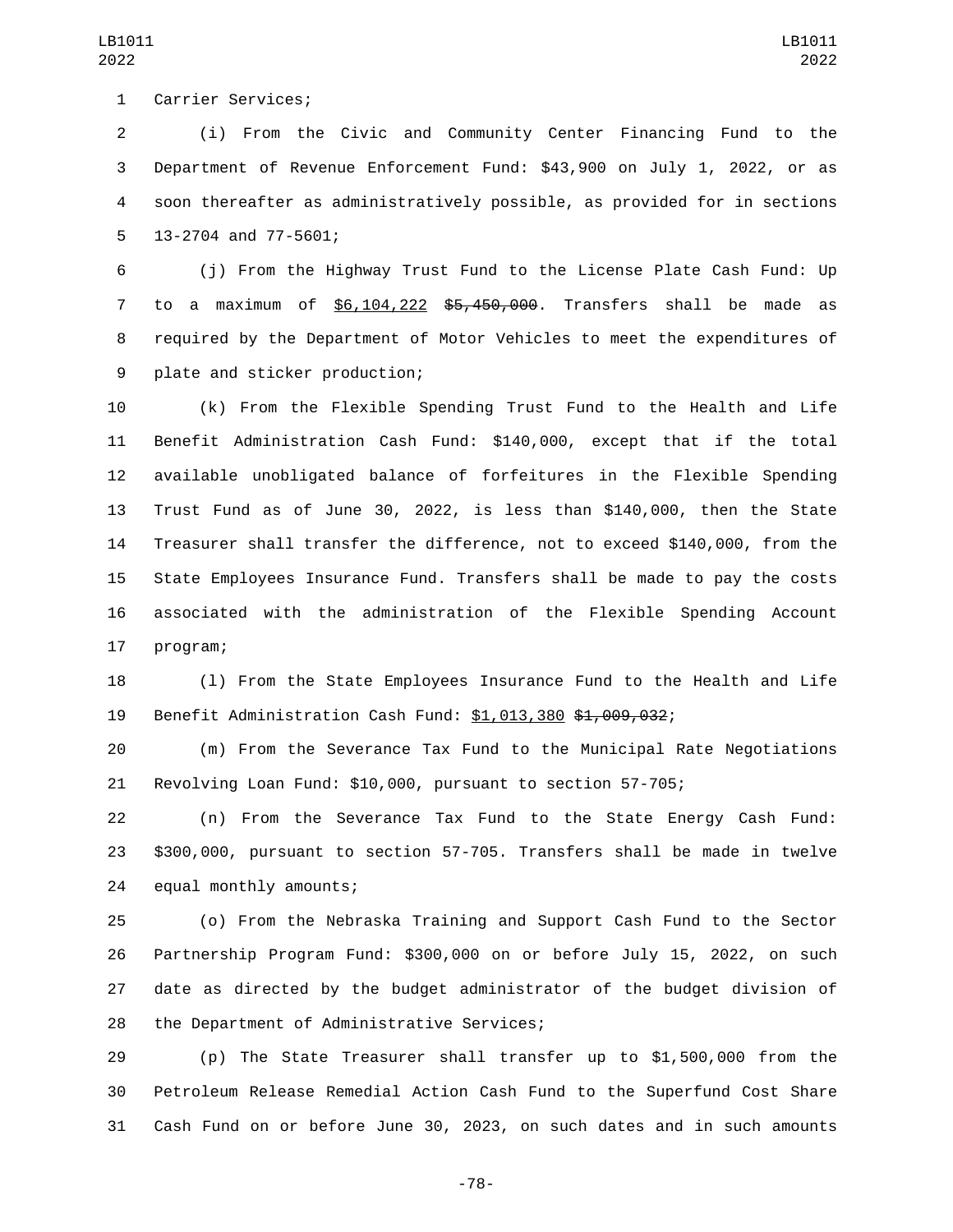Carrier Services;

(i) From the Civic and Community Center Financing Fund to the Department of Revenue Enforcement Fund: $43,900 on July 1, 2022, or as soon thereafter as administratively possible, as provided for in sections 13-2704 and 77-5601;

(j) From the Highway Trust Fund to the License Plate Cash Fund: Up to a maximum of $6,104,222 ~~$5,450,000~~. Transfers shall be made as required by the Department of Motor Vehicles to meet the expenditures of plate and sticker production;

(k) From the Flexible Spending Trust Fund to the Health and Life Benefit Administration Cash Fund: $140,000, except that if the total available unobligated balance of forfeitures in the Flexible Spending Trust Fund as of June 30, 2022, is less than $140,000, then the State Treasurer shall transfer the difference, not to exceed $140,000, from the State Employees Insurance Fund. Transfers shall be made to pay the costs associated with the administration of the Flexible Spending Account program;

(l) From the State Employees Insurance Fund to the Health and Life Benefit Administration Cash Fund: $1,013,380 ~~$1,009,032~~;

(m) From the Severance Tax Fund to the Municipal Rate Negotiations Revolving Loan Fund: $10,000, pursuant to section 57-705;

(n) From the Severance Tax Fund to the State Energy Cash Fund: $300,000, pursuant to section 57-705. Transfers shall be made in twelve equal monthly amounts;

(o) From the Nebraska Training and Support Cash Fund to the Sector Partnership Program Fund: $300,000 on or before July 15, 2022, on such date as directed by the budget administrator of the budget division of the Department of Administrative Services;

(p) The State Treasurer shall transfer up to $1,500,000 from the Petroleum Release Remedial Action Cash Fund to the Superfund Cost Share Cash Fund on or before June 30, 2023, on such dates and in such amounts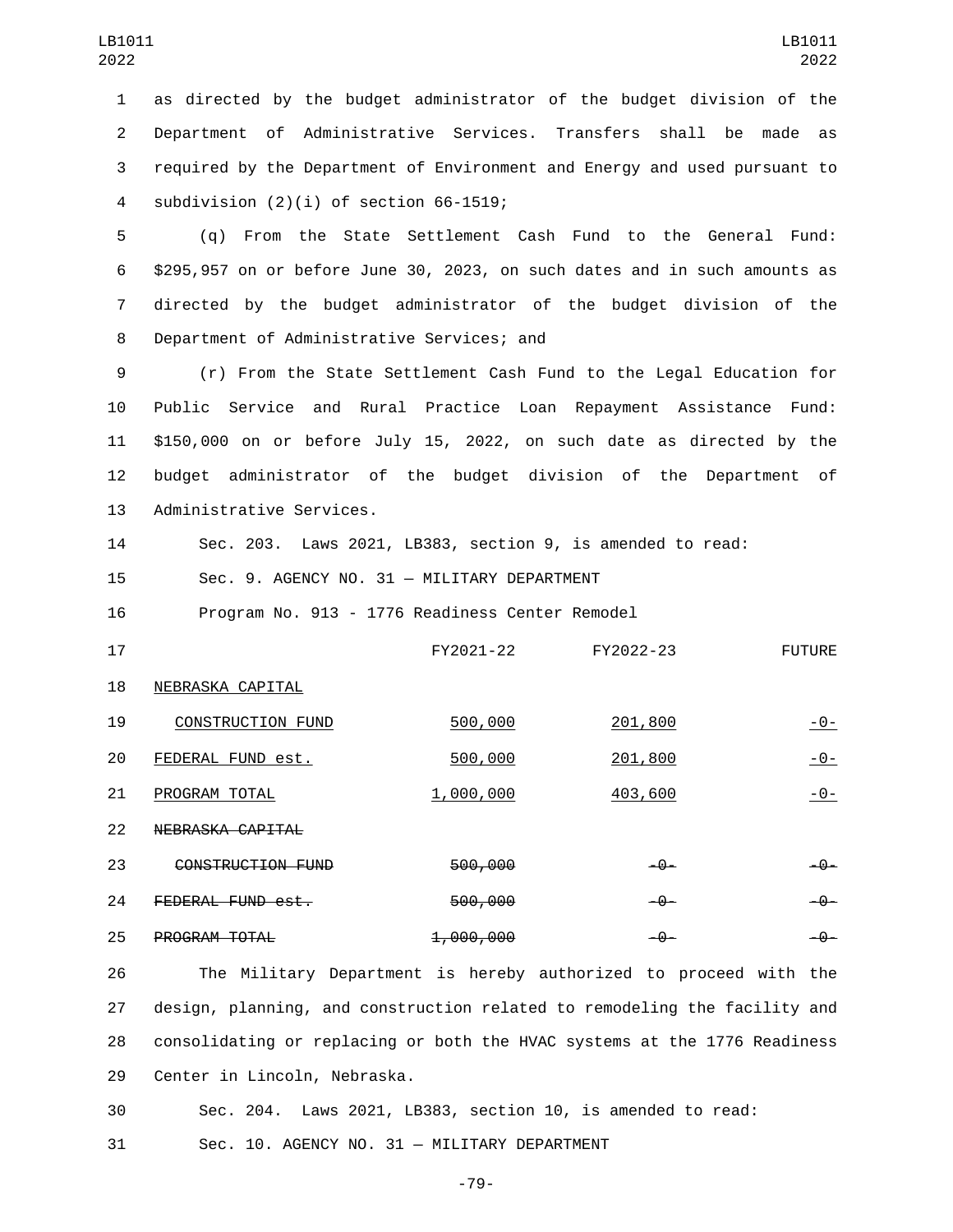as directed by the budget administrator of the budget division of the Department of Administrative Services. Transfers shall be made as required by the Department of Environment and Energy and used pursuant to subdivision (2)(i) of section 66-1519;

(q) From the State Settlement Cash Fund to the General Fund: $295,957 on or before June 30, 2023, on such dates and in such amounts as directed by the budget administrator of the budget division of the Department of Administrative Services; and

(r) From the State Settlement Cash Fund to the Legal Education for Public Service and Rural Practice Loan Repayment Assistance Fund: $150,000 on or before July 15, 2022, on such date as directed by the budget administrator of the budget division of the Department of Administrative Services.

Sec. 203. Laws 2021, LB383, section 9, is amended to read:

Sec. 9. AGENCY NO. 31 — MILITARY DEPARTMENT

Program No. 913 - 1776 Readiness Center Remodel

| | FY2021-22 | FY2022-23 | FUTURE |
|---|---|---|---|
| <u>NEBRASKA CAPITAL CONSTRUCTION FUND</u> | <u>500,000</u> | <u>201,800</u> | <u>-0-</u> |
| <u>FEDERAL FUND est.</u> | <u>500,000</u> | <u>201,800</u> | <u>-0-</u> |
| <u>PROGRAM TOTAL</u> | <u>1,000,000</u> | <u>403,600</u> | <u>-0-</u> |
| ~~NEBRASKA CAPITAL CONSTRUCTION FUND~~ | ~~500,000~~ | ~~-0-~~ | ~~-0-~~ |
| ~~FEDERAL FUND est.~~ | ~~500,000~~ | ~~-0-~~ | ~~-0-~~ |
| ~~PROGRAM TOTAL~~ | ~~1,000,000~~ | ~~-0-~~ | ~~-0-~~ |

The Military Department is hereby authorized to proceed with the design, planning, and construction related to remodeling the facility and consolidating or replacing or both the HVAC systems at the 1776 Readiness Center in Lincoln, Nebraska.

Sec. 204. Laws 2021, LB383, section 10, is amended to read:

Sec. 10. AGENCY NO. 31 — MILITARY DEPARTMENT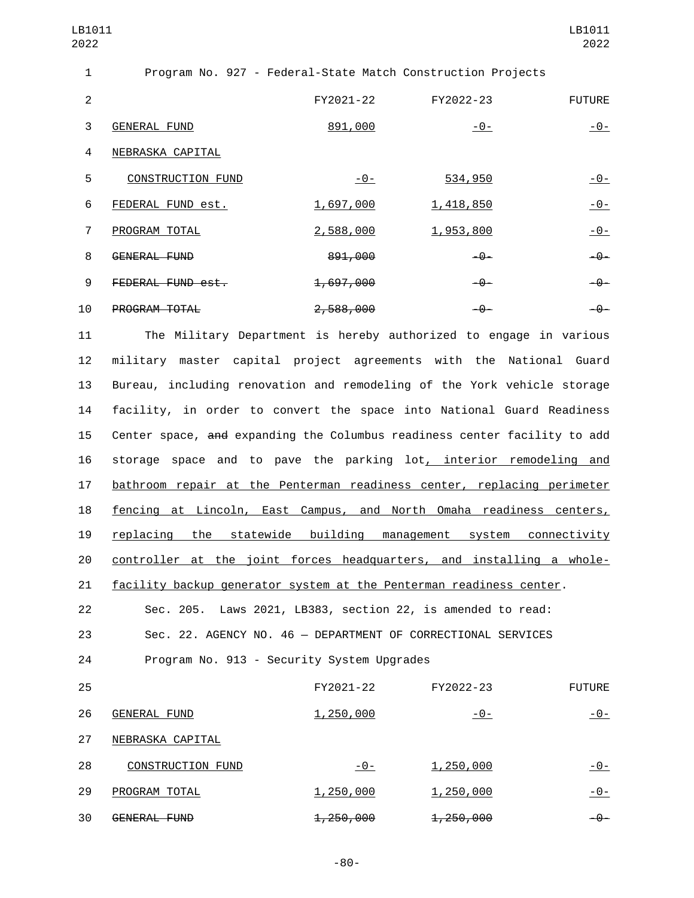Program No. 927 - Federal-State Match Construction Projects

| | FY2021-22 | FY2022-23 | FUTURE |
|---|---|---|---|
| GENERAL FUND | 891,000 | -0- | -0- |
| NEBRASKA CAPITAL CONSTRUCTION FUND | -0- | 534,950 | -0- |
| FEDERAL FUND est. | 1,697,000 | 1,418,850 | -0- |
| PROGRAM TOTAL | 2,588,000 | 1,953,800 | -0- |
| ~~GENERAL FUND~~ | ~~891,000~~ | ~~-0-~~ | ~~-0-~~ |
| ~~FEDERAL FUND est.~~ | ~~1,697,000~~ | ~~-0-~~ | ~~-0-~~ |
| ~~PROGRAM TOTAL~~ | ~~2,588,000~~ | ~~-0-~~ | ~~-0-~~ |

The Military Department is hereby authorized to engage in various military master capital project agreements with the National Guard Bureau, including renovation and remodeling of the York vehicle storage facility, in order to convert the space into National Guard Readiness Center space, ~~and~~ expanding the Columbus readiness center facility to add storage space and to pave the parking lot, interior remodeling and bathroom repair at the Penterman readiness center, replacing perimeter fencing at Lincoln, East Campus, and North Omaha readiness centers, replacing the statewide building management system connectivity controller at the joint forces headquarters, and installing a whole-facility backup generator system at the Penterman readiness center.

Sec. 205. Laws 2021, LB383, section 22, is amended to read:

Sec. 22. AGENCY NO. 46 — DEPARTMENT OF CORRECTIONAL SERVICES

Program No. 913 - Security System Upgrades

| | FY2021-22 | FY2022-23 | FUTURE |
|---|---|---|---|
| GENERAL FUND | 1,250,000 | -0- | -0- |
| NEBRASKA CAPITAL CONSTRUCTION FUND | -0- | 1,250,000 | -0- |
| PROGRAM TOTAL | 1,250,000 | 1,250,000 | -0- |
| ~~GENERAL FUND~~ | ~~1,250,000~~ | ~~1,250,000~~ | ~~-0-~~ |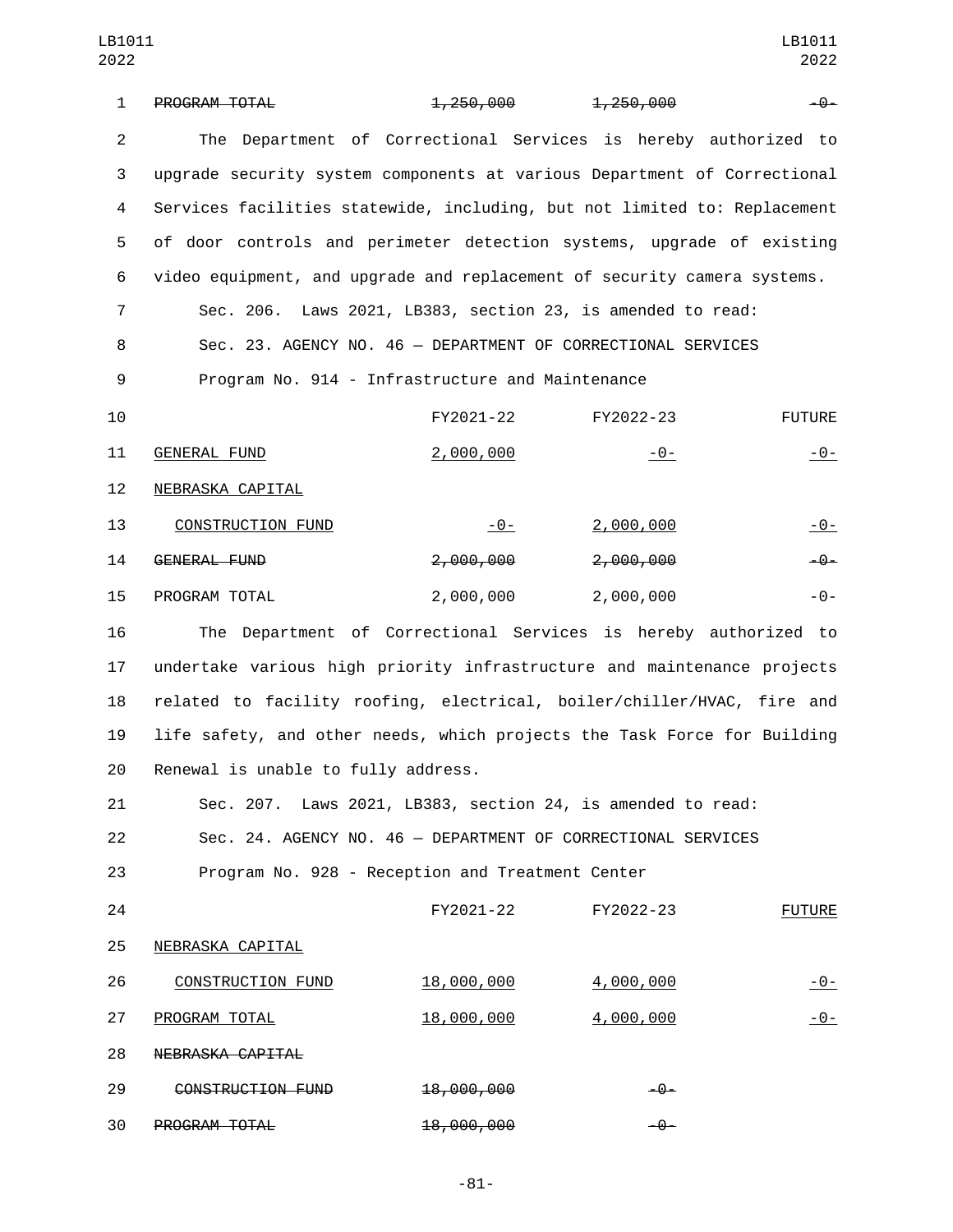| | FY2021-22 | FY2022-23 | FUTURE |
|---|---|---|---|
| ~~PROGRAM TOTAL~~ | ~~1,250,000~~ | ~~1,250,000~~ | ~~-0-~~ |

The Department of Correctional Services is hereby authorized to upgrade security system components at various Department of Correctional Services facilities statewide, including, but not limited to: Replacement of door controls and perimeter detection systems, upgrade of existing video equipment, and upgrade and replacement of security camera systems.

Sec. 206. Laws 2021, LB383, section 23, is amended to read:

Sec. 23. AGENCY NO. 46 — DEPARTMENT OF CORRECTIONAL SERVICES

Program No. 914 - Infrastructure and Maintenance

| | FY2021-22 | FY2022-23 | FUTURE |
|---|---|---|---|
| <u>GENERAL FUND</u> | <u>2,000,000</u> | <u>-0-</u> | <u>-0-</u> |
| <u>NEBRASKA CAPITAL CONSTRUCTION FUND</u> | <u>-0-</u> | <u>2,000,000</u> | <u>-0-</u> |
| ~~GENERAL FUND~~ | ~~2,000,000~~ | ~~2,000,000~~ | ~~-0-~~ |
| PROGRAM TOTAL | 2,000,000 | 2,000,000 | -0- |

The Department of Correctional Services is hereby authorized to undertake various high priority infrastructure and maintenance projects related to facility roofing, electrical, boiler/chiller/HVAC, fire and life safety, and other needs, which projects the Task Force for Building Renewal is unable to fully address.

Sec. 207. Laws 2021, LB383, section 24, is amended to read:

Sec. 24. AGENCY NO. 46 — DEPARTMENT OF CORRECTIONAL SERVICES

Program No. 928 - Reception and Treatment Center

| | FY2021-22 | FY2022-23 | <u>FUTURE</u> |
|---|---|---|---|
| <u>NEBRASKA CAPITAL CONSTRUCTION FUND</u> | <u>18,000,000</u> | <u>4,000,000</u> | <u>-0-</u> |
| <u>PROGRAM TOTAL</u> | <u>18,000,000</u> | <u>4,000,000</u> | <u>-0-</u> |
| ~~NEBRASKA CAPITAL CONSTRUCTION FUND~~ | ~~18,000,000~~ | ~~-0-~~ | |
| ~~PROGRAM TOTAL~~ | ~~18,000,000~~ | ~~-0-~~ | |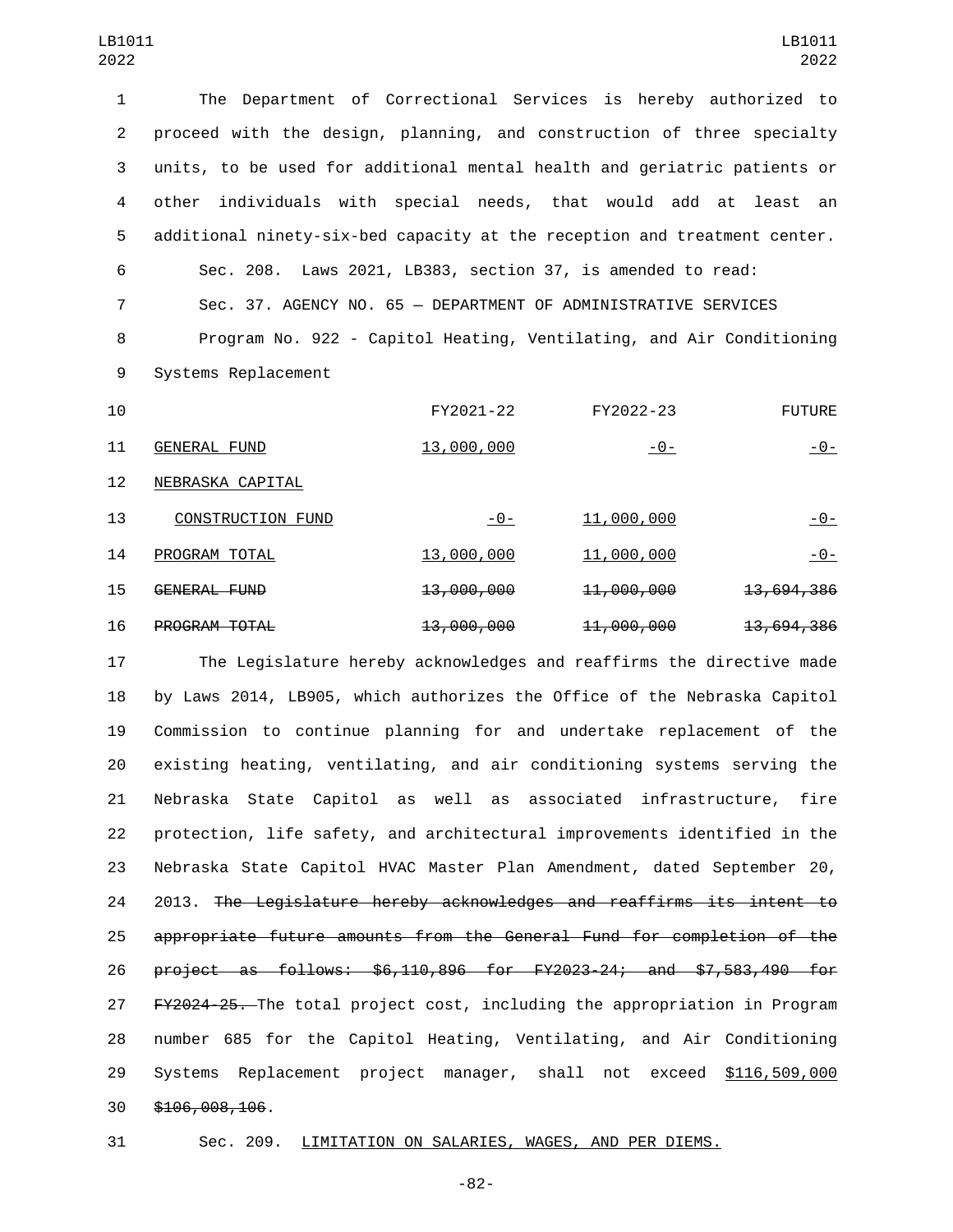The Department of Correctional Services is hereby authorized to proceed with the design, planning, and construction of three specialty units, to be used for additional mental health and geriatric patients or other individuals with special needs, that would add at least an additional ninety-six-bed capacity at the reception and treatment center.

Sec. 208. Laws 2021, LB383, section 37, is amended to read:

Sec. 37. AGENCY NO. 65 — DEPARTMENT OF ADMINISTRATIVE SERVICES

Program No. 922 - Capitol Heating, Ventilating, and Air Conditioning Systems Replacement

| | FY2021-22 | FY2022-23 | FUTURE |
|---|---|---|---|
| <u>GENERAL FUND</u> | <u>13,000,000</u> | <u>-0-</u> | <u>-0-</u> |
| <u>NEBRASKA CAPITAL CONSTRUCTION FUND</u> | <u>-0-</u> | <u>11,000,000</u> | <u>-0-</u> |
| <u>PROGRAM TOTAL</u> | <u>13,000,000</u> | <u>11,000,000</u> | <u>-0-</u> |
| ~~GENERAL FUND~~ | ~~13,000,000~~ | ~~11,000,000~~ | ~~13,694,386~~ |
| ~~PROGRAM TOTAL~~ | ~~13,000,000~~ | ~~11,000,000~~ | ~~13,694,386~~ |

The Legislature hereby acknowledges and reaffirms the directive made by Laws 2014, LB905, which authorizes the Office of the Nebraska Capitol Commission to continue planning for and undertake replacement of the existing heating, ventilating, and air conditioning systems serving the Nebraska State Capitol as well as associated infrastructure, fire protection, life safety, and architectural improvements identified in the Nebraska State Capitol HVAC Master Plan Amendment, dated September 20, 2013. ~~The Legislature hereby acknowledges and reaffirms its intent to appropriate future amounts from the General Fund for completion of the project as follows: $6,110,896 for FY2023-24; and $7,583,490 for FY2024-25.~~ The total project cost, including the appropriation in Program number 685 for the Capitol Heating, Ventilating, and Air Conditioning Systems Replacement project manager, shall not exceed <u>$116,509,000</u> ~~$106,008,106~~.

Sec. 209. <u>LIMITATION ON SALARIES, WAGES, AND PER DIEMS.</u>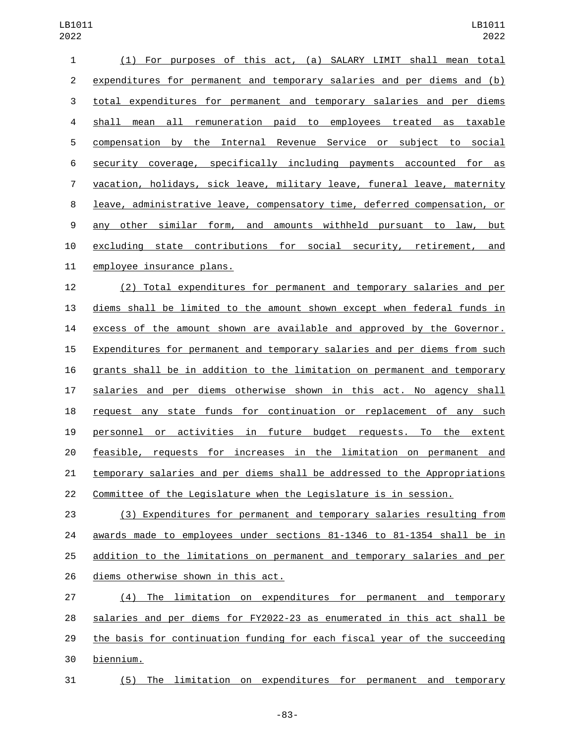(1) For purposes of this act, (a) SALARY LIMIT shall mean total expenditures for permanent and temporary salaries and per diems and (b) total expenditures for permanent and temporary salaries and per diems shall mean all remuneration paid to employees treated as taxable compensation by the Internal Revenue Service or subject to social security coverage, specifically including payments accounted for as vacation, holidays, sick leave, military leave, funeral leave, maternity leave, administrative leave, compensatory time, deferred compensation, or any other similar form, and amounts withheld pursuant to law, but excluding state contributions for social security, retirement, and employee insurance plans.

(2) Total expenditures for permanent and temporary salaries and per diems shall be limited to the amount shown except when federal funds in excess of the amount shown are available and approved by the Governor. Expenditures for permanent and temporary salaries and per diems from such grants shall be in addition to the limitation on permanent and temporary salaries and per diems otherwise shown in this act. No agency shall request any state funds for continuation or replacement of any such personnel or activities in future budget requests. To the extent feasible, requests for increases in the limitation on permanent and temporary salaries and per diems shall be addressed to the Appropriations Committee of the Legislature when the Legislature is in session.

(3) Expenditures for permanent and temporary salaries resulting from awards made to employees under sections 81-1346 to 81-1354 shall be in addition to the limitations on permanent and temporary salaries and per diems otherwise shown in this act.

(4) The limitation on expenditures for permanent and temporary salaries and per diems for FY2022-23 as enumerated in this act shall be the basis for continuation funding for each fiscal year of the succeeding biennium.

(5) The limitation on expenditures for permanent and temporary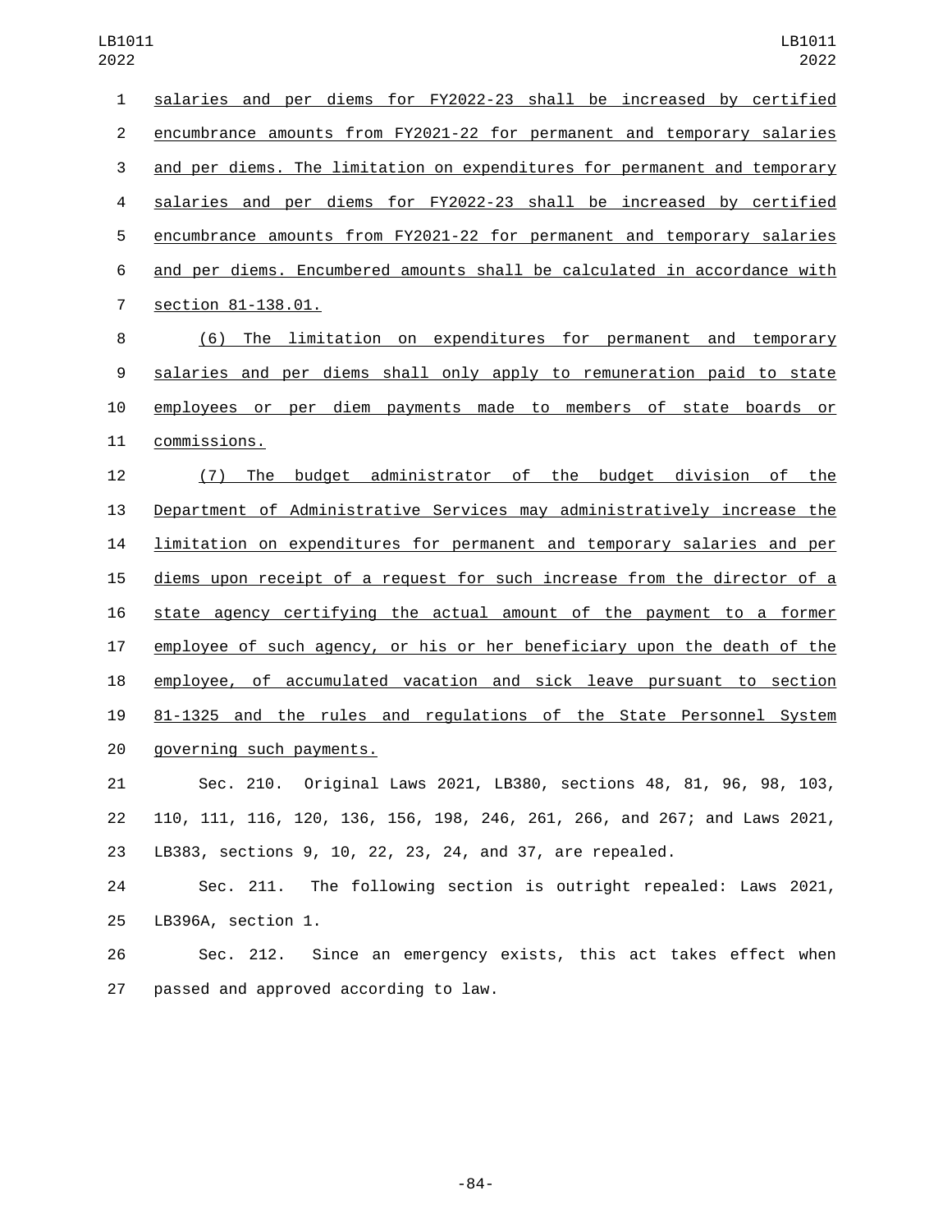salaries and per diems for FY2022-23 shall be increased by certified encumbrance amounts from FY2021-22 for permanent and temporary salaries and per diems. The limitation on expenditures for permanent and temporary salaries and per diems for FY2022-23 shall be increased by certified encumbrance amounts from FY2021-22 for permanent and temporary salaries and per diems. Encumbered amounts shall be calculated in accordance with section 81-138.01.

(6) The limitation on expenditures for permanent and temporary salaries and per diems shall only apply to remuneration paid to state employees or per diem payments made to members of state boards or commissions.

(7) The budget administrator of the budget division of the Department of Administrative Services may administratively increase the limitation on expenditures for permanent and temporary salaries and per diems upon receipt of a request for such increase from the director of a state agency certifying the actual amount of the payment to a former employee of such agency, or his or her beneficiary upon the death of the employee, of accumulated vacation and sick leave pursuant to section 81-1325 and the rules and regulations of the State Personnel System governing such payments.

Sec. 210. Original Laws 2021, LB380, sections 48, 81, 96, 98, 103, 110, 111, 116, 120, 136, 156, 198, 246, 261, 266, and 267; and Laws 2021, LB383, sections 9, 10, 22, 23, 24, and 37, are repealed.

Sec. 211. The following section is outright repealed: Laws 2021, LB396A, section 1.

Sec. 212. Since an emergency exists, this act takes effect when passed and approved according to law.